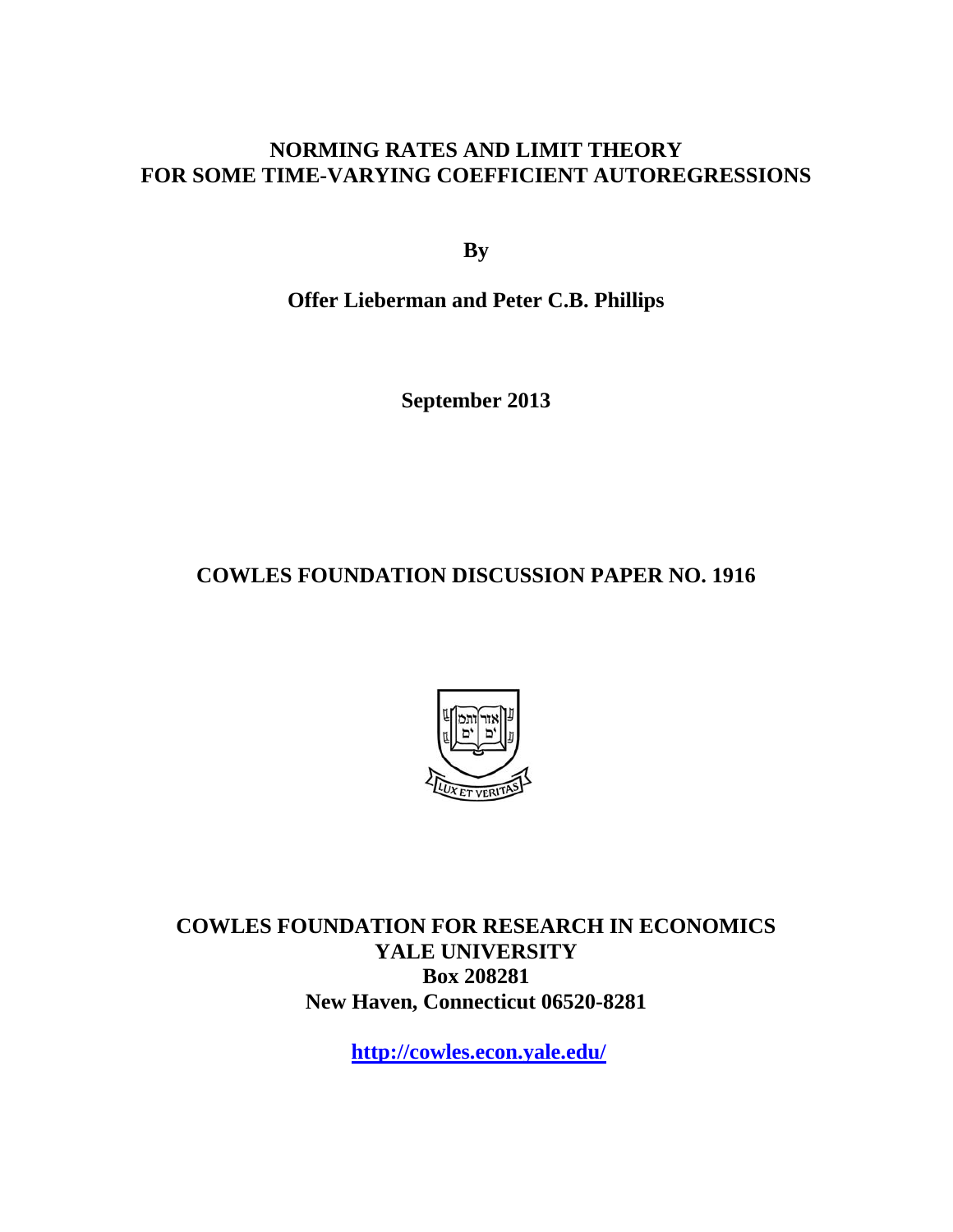# NORMING RATES AND LIMIT THEORY FOR SOME TIME-VARYING COEFFICIENT AUTOREGRESSIONS

**By**

**Offer Lieberman and Peter C.B. Phillips**

**September 2013**

## COWLES FOUNDATION DISCUSSION PAPER NO. 1916

**COWLES FOUNDATION FOR RESEARCH IN ECONOMICS**
**YALE UNIVERSITY**
**Box 208281**
**New Haven, Connecticut 06520-8281**

**http://cowles.econ.yale.edu/**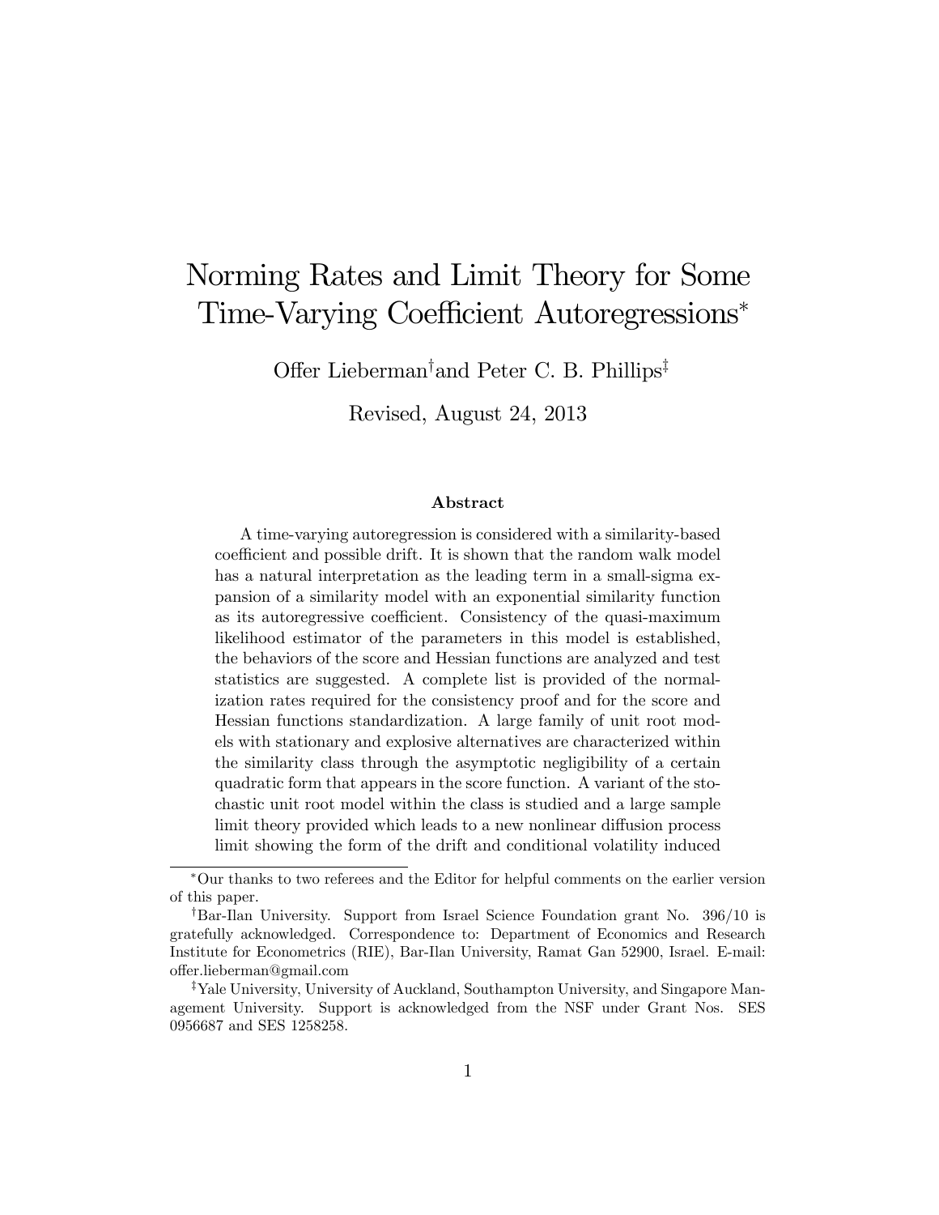# Norming Rates and Limit Theory for Some Time-Varying Coefficient Autoregressions*

Offer Lieberman[†] and Peter C. B. Phillips[‡]

Revised, August 24, 2013

### Abstract

A time-varying autoregression is considered with a similarity-based coefficient and possible drift. It is shown that the random walk model has a natural interpretation as the leading term in a small-sigma expansion of a similarity model with an exponential similarity function as its autoregressive coefficient. Consistency of the quasi-maximum likelihood estimator of the parameters in this model is established, the behaviors of the score and Hessian functions are analyzed and test statistics are suggested. A complete list is provided of the normalization rates required for the consistency proof and for the score and Hessian functions standardization. A large family of unit root models with stationary and explosive alternatives are characterized within the similarity class through the asymptotic negligibility of a certain quadratic form that appears in the score function. A variant of the stochastic unit root model within the class is studied and a large sample limit theory provided which leads to a new nonlinear diffusion process limit showing the form of the drift and conditional volatility induced

---

*Our thanks to two referees and the Editor for helpful comments on the earlier version of this paper.

[†]Bar-Ilan University. Support from Israel Science Foundation grant No. 396/10 is gratefully acknowledged. Correspondence to: Department of Economics and Research Institute for Econometrics (RIE), Bar-Ilan University, Ramat Gan 52900, Israel. E-mail: offer.lieberman@gmail.com

[‡]Yale University, University of Auckland, Southampton University, and Singapore Management University. Support is acknowledged from the NSF under Grant Nos. SES 0956687 and SES 1258258.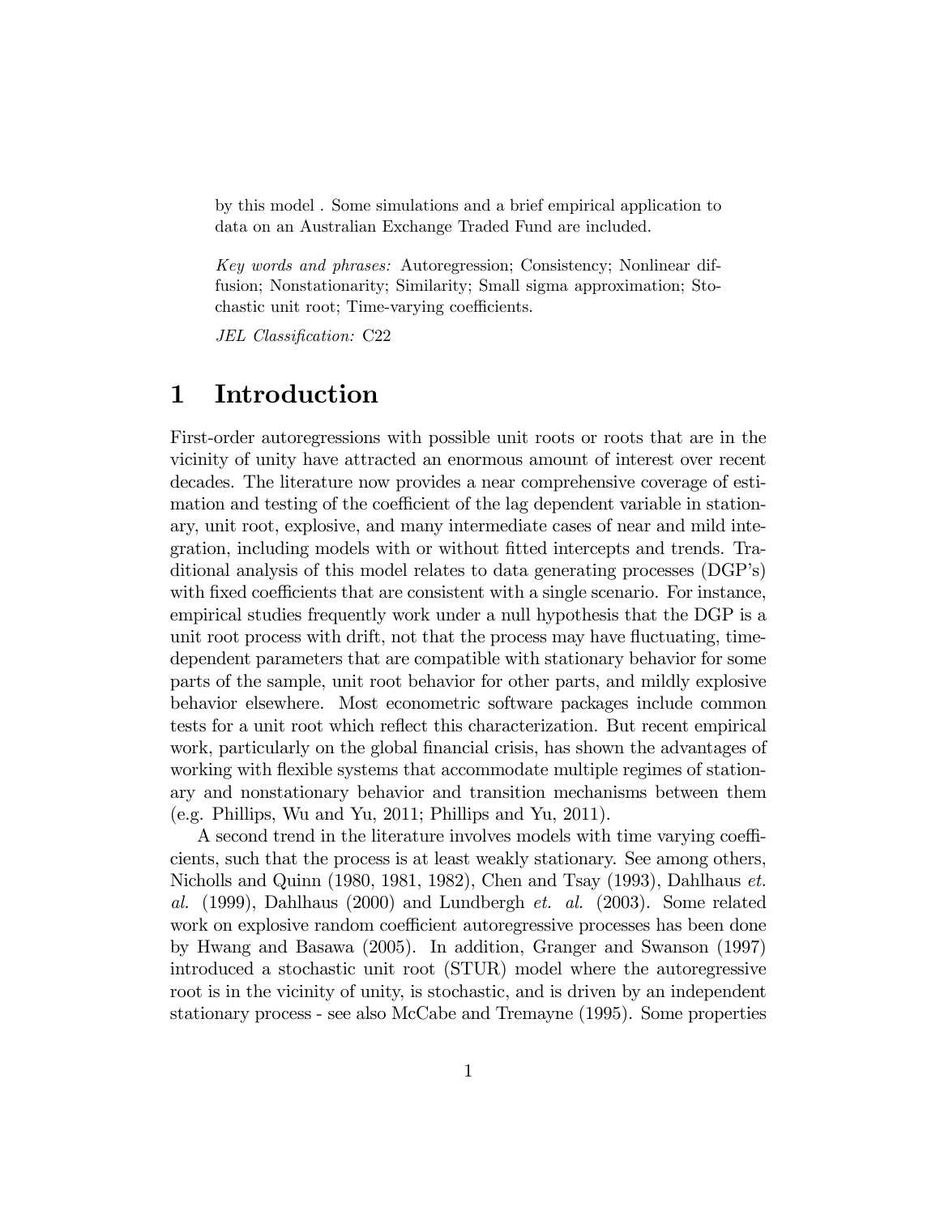by this model . Some simulations and a brief empirical application to data on an Australian Exchange Traded Fund are included.

*Key words and phrases:* Autoregression; Consistency; Nonlinear diffusion; Nonstationarity; Similarity; Small sigma approximation; Stochastic unit root; Time-varying coefficients.

*JEL Classification:* C22

# 1 Introduction

First-order autoregressions with possible unit roots or roots that are in the vicinity of unity have attracted an enormous amount of interest over recent decades. The literature now provides a near comprehensive coverage of estimation and testing of the coefficient of the lag dependent variable in stationary, unit root, explosive, and many intermediate cases of near and mild integration, including models with or without fitted intercepts and trends. Traditional analysis of this model relates to data generating processes (DGP's) with fixed coefficients that are consistent with a single scenario. For instance, empirical studies frequently work under a null hypothesis that the DGP is a unit root process with drift, not that the process may have fluctuating, time-dependent parameters that are compatible with stationary behavior for some parts of the sample, unit root behavior for other parts, and mildly explosive behavior elsewhere. Most econometric software packages include common tests for a unit root which reflect this characterization. But recent empirical work, particularly on the global financial crisis, has shown the advantages of working with flexible systems that accommodate multiple regimes of stationary and nonstationary behavior and transition mechanisms between them (e.g. Phillips, Wu and Yu, 2011; Phillips and Yu, 2011).

A second trend in the literature involves models with time varying coefficients, such that the process is at least weakly stationary. See among others, Nicholls and Quinn (1980, 1981, 1982), Chen and Tsay (1993), Dahlhaus *et. al.* (1999), Dahlhaus (2000) and Lundbergh *et. al.* (2003). Some related work on explosive random coefficient autoregressive processes has been done by Hwang and Basawa (2005). In addition, Granger and Swanson (1997) introduced a stochastic unit root (STUR) model where the autoregressive root is in the vicinity of unity, is stochastic, and is driven by an independent stationary process - see also McCabe and Tremayne (1995). Some properties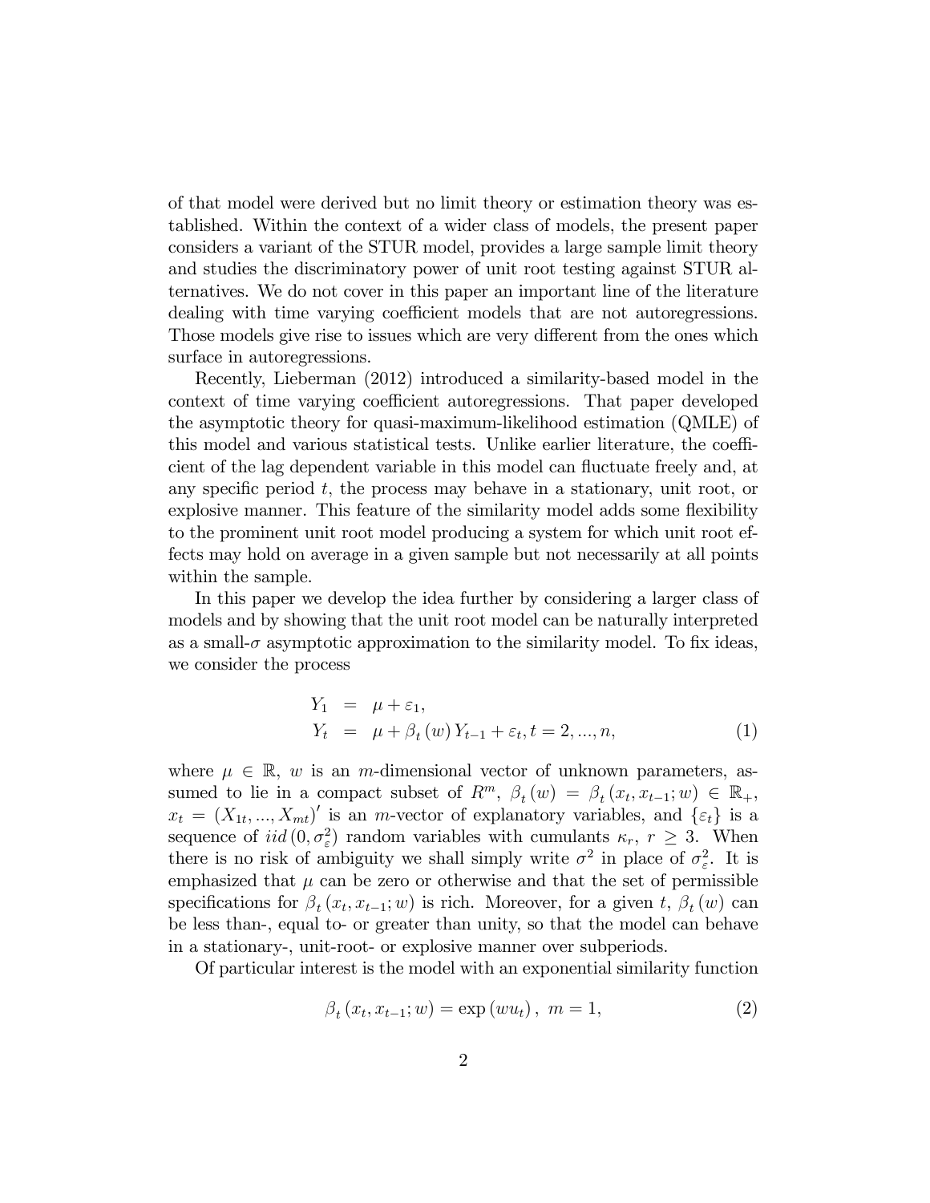of that model were derived but no limit theory or estimation theory was established. Within the context of a wider class of models, the present paper considers a variant of the STUR model, provides a large sample limit theory and studies the discriminatory power of unit root testing against STUR alternatives. We do not cover in this paper an important line of the literature dealing with time varying coefficient models that are not autoregressions. Those models give rise to issues which are very different from the ones which surface in autoregressions.

Recently, Lieberman (2012) introduced a similarity-based model in the context of time varying coefficient autoregressions. That paper developed the asymptotic theory for quasi-maximum-likelihood estimation (QMLE) of this model and various statistical tests. Unlike earlier literature, the coefficient of the lag dependent variable in this model can fluctuate freely and, at any specific period $t$, the process may behave in a stationary, unit root, or explosive manner. This feature of the similarity model adds some flexibility to the prominent unit root model producing a system for which unit root effects may hold on average in a given sample but not necessarily at all points within the sample.

In this paper we develop the idea further by considering a larger class of models and by showing that the unit root model can be naturally interpreted as a small-$\sigma$ asymptotic approximation to the similarity model. To fix ideas, we consider the process

$$
\begin{aligned}
Y_1 &= \mu + \varepsilon_1, \\
Y_t &= \mu + \beta_t(w) Y_{t-1} + \varepsilon_t, t = 2, ..., n,
\end{aligned}
\tag{1}
$$

where $\mu \in \mathbb{R}$, $w$ is an $m$-dimensional vector of unknown parameters, assumed to lie in a compact subset of $R^m$, $\beta_t(w) = \beta_t(x_t, x_{t-1}; w) \in \mathbb{R}_+$, $x_t = (X_{1t}, ..., X_{mt})'$ is an $m$-vector of explanatory variables, and $\{\varepsilon_t\}$ is a sequence of $iid(0, \sigma_\varepsilon^2)$ random variables with cumulants $\kappa_r$, $r \geq 3$. When there is no risk of ambiguity we shall simply write $\sigma^2$ in place of $\sigma_\varepsilon^2$. It is emphasized that $\mu$ can be zero or otherwise and that the set of permissible specifications for $\beta_t(x_t, x_{t-1}; w)$ is rich. Moreover, for a given $t$, $\beta_t(w)$ can be less than-, equal to- or greater than unity, so that the model can behave in a stationary-, unit-root- or explosive manner over subperiods.

Of particular interest is the model with an exponential similarity function

$$
\beta_t(x_t, x_{t-1}; w) = \exp(w u_t), \ m = 1,
\tag{2}
$$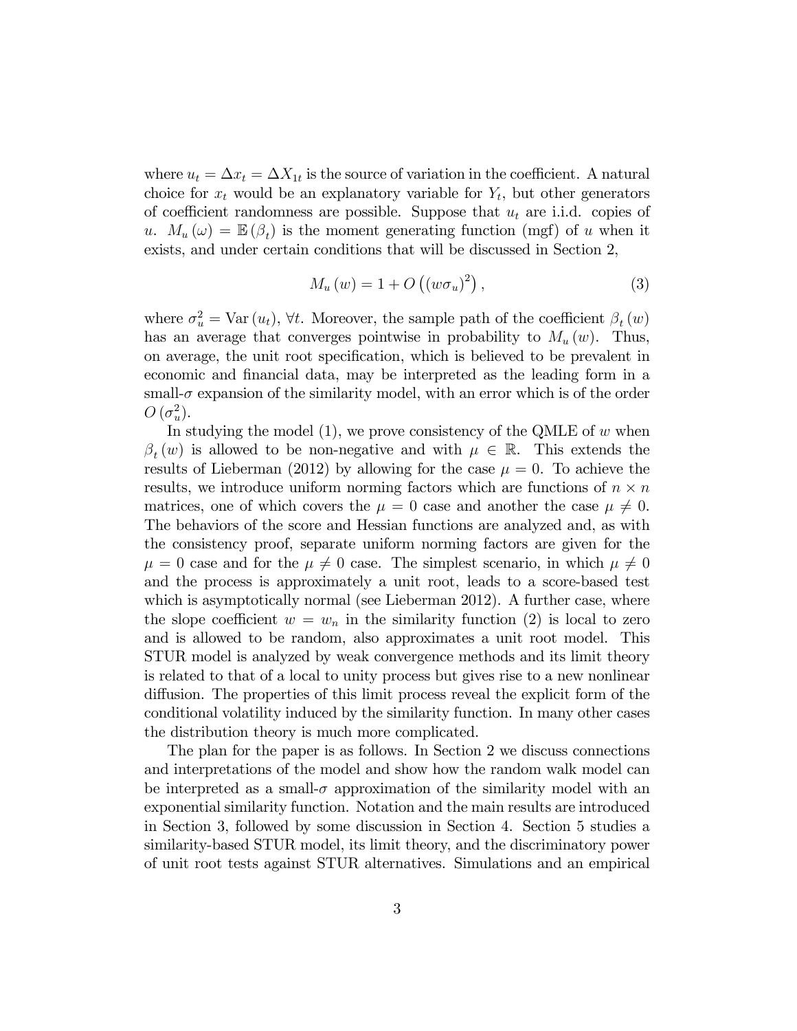where $u_t = \Delta x_t = \Delta X_{1t}$ is the source of variation in the coefficient. A natural choice for $x_t$ would be an explanatory variable for $Y_t$, but other generators of coefficient randomness are possible. Suppose that $u_t$ are i.i.d. copies of $u$. $M_u(\omega) = \mathbb{E}(\beta_t)$ is the moment generating function (mgf) of $u$ when it exists, and under certain conditions that will be discussed in Section 2,

$$M_u(w) = 1 + O\left((w\sigma_u)^2\right), \tag{3}$$

where $\sigma_u^2 = \mathrm{Var}(u_t)$, $\forall t$. Moreover, the sample path of the coefficient $\beta_t(w)$ has an average that converges pointwise in probability to $M_u(w)$. Thus, on average, the unit root specification, which is believed to be prevalent in economic and financial data, may be interpreted as the leading form in a small-$\sigma$ expansion of the similarity model, with an error which is of the order $O(\sigma_u^2)$.

In studying the model (1), we prove consistency of the QMLE of $w$ when $\beta_t(w)$ is allowed to be non-negative and with $\mu \in \mathbb{R}$. This extends the results of Lieberman (2012) by allowing for the case $\mu = 0$. To achieve the results, we introduce uniform norming factors which are functions of $n \times n$ matrices, one of which covers the $\mu = 0$ case and another the case $\mu \neq 0$. The behaviors of the score and Hessian functions are analyzed and, as with the consistency proof, separate uniform norming factors are given for the $\mu = 0$ case and for the $\mu \neq 0$ case. The simplest scenario, in which $\mu \neq 0$ and the process is approximately a unit root, leads to a score-based test which is asymptotically normal (see Lieberman 2012). A further case, where the slope coefficient $w = w_n$ in the similarity function (2) is local to zero and is allowed to be random, also approximates a unit root model. This STUR model is analyzed by weak convergence methods and its limit theory is related to that of a local to unity process but gives rise to a new nonlinear diffusion. The properties of this limit process reveal the explicit form of the conditional volatility induced by the similarity function. In many other cases the distribution theory is much more complicated.

The plan for the paper is as follows. In Section 2 we discuss connections and interpretations of the model and show how the random walk model can be interpreted as a small-$\sigma$ approximation of the similarity model with an exponential similarity function. Notation and the main results are introduced in Section 3, followed by some discussion in Section 4. Section 5 studies a similarity-based STUR model, its limit theory, and the discriminatory power of unit root tests against STUR alternatives. Simulations and an empirical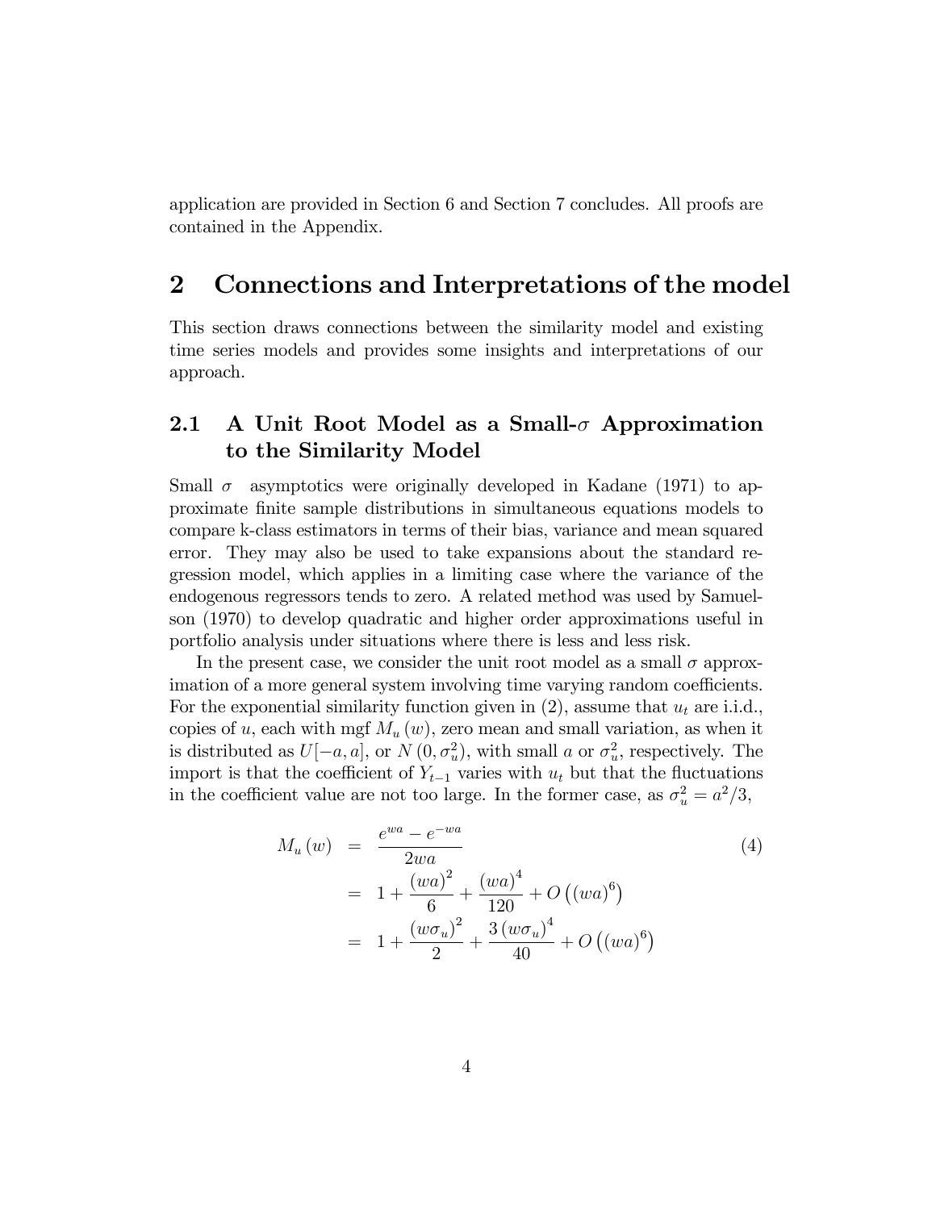application are provided in Section 6 and Section 7 concludes. All proofs are contained in the Appendix.

# 2 Connections and Interpretations of the model

This section draws connections between the similarity model and existing time series models and provides some insights and interpretations of our approach.

## 2.1 A Unit Root Model as a Small-$\sigma$ Approximation to the Similarity Model

Small $\sigma$ asymptotics were originally developed in Kadane (1971) to approximate finite sample distributions in simultaneous equations models to compare k-class estimators in terms of their bias, variance and mean squared error. They may also be used to take expansions about the standard regression model, which applies in a limiting case where the variance of the endogenous regressors tends to zero. A related method was used by Samuelson (1970) to develop quadratic and higher order approximations useful in portfolio analysis under situations where there is less and less risk.

In the present case, we consider the unit root model as a small $\sigma$ approximation of a more general system involving time varying random coefficients. For the exponential similarity function given in (2), assume that $u_t$ are i.i.d., copies of $u$, each with mgf $M_u(w)$, zero mean and small variation, as when it is distributed as $U[-a, a]$, or $N(0, \sigma_u^2)$, with small $a$ or $\sigma_u^2$, respectively. The import is that the coefficient of $Y_{t-1}$ varies with $u_t$ but that the fluctuations in the coefficient value are not too large. In the former case, as $\sigma_u^2 = a^2/3$,

$$
\begin{aligned}
M_u(w) &= \frac{e^{wa} - e^{-wa}}{2wa} \qquad (4) \\
&= 1 + \frac{(wa)^2}{6} + \frac{(wa)^4}{120} + O\left((wa)^6\right) \\
&= 1 + \frac{(w\sigma_u)^2}{2} + \frac{3(w\sigma_u)^4}{40} + O\left((wa)^6\right)
\end{aligned}
$$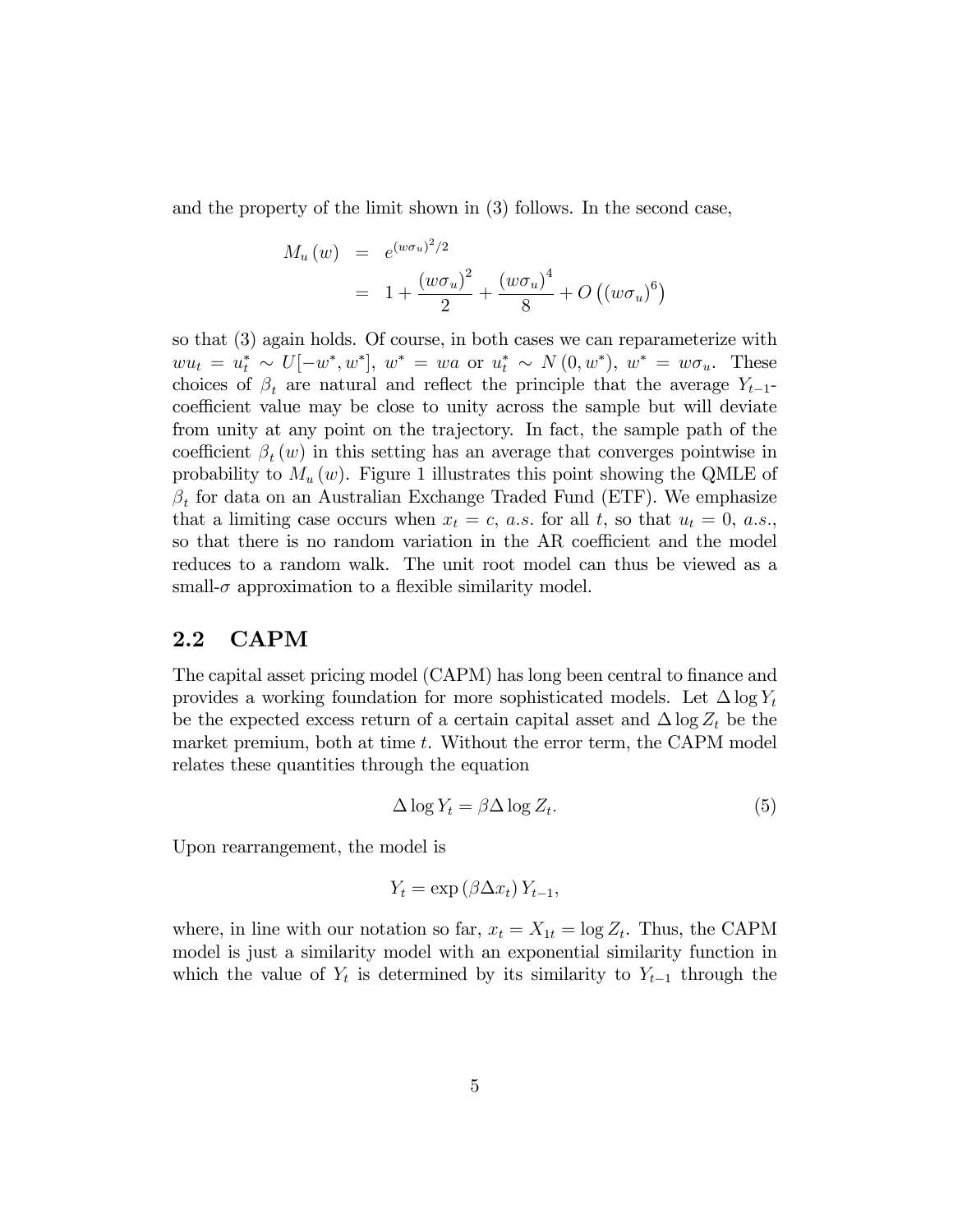and the property of the limit shown in (3) follows. In the second case,

$$
\begin{aligned}
M_u(w) &= e^{(w\sigma_u)^2/2} \\
&= 1 + \frac{(w\sigma_u)^2}{2} + \frac{(w\sigma_u)^4}{8} + O\left((w\sigma_u)^6\right)
\end{aligned}
$$

so that (3) again holds. Of course, in both cases we can reparameterize with $wu_t = u_t^* \sim U[-w^*, w^*]$, $w^* = wa$ or $u_t^* \sim N(0, w^*)$, $w^* = w\sigma_u$. These choices of $\beta_t$ are natural and reflect the principle that the average $Y_{t-1}$-coefficient value may be close to unity across the sample but will deviate from unity at any point on the trajectory. In fact, the sample path of the coefficient $\beta_t(w)$ in this setting has an average that converges pointwise in probability to $M_u(w)$. Figure 1 illustrates this point showing the QMLE of $\beta_t$ for data on an Australian Exchange Traded Fund (ETF). We emphasize that a limiting case occurs when $x_t = c$, *a.s.* for all $t$, so that $u_t = 0$, *a.s.*, so that there is no random variation in the AR coefficient and the model reduces to a random walk. The unit root model can thus be viewed as a small-$\sigma$ approximation to a flexible similarity model.

## 2.2 CAPM

The capital asset pricing model (CAPM) has long been central to finance and provides a working foundation for more sophisticated models. Let $\Delta \log Y_t$ be the expected excess return of a certain capital asset and $\Delta \log Z_t$ be the market premium, both at time $t$. Without the error term, the CAPM model relates these quantities through the equation

$$
\Delta \log Y_t = \beta \Delta \log Z_t. \tag{5}
$$

Upon rearrangement, the model is

$$
Y_t = \exp(\beta \Delta x_t) Y_{t-1},
$$

where, in line with our notation so far, $x_t = X_{1t} = \log Z_t$. Thus, the CAPM model is just a similarity model with an exponential similarity function in which the value of $Y_t$ is determined by its similarity to $Y_{t-1}$ through the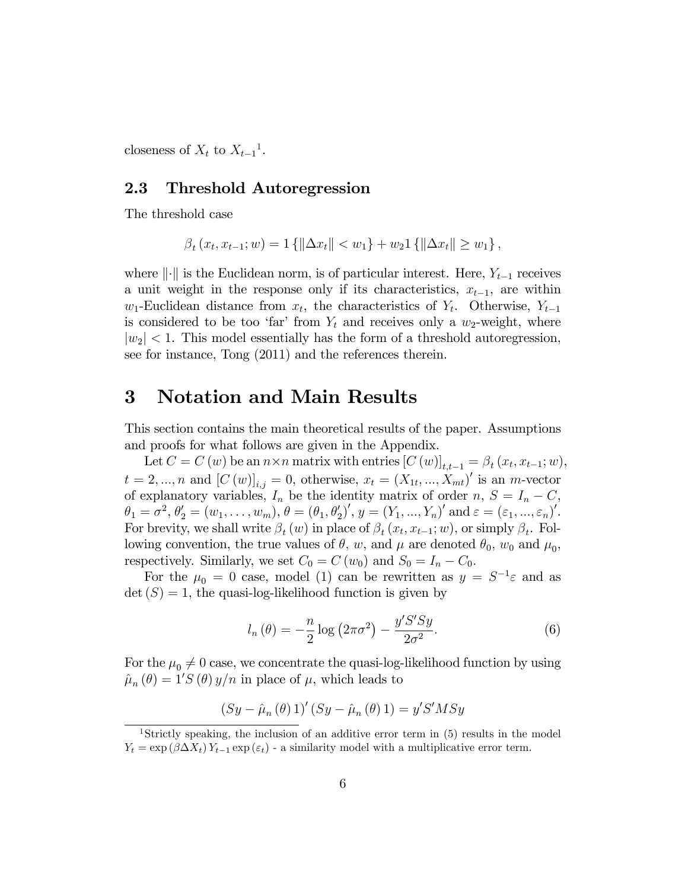closeness of $X_t$ to $X_{t-1}$[1].

### 2.3 Threshold Autoregression

The threshold case

$$\beta_t(x_t, x_{t-1}; w) = 1\{\|\Delta x_t\| < w_1\} + w_2 1\{\|\Delta x_t\| \geq w_1\},$$

where $\|\cdot\|$ is the Euclidean norm, is of particular interest. Here, $Y_{t-1}$ receives a unit weight in the response only if its characteristics, $x_{t-1}$, are within $w_1$-Euclidean distance from $x_t$, the characteristics of $Y_t$. Otherwise, $Y_{t-1}$ is considered to be too 'far' from $Y_t$ and receives only a $w_2$-weight, where $|w_2| < 1$. This model essentially has the form of a threshold autoregression, see for instance, Tong (2011) and the references therein.

## 3 Notation and Main Results

This section contains the main theoretical results of the paper. Assumptions and proofs for what follows are given in the Appendix.

Let $C = C(w)$ be an $n \times n$ matrix with entries $[C(w)]_{t,t-1} = \beta_t(x_t, x_{t-1}; w)$, $t = 2, ..., n$ and $[C(w)]_{i,j} = 0$, otherwise, $x_t = (X_{1t}, ..., X_{mt})'$ is an $m$-vector of explanatory variables, $I_n$ be the identity matrix of order $n$, $S = I_n - C$, $\theta_1 = \sigma^2$, $\theta_2' = (w_1, \ldots, w_m)$, $\theta = (\theta_1, \theta_2')'$, $y = (Y_1, ..., Y_n)'$ and $\varepsilon = (\varepsilon_1, ..., \varepsilon_n)'$. For brevity, we shall write $\beta_t(w)$ in place of $\beta_t(x_t, x_{t-1}; w)$, or simply $\beta_t$. Following convention, the true values of $\theta$, $w$, and $\mu$ are denoted $\theta_0$, $w_0$ and $\mu_0$, respectively. Similarly, we set $C_0 = C(w_0)$ and $S_0 = I_n - C_0$.

For the $\mu_0 = 0$ case, model (1) can be rewritten as $y = S^{-1}\varepsilon$ and as $\det(S) = 1$, the quasi-log-likelihood function is given by

$$l_n(\theta) = -\frac{n}{2}\log(2\pi\sigma^2) - \frac{y'S'Sy}{2\sigma^2}. \tag{6}$$

For the $\mu_0 \neq 0$ case, we concentrate the quasi-log-likelihood function by using $\hat{\mu}_n(\theta) = 1'S(\theta)y/n$ in place of $\mu$, which leads to

$$(Sy - \hat{\mu}_n(\theta)1)'(Sy - \hat{\mu}_n(\theta)1) = y'S'MSy$$

[1] Strictly speaking, the inclusion of an additive error term in (5) results in the model $Y_t = \exp(\beta\Delta X_t) Y_{t-1} \exp(\varepsilon_t)$ - a similarity model with a multiplicative error term.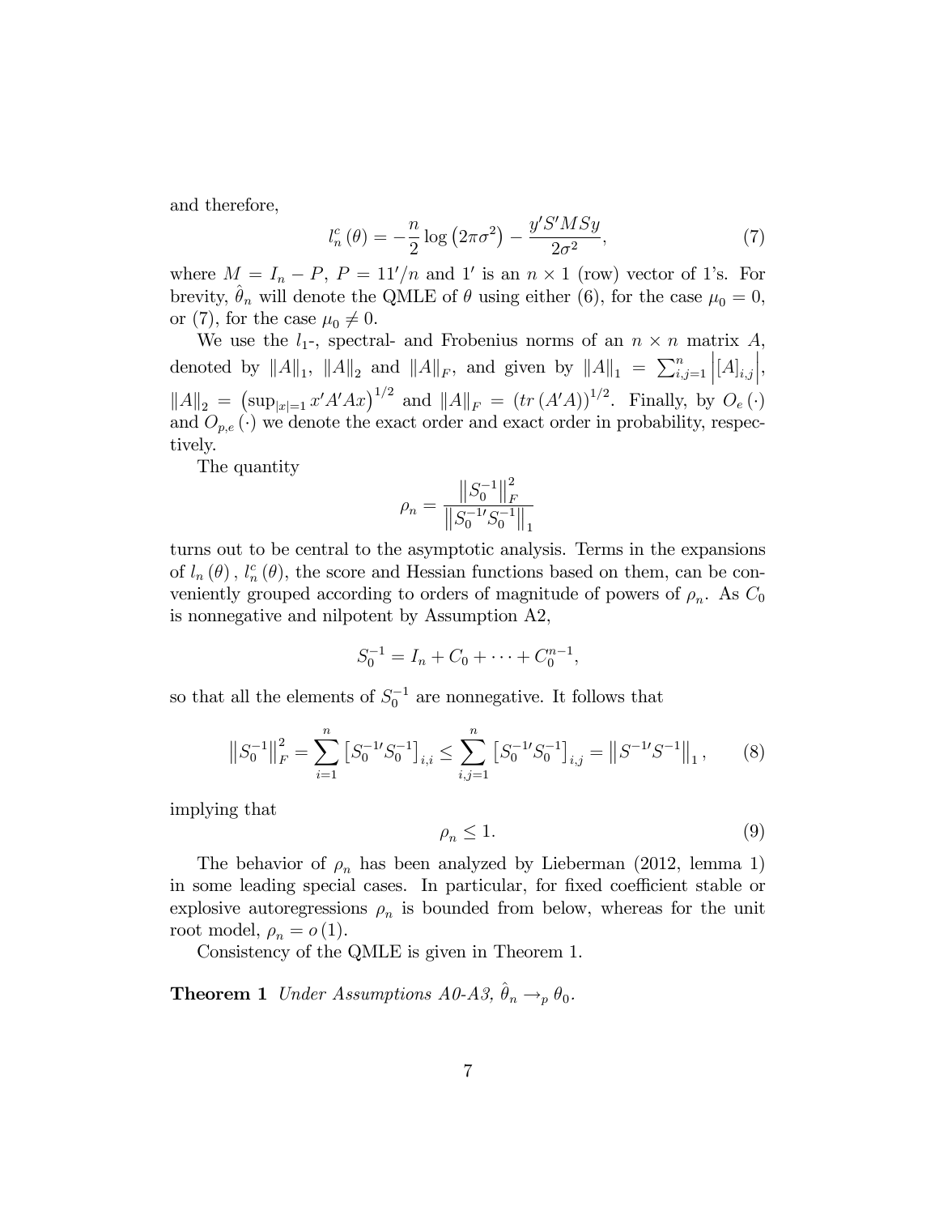and therefore,

$$l_n^c(\theta) = -\frac{n}{2}\log\left(2\pi\sigma^2\right) - \frac{y'S'MSy}{2\sigma^2}, \tag{7}$$

where $M = I_n - P$, $P = 11'/n$ and $1'$ is an $n \times 1$ (row) vector of 1's. For brevity, $\hat{\theta}_n$ will denote the QMLE of $\theta$ using either (6), for the case $\mu_0 = 0$, or (7), for the case $\mu_0 \neq 0$.

We use the $l_1$-, spectral- and Frobenius norms of an $n \times n$ matrix $A$, denoted by $\|A\|_1$, $\|A\|_2$ and $\|A\|_F$, and given by $\|A\|_1 = \sum_{i,j=1}^n \left|[A]_{i,j}\right|$, $\|A\|_2 = \left(\sup_{|x|=1} x'A'Ax\right)^{1/2}$ and $\|A\|_F = \left(tr\left(A'A\right)\right)^{1/2}$. Finally, by $O_e(\cdot)$ and $O_{p,e}(\cdot)$ we denote the exact order and exact order in probability, respectively.

The quantity

$$\rho_n = \frac{\left\|S_0^{-1}\right\|_F^2}{\left\|S_0^{-1\prime}S_0^{-1}\right\|_1}$$

turns out to be central to the asymptotic analysis. Terms in the expansions of $l_n(\theta)$, $l_n^c(\theta)$, the score and Hessian functions based on them, can be conveniently grouped according to orders of magnitude of powers of $\rho_n$. As $C_0$ is nonnegative and nilpotent by Assumption A2,

$$S_0^{-1} = I_n + C_0 + \cdots + C_0^{n-1},$$

so that all the elements of $S_0^{-1}$ are nonnegative. It follows that

$$\left\|S_0^{-1}\right\|_F^2 = \sum_{i=1}^n \left[S_0^{-1\prime}S_0^{-1}\right]_{i,i} \leq \sum_{i,j=1}^n \left[S_0^{-1\prime}S_0^{-1}\right]_{i,j} = \left\|S^{-1\prime}S^{-1}\right\|_1, \tag{8}$$

implying that

$$\rho_n \leq 1. \tag{9}$$

The behavior of $\rho_n$ has been analyzed by Lieberman (2012, lemma 1) in some leading special cases. In particular, for fixed coefficient stable or explosive autoregressions $\rho_n$ is bounded from below, whereas for the unit root model, $\rho_n = o(1)$.

Consistency of the QMLE is given in Theorem 1.

**Theorem 1** *Under Assumptions A0-A3,* $\hat{\theta}_n \rightarrow_p \theta_0$.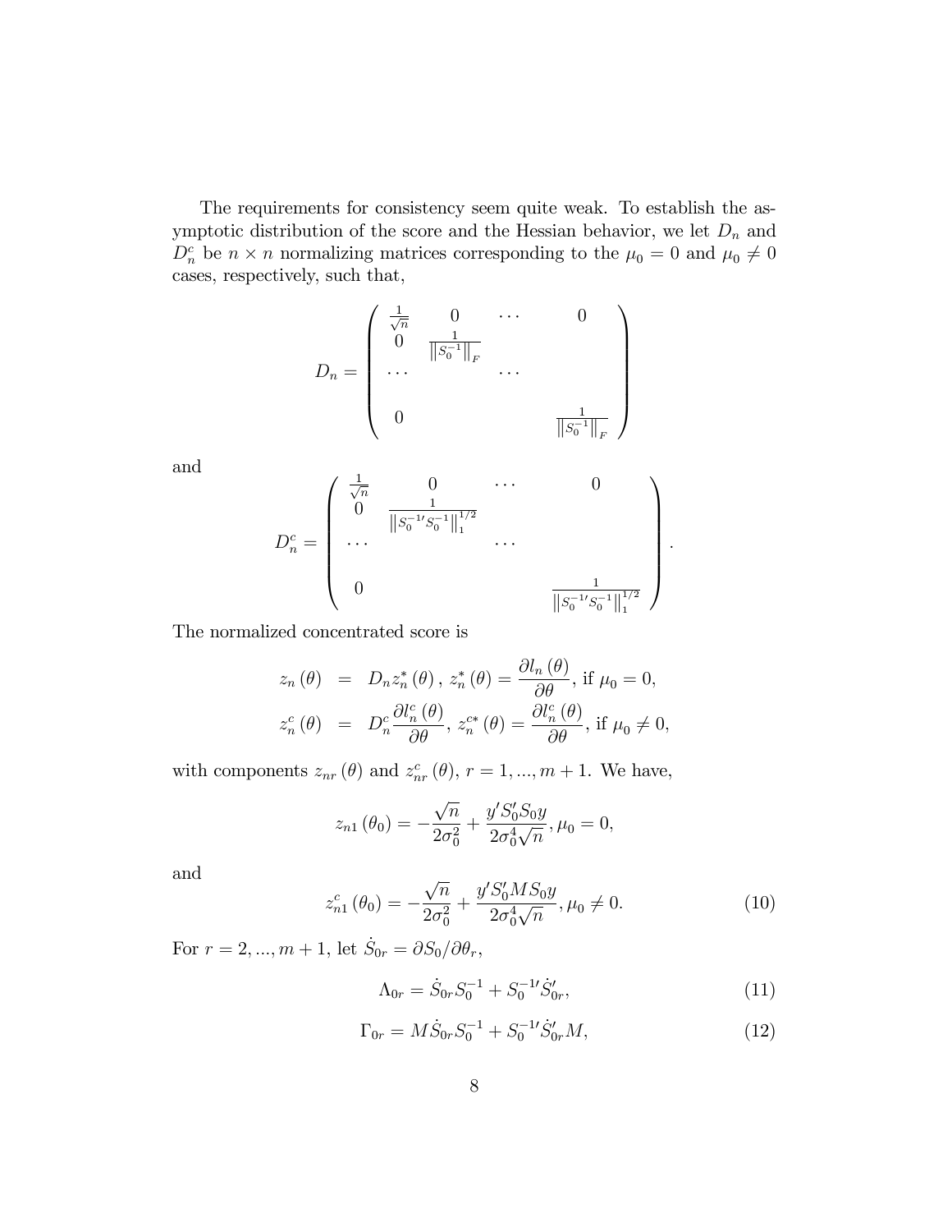The requirements for consistency seem quite weak. To establish the asymptotic distribution of the score and the Hessian behavior, we let $D_n$ and $D_n^c$ be $n \times n$ normalizing matrices corresponding to the $\mu_0 = 0$ and $\mu_0 \neq 0$ cases, respectively, such that,

$$
D_n = \begin{pmatrix} \frac{1}{\sqrt{n}} & 0 & \cdots & 0 \\ 0 & \frac{1}{\left\|S_0^{-1}\right\|_F} & & \\ \cdots & & \cdots & \\ & & & \\ 0 & & & \frac{1}{\left\|S_0^{-1}\right\|_F} \end{pmatrix}
$$

and

$$
D_n^c = \begin{pmatrix} \frac{1}{\sqrt{n}} & 0 & \cdots & 0 \\ 0 & \frac{1}{\left\|S_0^{-1\prime}S_0^{-1}\right\|_1^{1/2}} & & \\ \cdots & & \cdots & \\ & & & \\ 0 & & & \frac{1}{\left\|S_0^{-1\prime}S_0^{-1}\right\|_1^{1/2}} \end{pmatrix}.
$$

The normalized concentrated score is

$$
\begin{aligned}
z_n(\theta) &= D_n z_n^*(\theta), \; z_n^*(\theta) = \frac{\partial l_n(\theta)}{\partial \theta}, \text{ if } \mu_0 = 0, \\
z_n^c(\theta) &= D_n^c \frac{\partial l_n^c(\theta)}{\partial \theta}, \; z_n^{c*}(\theta) = \frac{\partial l_n^c(\theta)}{\partial \theta}, \text{ if } \mu_0 \neq 0,
\end{aligned}
$$

with components $z_{nr}(\theta)$ and $z_{nr}^c(\theta)$, $r = 1, ..., m+1$. We have,

$$
z_{n1}(\theta_0) = -\frac{\sqrt{n}}{2\sigma_0^2} + \frac{y' S_0' S_0 y}{2\sigma_0^4 \sqrt{n}}, \mu_0 = 0,
$$

and

$$
z_{n1}^c(\theta_0) = -\frac{\sqrt{n}}{2\sigma_0^2} + \frac{y' S_0' M S_0 y}{2\sigma_0^4 \sqrt{n}}, \mu_0 \neq 0. \tag{10}
$$

For $r = 2, ..., m+1$, let $\dot{S}_{0r} = \partial S_0 / \partial \theta_r$,

$$
\Lambda_{0r} = \dot{S}_{0r} S_0^{-1} + S_0^{-1\prime} \dot{S}_{0r}', \tag{11}
$$

$$
\Gamma_{0r} = M \dot{S}_{0r} S_0^{-1} + S_0^{-1\prime} \dot{S}_{0r}' M, \tag{12}
$$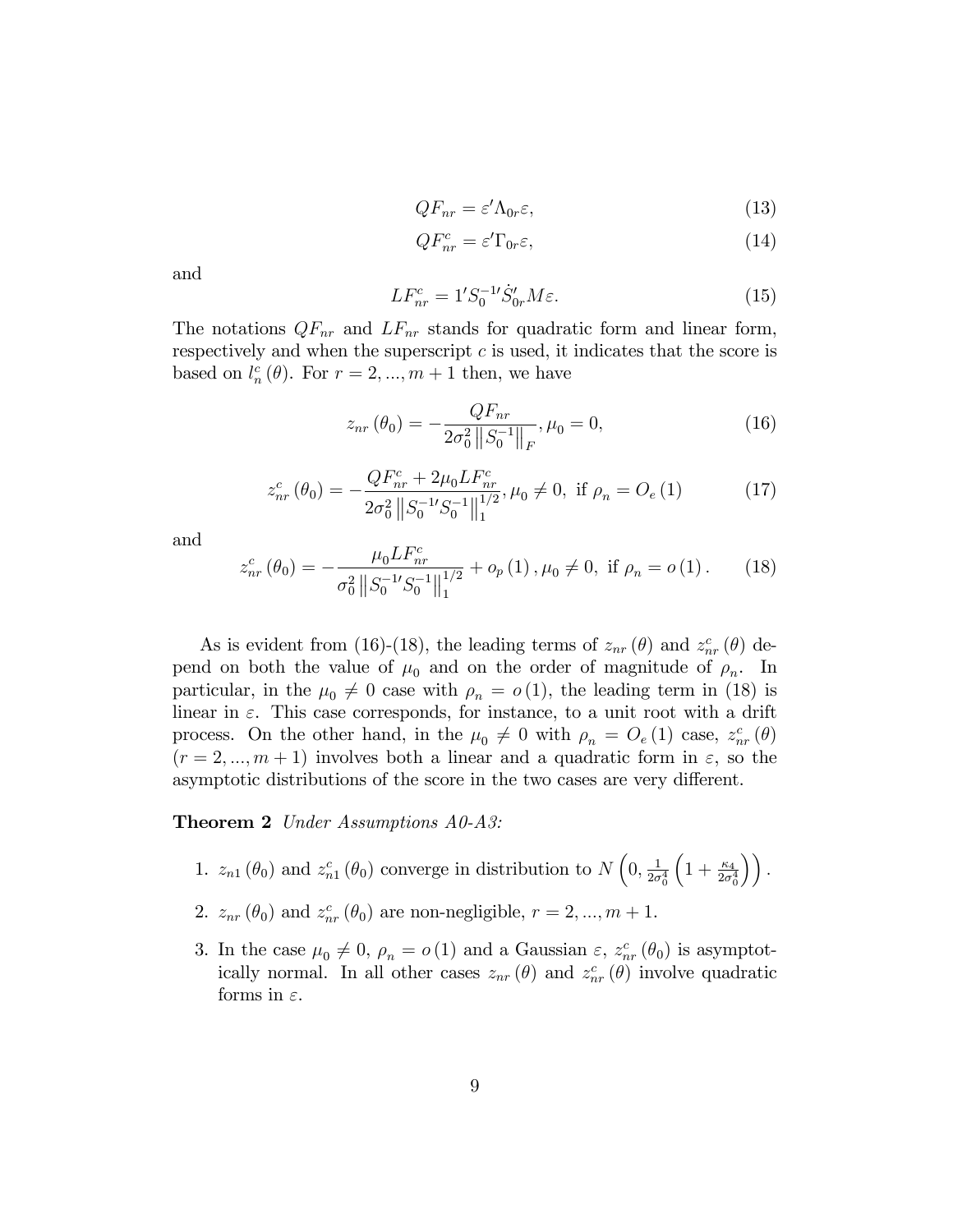$$QF_{nr} = \varepsilon' \Lambda_{0r} \varepsilon, \tag{13}$$

$$QF_{nr}^{c} = \varepsilon' \Gamma_{0r} \varepsilon, \tag{14}$$

and

$$LF_{nr}^{c} = 1' S_0^{-1\prime} \dot{S}_{0r}' M \varepsilon. \tag{15}$$

The notations $QF_{nr}$ and $LF_{nr}$ stands for quadratic form and linear form, respectively and when the superscript $c$ is used, it indicates that the score is based on $l_n^c(\theta)$. For $r = 2, ..., m+1$ then, we have

$$z_{nr}(\theta_0) = -\frac{QF_{nr}}{2\sigma_0^2 \left\| S_0^{-1} \right\|_F}, \mu_0 = 0, \tag{16}$$

$$z_{nr}^{c}(\theta_0) = -\frac{QF_{nr}^{c} + 2\mu_0 LF_{nr}^{c}}{2\sigma_0^2 \left\| S_0^{-1\prime} S_0^{-1} \right\|_1^{1/2}}, \mu_0 \neq 0, \text{ if } \rho_n = O_e(1) \tag{17}$$

and

$$z_{nr}^{c}(\theta_0) = -\frac{\mu_0 LF_{nr}^{c}}{\sigma_0^2 \left\| S_0^{-1\prime} S_0^{-1} \right\|_1^{1/2}} + o_p(1), \mu_0 \neq 0, \text{ if } \rho_n = o(1). \tag{18}$$

As is evident from (16)-(18), the leading terms of $z_{nr}(\theta)$ and $z_{nr}^c(\theta)$ depend on both the value of $\mu_0$ and on the order of magnitude of $\rho_n$. In particular, in the $\mu_0 \neq 0$ case with $\rho_n = o(1)$, the leading term in (18) is linear in $\varepsilon$. This case corresponds, for instance, to a unit root with a drift process. On the other hand, in the $\mu_0 \neq 0$ with $\rho_n = O_e(1)$ case, $z_{nr}^c(\theta)$ $(r = 2, ..., m+1)$ involves both a linear and a quadratic form in $\varepsilon$, so the asymptotic distributions of the score in the two cases are very different.

**Theorem 2** *Under Assumptions A0-A3:*

1. $z_{n1}(\theta_0)$ and $z_{n1}^c(\theta_0)$ converge in distribution to $N\left(0, \frac{1}{2\sigma_0^4}\left(1 + \frac{\kappa_4}{2\sigma_0^4}\right)\right)$.

2. $z_{nr}(\theta_0)$ and $z_{nr}^c(\theta_0)$ are non-negligible, $r = 2, ..., m+1$.

3. In the case $\mu_0 \neq 0$, $\rho_n = o(1)$ and a Gaussian $\varepsilon$, $z_{nr}^c(\theta_0)$ is asymptotically normal. In all other cases $z_{nr}(\theta)$ and $z_{nr}^c(\theta)$ involve quadratic forms in $\varepsilon$.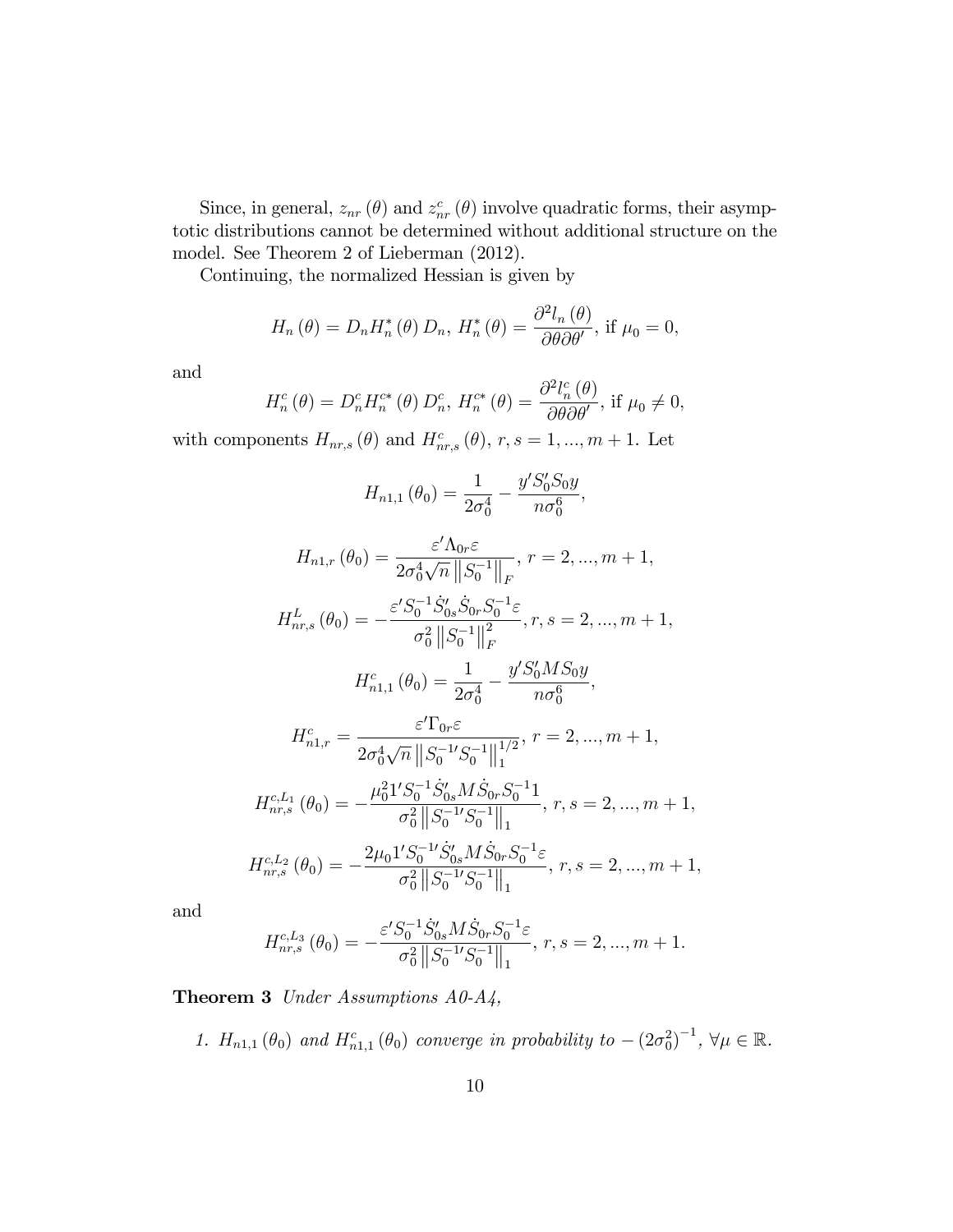Since, in general, $z_{nr}(\theta)$ and $z_{nr}^{c}(\theta)$ involve quadratic forms, their asymptotic distributions cannot be determined without additional structure on the model. See Theorem 2 of Lieberman (2012).

Continuing, the normalized Hessian is given by

$$H_n(\theta) = D_n H_n^*(\theta) D_n,\ H_n^*(\theta) = \frac{\partial^2 l_n(\theta)}{\partial\theta\partial\theta'},\ \text{if } \mu_0 = 0,$$

and

$$H_n^c(\theta) = D_n^c H_n^{c*}(\theta) D_n^c,\ H_n^{c*}(\theta) = \frac{\partial^2 l_n^c(\theta)}{\partial\theta\partial\theta'},\ \text{if } \mu_0 \neq 0,$$

with components $H_{nr,s}(\theta)$ and $H_{nr,s}^c(\theta)$, $r, s = 1, ..., m+1$. Let

$$H_{n1,1}(\theta_0) = \frac{1}{2\sigma_0^4} - \frac{y' S_0' S_0 y}{n\sigma_0^6},$$

$$H_{n1,r}(\theta_0) = \frac{\varepsilon' \Lambda_{0r}\varepsilon}{2\sigma_0^4 \sqrt{n}\left\|S_0^{-1}\right\|_F},\ r = 2, ..., m+1,$$

$$H_{nr,s}^L(\theta_0) = -\frac{\varepsilon' S_0^{-1}\dot{S}_{0s}'\dot{S}_{0r}S_0^{-1}\varepsilon}{\sigma_0^2\left\|S_0^{-1}\right\|_F^2}, r, s = 2, ..., m+1,$$

$$H_{n1,1}^c(\theta_0) = \frac{1}{2\sigma_0^4} - \frac{y' S_0' M S_0 y}{n\sigma_0^6},$$

$$H_{n1,r}^c = \frac{\varepsilon' \Gamma_{0r}\varepsilon}{2\sigma_0^4\sqrt{n}\left\|S_0^{-1\prime}S_0^{-1}\right\|_1^{1/2}},\ r = 2, ..., m+1,$$

$$H_{nr,s}^{c,L_1}(\theta_0) = -\frac{\mu_0^2 1' S_0^{-1}\dot{S}_{0s}' M \dot{S}_{0r} S_0^{-1} 1}{\sigma_0^2\left\|S_0^{-1\prime}S_0^{-1}\right\|_1},\ r, s = 2, ..., m+1,$$

$$H_{nr,s}^{c,L_2}(\theta_0) = -\frac{2\mu_0 1' S_0^{-1\prime}\dot{S}_{0s}' M \dot{S}_{0r} S_0^{-1}\varepsilon}{\sigma_0^2\left\|S_0^{-1\prime}S_0^{-1}\right\|_1},\ r, s = 2, ..., m+1,$$

and

$$H_{nr,s}^{c,L_3}(\theta_0) = -\frac{\varepsilon' S_0^{-1}\dot{S}_{0s}' M \dot{S}_{0r} S_0^{-1}\varepsilon}{\sigma_0^2\left\|S_0^{-1\prime}S_0^{-1}\right\|_1},\ r, s = 2, ..., m+1.$$

**Theorem 3** *Under Assumptions A0-A4,*

1. *$H_{n1,1}(\theta_0)$ and $H_{n1,1}^c(\theta_0)$ converge in probability to $-\left(2\sigma_0^2\right)^{-1}$, $\forall\mu \in \mathbb{R}$.*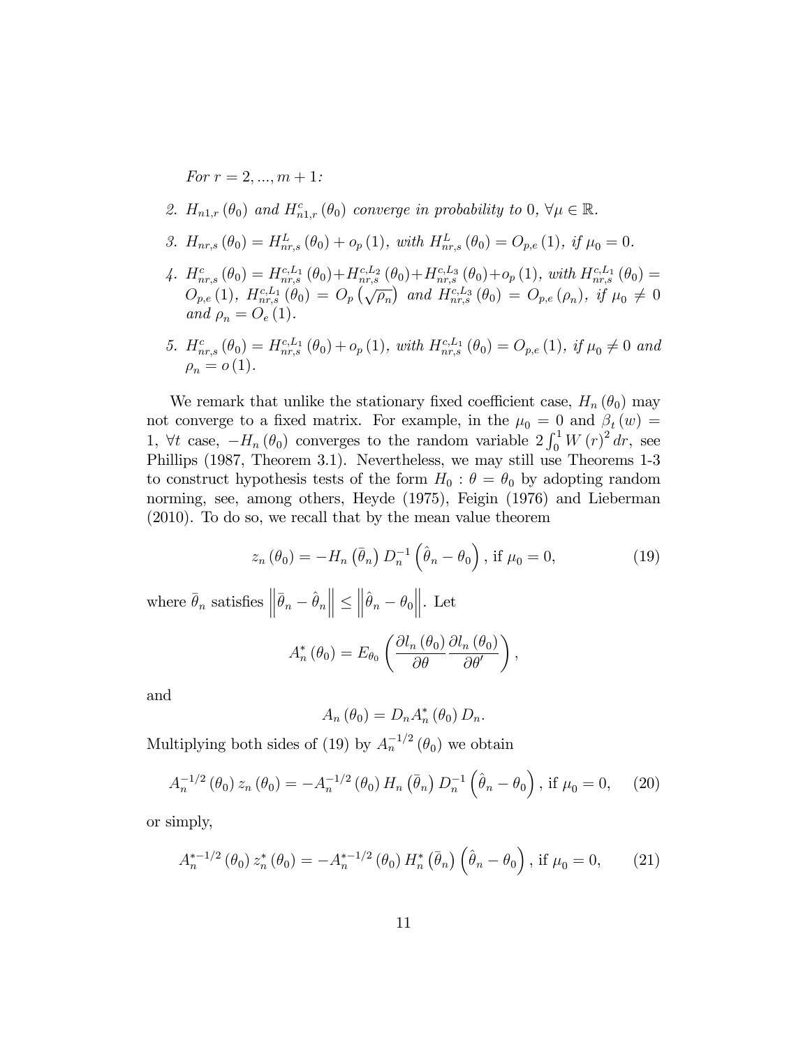*For $r = 2, ..., m+1$:*

2. $H_{n1,r}(\theta_0)$ *and* $H^c_{n1,r}(\theta_0)$ *converge in probability to* $0$, $\forall \mu \in \mathbb{R}$.

3. $H_{nr,s}(\theta_0) = H^L_{nr,s}(\theta_0) + o_p(1)$, *with* $H^L_{nr,s}(\theta_0) = O_{p,e}(1)$, *if* $\mu_0 = 0$.

4. $H^c_{nr,s}(\theta_0) = H^{c,L_1}_{nr,s}(\theta_0) + H^{c,L_2}_{nr,s}(\theta_0) + H^{c,L_3}_{nr,s}(\theta_0) + o_p(1)$, *with* $H^{c,L_1}_{nr,s}(\theta_0) = O_{p,e}(1)$, $H^{c,L_1}_{nr,s}(\theta_0) = O_p(\sqrt{\rho_n})$ *and* $H^{c,L_3}_{nr,s}(\theta_0) = O_{p,e}(\rho_n)$, *if* $\mu_0 \neq 0$ *and* $\rho_n = O_e(1)$.

5. $H^c_{nr,s}(\theta_0) = H^{c,L_1}_{nr,s}(\theta_0) + o_p(1)$, *with* $H^{c,L_1}_{nr,s}(\theta_0) = O_{p,e}(1)$, *if* $\mu_0 \neq 0$ *and* $\rho_n = o(1)$.

We remark that unlike the stationary fixed coefficient case, $H_n(\theta_0)$ may not converge to a fixed matrix. For example, in the $\mu_0 = 0$ and $\beta_t(w) = 1$, $\forall t$ case, $-H_n(\theta_0)$ converges to the random variable $2\int_0^1 W(r)^2 dr$, see Phillips (1987, Theorem 3.1). Nevertheless, we may still use Theorems 1-3 to construct hypothesis tests of the form $H_0 : \theta = \theta_0$ by adopting random norming, see, among others, Heyde (1975), Feigin (1976) and Lieberman (2010). To do so, we recall that by the mean value theorem

$$z_n(\theta_0) = -H_n(\bar{\theta}_n) D_n^{-1} \left(\hat{\theta}_n - \theta_0\right), \text{ if } \mu_0 = 0, \tag{19}$$

where $\bar{\theta}_n$ satisfies $\left\|\bar{\theta}_n - \hat{\theta}_n\right\| \leq \left\|\hat{\theta}_n - \theta_0\right\|$. Let

$$A_n^*(\theta_0) = E_{\theta_0}\left(\frac{\partial l_n(\theta_0)}{\partial \theta}\frac{\partial l_n(\theta_0)}{\partial \theta'}\right),$$

and

$$A_n(\theta_0) = D_n A_n^*(\theta_0) D_n.$$

Multiplying both sides of (19) by $A_n^{-1/2}(\theta_0)$ we obtain

$$A_n^{-1/2}(\theta_0) z_n(\theta_0) = -A_n^{-1/2}(\theta_0) H_n(\bar{\theta}_n) D_n^{-1}\left(\hat{\theta}_n - \theta_0\right), \text{ if } \mu_0 = 0, \tag{20}$$

or simply,

$$A_n^{*-1/2}(\theta_0) z_n^*(\theta_0) = -A_n^{*-1/2}(\theta_0) H_n^*(\bar{\theta}_n)\left(\hat{\theta}_n - \theta_0\right), \text{ if } \mu_0 = 0, \tag{21}$$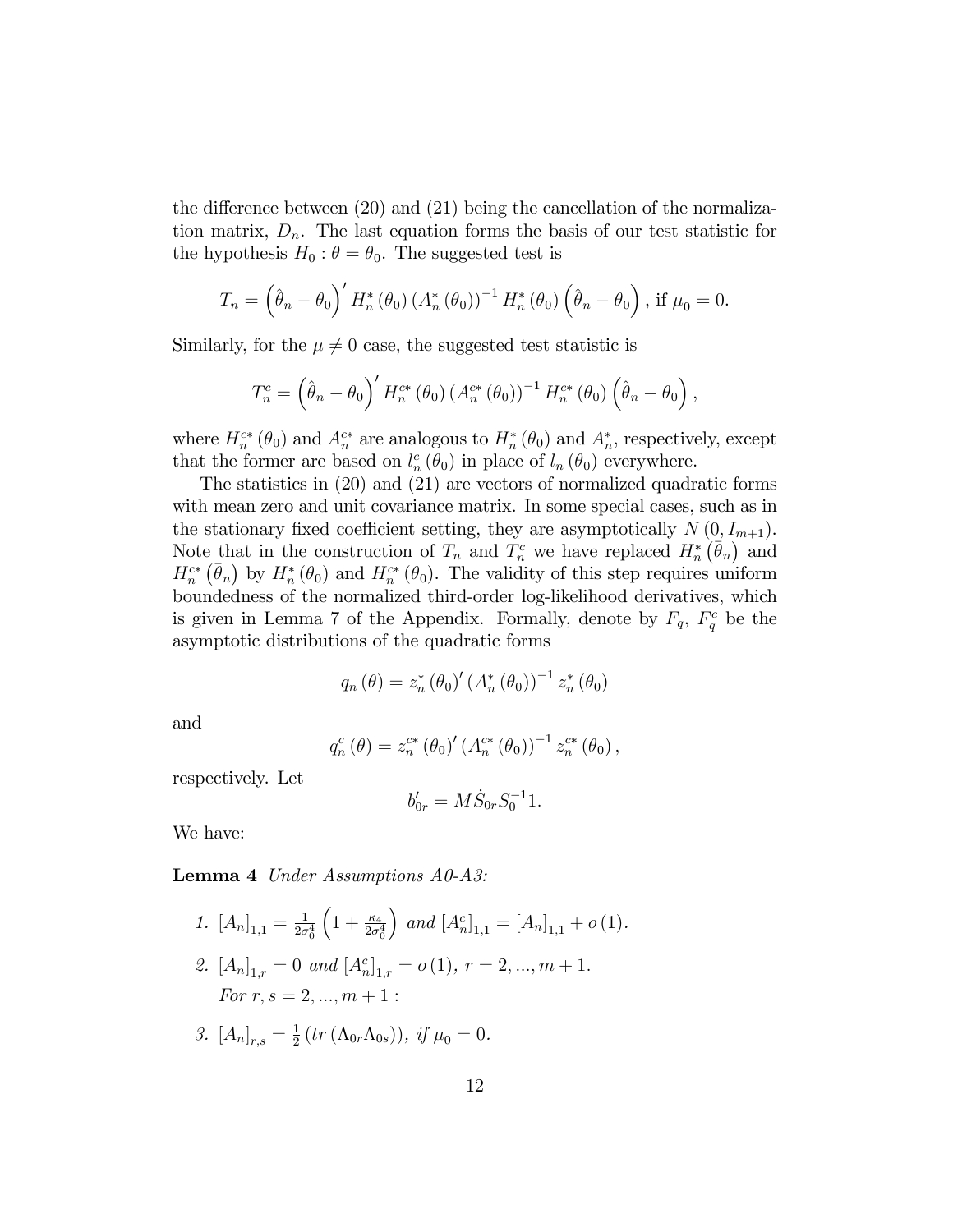the difference between (20) and (21) being the cancellation of the normalization matrix, $D_n$. The last equation forms the basis of our test statistic for the hypothesis $H_0 : \theta = \theta_0$. The suggested test is

$$T_n = \left(\hat{\theta}_n - \theta_0\right)' H_n^* (\theta_0) (A_n^* (\theta_0))^{-1} H_n^* (\theta_0) \left(\hat{\theta}_n - \theta_0\right), \text{ if } \mu_0 = 0.$$

Similarly, for the $\mu \neq 0$ case, the suggested test statistic is

$$T_n^c = \left(\hat{\theta}_n - \theta_0\right)' H_n^{c*} (\theta_0) (A_n^{c*} (\theta_0))^{-1} H_n^{c*} (\theta_0) \left(\hat{\theta}_n - \theta_0\right),$$

where $H_n^{c*}(\theta_0)$ and $A_n^{c*}$ are analogous to $H_n^*(\theta_0)$ and $A_n^*$, respectively, except that the former are based on $l_n^c(\theta_0)$ in place of $l_n(\theta_0)$ everywhere.

The statistics in (20) and (21) are vectors of normalized quadratic forms with mean zero and unit covariance matrix. In some special cases, such as in the stationary fixed coefficient setting, they are asymptotically $N(0, I_{m+1})$. Note that in the construction of $T_n$ and $T_n^c$ we have replaced $H_n^*\left(\bar{\theta}_n\right)$ and $H_n^{c*}\left(\bar{\theta}_n\right)$ by $H_n^*(\theta_0)$ and $H_n^{c*}(\theta_0)$. The validity of this step requires uniform boundedness of the normalized third-order log-likelihood derivatives, which is given in Lemma 7 of the Appendix. Formally, denote by $F_q$, $F_q^c$ be the asymptotic distributions of the quadratic forms

$$q_n(\theta) = z_n^*(\theta_0)' (A_n^*(\theta_0))^{-1} z_n^*(\theta_0)$$

and

$$q_n^c(\theta) = z_n^{c*}(\theta_0)' (A_n^{c*}(\theta_0))^{-1} z_n^{c*}(\theta_0),$$

respectively. Let

$$b_{0r}' = M \dot{S}_{0r} S_0^{-1} 1.$$

We have:

**Lemma 4** *Under Assumptions A0-A3:*

1. $[A_n]_{1,1} = \frac{1}{2\sigma_0^4}\left(1 + \frac{\kappa_4}{2\sigma_0^4}\right)$ *and* $[A_n^c]_{1,1} = [A_n]_{1,1} + o(1)$.
2. $[A_n]_{1,r} = 0$ *and* $[A_n^c]_{1,r} = o(1)$, $r = 2, ..., m+1$.
   *For* $r, s = 2, ..., m+1$ :
3. $[A_n]_{r,s} = \frac{1}{2}\left(tr\left(\Lambda_{0r}\Lambda_{0s}\right)\right)$, *if* $\mu_0 = 0$.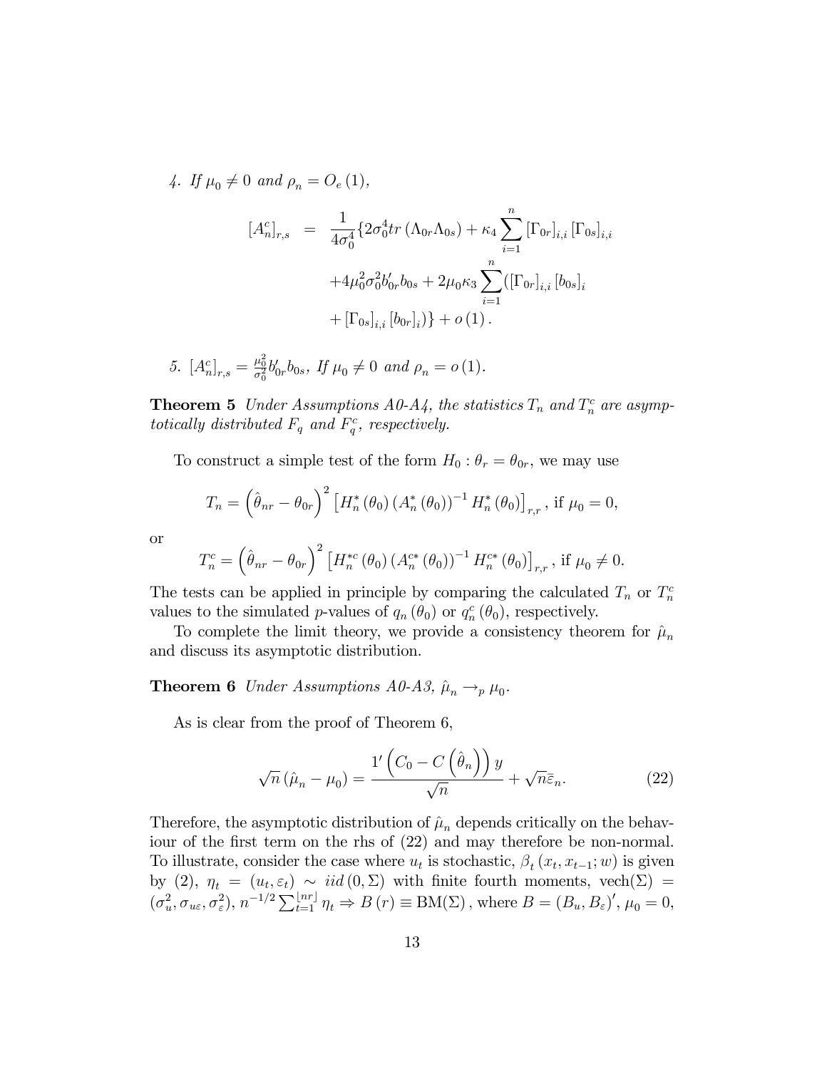4. If $\mu_0 \neq 0$ and $\rho_n = O_e(1)$,

$$
\begin{aligned}
[A_n^c]_{r,s} &= \frac{1}{4\sigma_0^4}\{2\sigma_0^4 tr\left(\Lambda_{0r}\Lambda_{0s}\right) + \kappa_4 \sum_{i=1}^{n} [\Gamma_{0r}]_{i,i} [\Gamma_{0s}]_{i,i} \\
&\quad + 4\mu_0^2 \sigma_0^2 b_{0r}' b_{0s} + 2\mu_0 \kappa_3 \sum_{i=1}^{n} ([\Gamma_{0r}]_{i,i} [b_{0s}]_i \\
&\quad + [\Gamma_{0s}]_{i,i} [b_{0r}]_i)\} + o(1).
\end{aligned}
$$

5. $[A_n^c]_{r,s} = \frac{\mu_0^2}{\sigma_0^2} b_{0r}' b_{0s}$, If $\mu_0 \neq 0$ and $\rho_n = o(1)$.

**Theorem 5** *Under Assumptions A0-A4, the statistics $T_n$ and $T_n^c$ are asymptotically distributed $F_q$ and $F_q^c$, respectively.*

To construct a simple test of the form $H_0 : \theta_r = \theta_{0r}$, we may use

$$
T_n = \left(\hat{\theta}_{nr} - \theta_{0r}\right)^2 \left[H_n^*(\theta_0)\left(A_n^*(\theta_0)\right)^{-1} H_n^*(\theta_0)\right]_{r,r}, \text{ if } \mu_0 = 0,
$$

or

$$
T_n^c = \left(\hat{\theta}_{nr} - \theta_{0r}\right)^2 \left[H_n^{*c}(\theta_0)\left(A_n^{c*}(\theta_0)\right)^{-1} H_n^{c*}(\theta_0)\right]_{r,r}, \text{ if } \mu_0 \neq 0.
$$

The tests can be applied in principle by comparing the calculated $T_n$ or $T_n^c$ values to the simulated $p$-values of $q_n(\theta_0)$ or $q_n^c(\theta_0)$, respectively.

To complete the limit theory, we provide a consistency theorem for $\hat{\mu}_n$ and discuss its asymptotic distribution.

**Theorem 6** *Under Assumptions A0-A3, $\hat{\mu}_n \to_p \mu_0$.*

As is clear from the proof of Theorem 6,

$$
\sqrt{n}\left(\hat{\mu}_n - \mu_0\right) = \frac{1'\left(C_0 - C\left(\hat{\theta}_n\right)\right) y}{\sqrt{n}} + \sqrt{n}\bar{\varepsilon}_n. \tag{22}
$$

Therefore, the asymptotic distribution of $\hat{\mu}_n$ depends critically on the behaviour of the first term on the rhs of (22) and may therefore be non-normal. To illustrate, consider the case where $u_t$ is stochastic, $\beta_t(x_t, x_{t-1}; w)$ is given by (2), $\eta_t = (u_t, \varepsilon_t) \sim iid(0, \Sigma)$ with finite fourth moments, vech$(\Sigma) = (\sigma_u^2, \sigma_{u\varepsilon}, \sigma_\varepsilon^2)$, $n^{-1/2}\sum_{t=1}^{\lfloor nr \rfloor} \eta_t \Rightarrow B(r) \equiv \text{BM}(\Sigma)$, where $B = (B_u, B_\varepsilon)'$, $\mu_0 = 0$,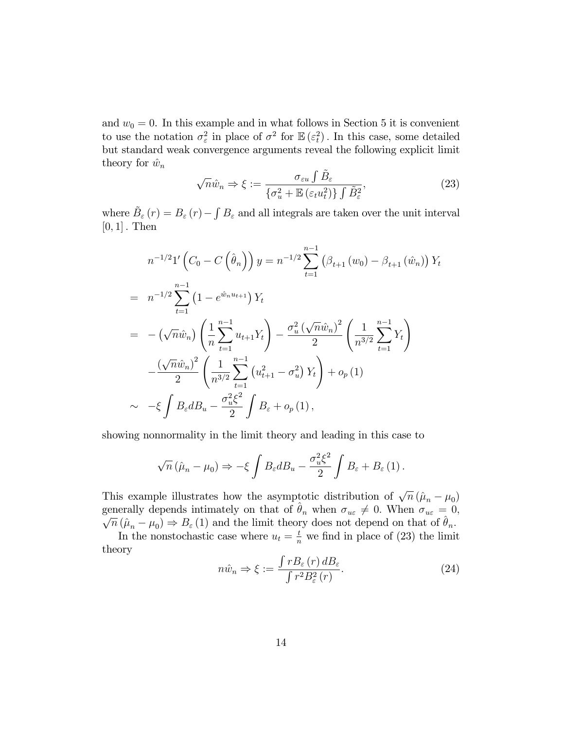and $w_0 = 0$. In this example and in what follows in Section 5 it is convenient to use the notation $\sigma_\varepsilon^2$ in place of $\sigma^2$ for $\mathbb{E}(\varepsilon_t^2)$. In this case, some detailed but standard weak convergence arguments reveal the following explicit limit theory for $\hat{w}_n$

$$\sqrt{n}\hat{w}_n \Rightarrow \xi := \frac{\sigma_{\varepsilon u} \int \tilde{B}_\varepsilon}{\{\sigma_u^2 + \mathbb{E}(\varepsilon_t u_t^2)\} \int \tilde{B}_\varepsilon^2}, \tag{23}$$

where $\tilde{B}_\varepsilon(r) = B_\varepsilon(r) - \int B_\varepsilon$ and all integrals are taken over the unit interval $[0,1]$. Then

$$\begin{aligned}
& n^{-1/2} 1' \left( C_0 - C\left(\hat{\theta}_n\right)\right) y = n^{-1/2} \sum_{t=1}^{n-1} \left(\beta_{t+1}(w_0) - \beta_{t+1}(\hat{w}_n)\right) Y_t \\
= \;& n^{-1/2} \sum_{t=1}^{n-1} \left(1 - e^{\hat{w}_n u_{t+1}}\right) Y_t \\
= \;& -\left(\sqrt{n}\hat{w}_n\right) \left( \frac{1}{n} \sum_{t=1}^{n-1} u_{t+1} Y_t \right) - \frac{\sigma_u^2 \left(\sqrt{n}\hat{w}_n\right)^2}{2} \left( \frac{1}{n^{3/2}} \sum_{t=1}^{n-1} Y_t \right) \\
& - \frac{\left(\sqrt{n}\hat{w}_n\right)^2}{2} \left( \frac{1}{n^{3/2}} \sum_{t=1}^{n-1} \left(u_{t+1}^2 - \sigma_u^2\right) Y_t \right) + o_p(1) \\
\sim \;& -\xi \int B_\varepsilon dB_u - \frac{\sigma_u^2 \xi^2}{2} \int B_\varepsilon + o_p(1),
\end{aligned}$$

showing nonnormality in the limit theory and leading in this case to

$$\sqrt{n}\left(\hat{\mu}_n - \mu_0\right) \Rightarrow -\xi \int B_\varepsilon dB_u - \frac{\sigma_u^2 \xi^2}{2} \int B_\varepsilon + B_\varepsilon(1).$$

This example illustrates how the asymptotic distribution of $\sqrt{n}(\hat{\mu}_n - \mu_0)$ generally depends intimately on that of $\hat{\theta}_n$ when $\sigma_{u\varepsilon} \neq 0$. When $\sigma_{u\varepsilon} = 0$, $\sqrt{n}(\hat{\mu}_n - \mu_0) \Rightarrow B_\varepsilon(1)$ and the limit theory does not depend on that of $\hat{\theta}_n$.

In the nonstochastic case where $u_t = \frac{t}{n}$ we find in place of (23) the limit theory

$$n\hat{w}_n \Rightarrow \xi := \frac{\int r B_\varepsilon(r)\, dB_\varepsilon}{\int r^2 B_\varepsilon^2(r)}. \tag{24}$$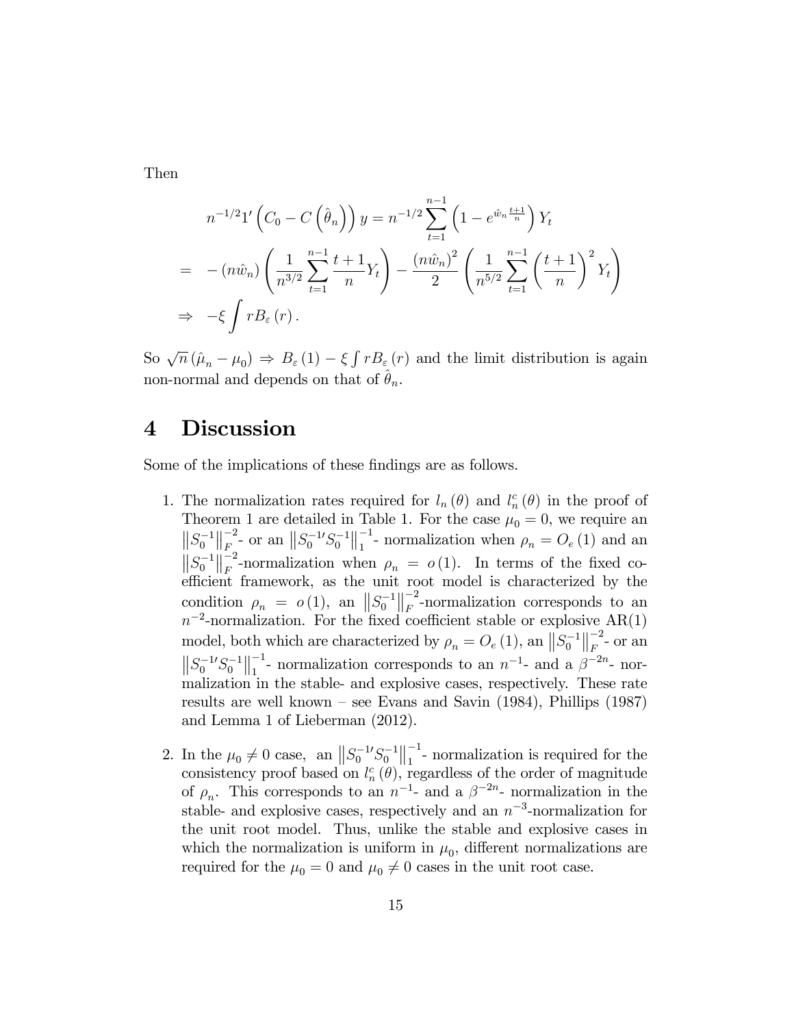Then

$$
\begin{aligned}
& n^{-1/2}1'\left(C_0 - C\left(\hat{\theta}_n\right)\right)y = n^{-1/2}\sum_{t=1}^{n-1}\left(1 - e^{\hat{w}_n\frac{t+1}{n}}\right)Y_t \\
= & \ -\left(n\hat{w}_n\right)\left(\frac{1}{n^{3/2}}\sum_{t=1}^{n-1}\frac{t+1}{n}Y_t\right) - \frac{\left(n\hat{w}_n\right)^2}{2}\left(\frac{1}{n^{5/2}}\sum_{t=1}^{n-1}\left(\frac{t+1}{n}\right)^2 Y_t\right) \\
\Rightarrow & \ -\xi\int rB_{\varepsilon}\left(r\right).
\end{aligned}
$$

So $\sqrt{n}\left(\hat{\mu}_n - \mu_0\right) \Rightarrow B_{\varepsilon}\left(1\right) - \xi\int rB_{\varepsilon}\left(r\right)$ and the limit distribution is again non-normal and depends on that of $\hat{\theta}_n$.

# 4 Discussion

Some of the implications of these findings are as follows.

1. The normalization rates required for $l_n\left(\theta\right)$ and $l_n^c\left(\theta\right)$ in the proof of Theorem 1 are detailed in Table 1. For the case $\mu_0 = 0$, we require an $\left\|S_0^{-1}\right\|_F^{-2}$- or an $\left\|S_0^{-1\prime}S_0^{-1}\right\|_1^{-1}$- normalization when $\rho_n = O_e\left(1\right)$ and an $\left\|S_0^{-1}\right\|_F^{-2}$-normalization when $\rho_n = o\left(1\right)$. In terms of the fixed coefficient framework, as the unit root model is characterized by the condition $\rho_n = o\left(1\right)$, an $\left\|S_0^{-1}\right\|_F^{-2}$-normalization corresponds to an $n^{-2}$-normalization. For the fixed coefficient stable or explosive AR(1) model, both which are characterized by $\rho_n = O_e\left(1\right)$, an $\left\|S_0^{-1}\right\|_F^{-2}$- or an $\left\|S_0^{-1\prime}S_0^{-1}\right\|_1^{-1}$- normalization corresponds to an $n^{-1}$- and a $\beta^{-2n}$- normalization in the stable- and explosive cases, respectively. These rate results are well known – see Evans and Savin (1984), Phillips (1987) and Lemma 1 of Lieberman (2012).

2. In the $\mu_0 \neq 0$ case, an $\left\|S_0^{-1\prime}S_0^{-1}\right\|_1^{-1}$- normalization is required for the consistency proof based on $l_n^c\left(\theta\right)$, regardless of the order of magnitude of $\rho_n$. This corresponds to an $n^{-1}$- and a $\beta^{-2n}$- normalization in the stable- and explosive cases, respectively and an $n^{-3}$-normalization for the unit root model. Thus, unlike the stable and explosive cases in which the normalization is uniform in $\mu_0$, different normalizations are required for the $\mu_0 = 0$ and $\mu_0 \neq 0$ cases in the unit root case.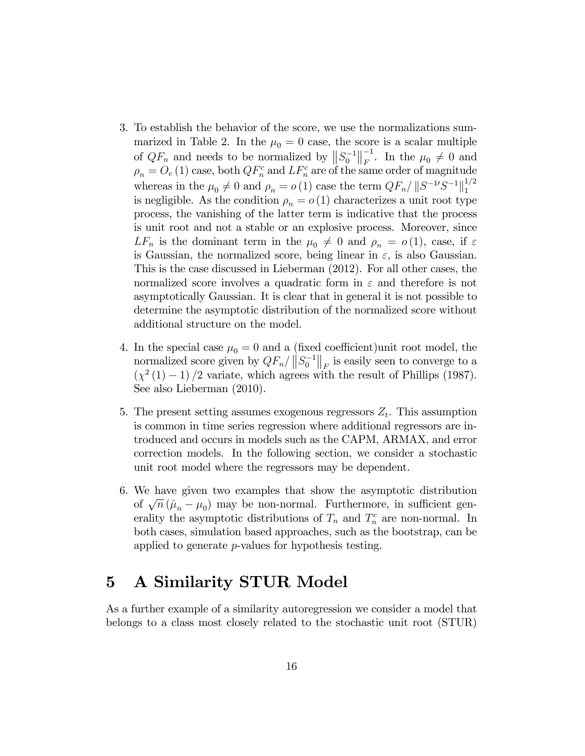3. To establish the behavior of the score, we use the normalizations summarized in Table 2. In the $\mu_0 = 0$ case, the score is a scalar multiple of $QF_n$ and needs to be normalized by $\left\|S_0^{-1}\right\|_F^{-1}$. In the $\mu_0 \neq 0$ and $\rho_n = O_e(1)$ case, both $QF_n^c$ and $LF_n^c$ are of the same order of magnitude whereas in the $\mu_0 \neq 0$ and $\rho_n = o(1)$ case the term $QF_n / \left\|S^{-1\prime}S^{-1}\right\|_1^{1/2}$ is negligible. As the condition $\rho_n = o(1)$ characterizes a unit root type process, the vanishing of the latter term is indicative that the process is unit root and not a stable or an explosive process. Moreover, since $LF_n$ is the dominant term in the $\mu_0 \neq 0$ and $\rho_n = o(1)$, case, if $\varepsilon$ is Gaussian, the normalized score, being linear in $\varepsilon$, is also Gaussian. This is the case discussed in Lieberman (2012). For all other cases, the normalized score involves a quadratic form in $\varepsilon$ and therefore is not asymptotically Gaussian. It is clear that in general it is not possible to determine the asymptotic distribution of the normalized score without additional structure on the model.

4. In the special case $\mu_0 = 0$ and a (fixed coefficient)unit root model, the normalized score given by $QF_n / \left\|S_0^{-1}\right\|_F$ is easily seen to converge to a $\left(\chi^2(1) - 1\right)/2$ variate, which agrees with the result of Phillips (1987). See also Lieberman (2010).

5. The present setting assumes exogenous regressors $Z_t$. This assumption is common in time series regression where additional regressors are introduced and occurs in models such as the CAPM, ARMAX, and error correction models. In the following section, we consider a stochastic unit root model where the regressors may be dependent.

6. We have given two examples that show the asymptotic distribution of $\sqrt{n}\left(\hat{\mu}_n - \mu_0\right)$ may be non-normal. Furthermore, in sufficient generality the asymptotic distributions of $T_n$ and $T_n^c$ are non-normal. In both cases, simulation based approaches, such as the bootstrap, can be applied to generate $p$-values for hypothesis testing.

# 5 A Similarity STUR Model

As a further example of a similarity autoregression we consider a model that belongs to a class most closely related to the stochastic unit root (STUR)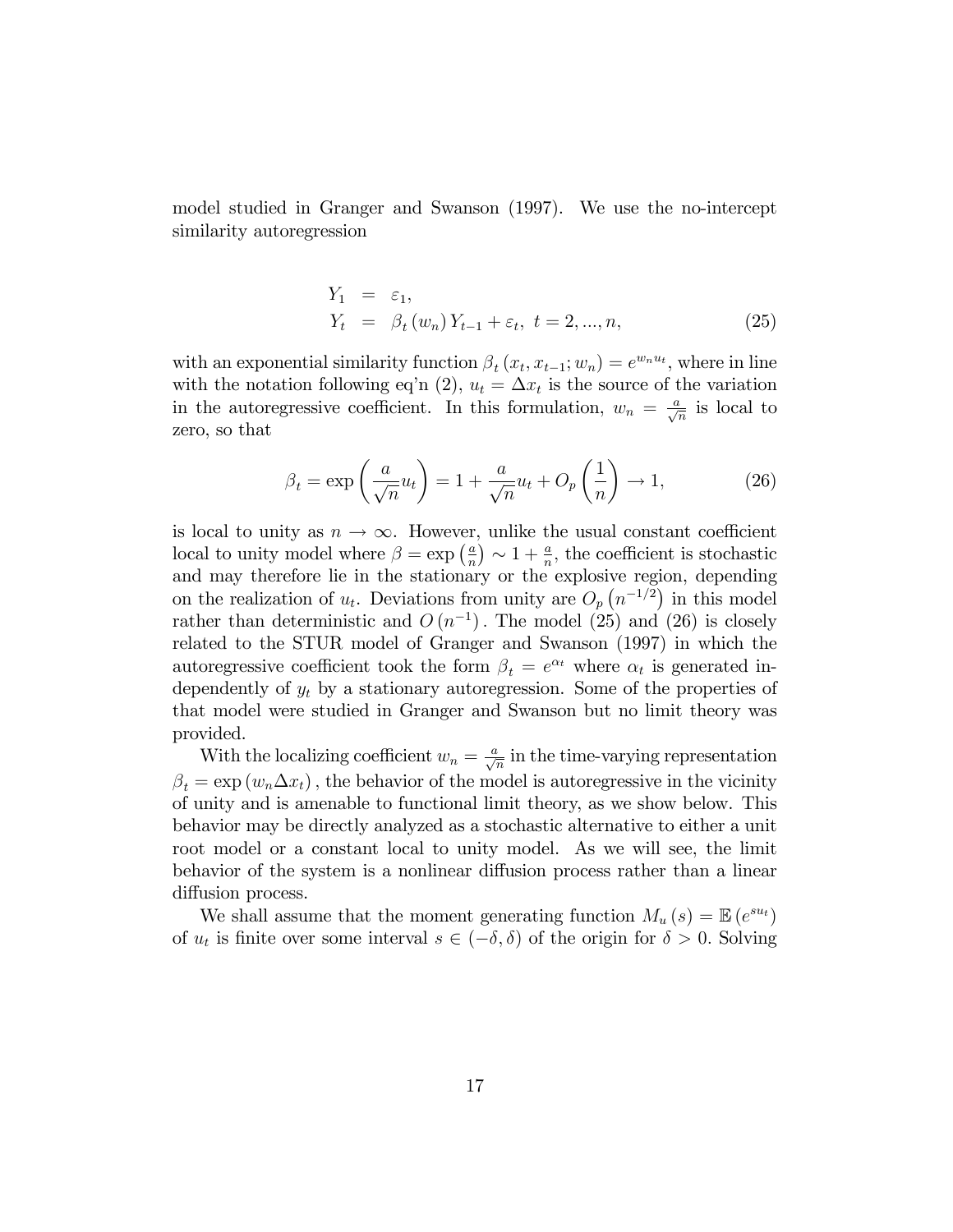model studied in Granger and Swanson (1997). We use the no-intercept similarity autoregression

$$
\begin{aligned}
Y_1 &= \varepsilon_1, \\
Y_t &= \beta_t(w_n) Y_{t-1} + \varepsilon_t, \ t = 2, ..., n,
\end{aligned}
\tag{25}
$$

with an exponential similarity function $\beta_t(x_t, x_{t-1}; w_n) = e^{w_n u_t}$, where in line with the notation following eq'n (2), $u_t = \Delta x_t$ is the source of the variation in the autoregressive coefficient. In this formulation, $w_n = \frac{a}{\sqrt{n}}$ is local to zero, so that

$$
\beta_t = \exp\left(\frac{a}{\sqrt{n}} u_t\right) = 1 + \frac{a}{\sqrt{n}} u_t + O_p\left(\frac{1}{n}\right) \to 1,
\tag{26}
$$

is local to unity as $n \to \infty$. However, unlike the usual constant coefficient local to unity model where $\beta = \exp\left(\frac{a}{n}\right) \sim 1 + \frac{a}{n}$, the coefficient is stochastic and may therefore lie in the stationary or the explosive region, depending on the realization of $u_t$. Deviations from unity are $O_p\left(n^{-1/2}\right)$ in this model rather than deterministic and $O\left(n^{-1}\right)$. The model (25) and (26) is closely related to the STUR model of Granger and Swanson (1997) in which the autoregressive coefficient took the form $\beta_t = e^{\alpha_t}$ where $\alpha_t$ is generated independently of $y_t$ by a stationary autoregression. Some of the properties of that model were studied in Granger and Swanson but no limit theory was provided.

With the localizing coefficient $w_n = \frac{a}{\sqrt{n}}$ in the time-varying representation $\beta_t = \exp(w_n \Delta x_t)$, the behavior of the model is autoregressive in the vicinity of unity and is amenable to functional limit theory, as we show below. This behavior may be directly analyzed as a stochastic alternative to either a unit root model or a constant local to unity model. As we will see, the limit behavior of the system is a nonlinear diffusion process rather than a linear diffusion process.

We shall assume that the moment generating function $M_u(s) = \mathbb{E}\left(e^{s u_t}\right)$ of $u_t$ is finite over some interval $s \in (-\delta, \delta)$ of the origin for $\delta > 0$. Solving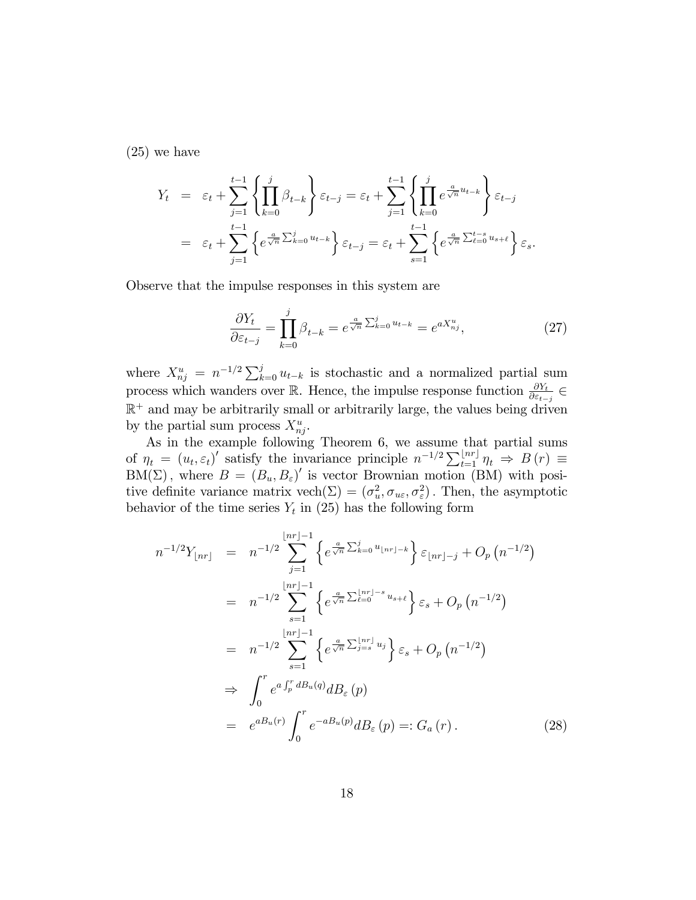(25) we have

$$
\begin{aligned}
Y_t &= \varepsilon_t + \sum_{j=1}^{t-1} \left\{ \prod_{k=0}^{j} \beta_{t-k} \right\} \varepsilon_{t-j} = \varepsilon_t + \sum_{j=1}^{t-1} \left\{ \prod_{k=0}^{j} e^{\frac{a}{\sqrt{n}} u_{t-k}} \right\} \varepsilon_{t-j} \\
&= \varepsilon_t + \sum_{j=1}^{t-1} \left\{ e^{\frac{a}{\sqrt{n}} \sum_{k=0}^{j} u_{t-k}} \right\} \varepsilon_{t-j} = \varepsilon_t + \sum_{s=1}^{t-1} \left\{ e^{\frac{a}{\sqrt{n}} \sum_{\ell=0}^{t-s} u_{s+\ell}} \right\} \varepsilon_s.
\end{aligned}
$$

Observe that the impulse responses in this system are

$$
\frac{\partial Y_t}{\partial \varepsilon_{t-j}} = \prod_{k=0}^{j} \beta_{t-k} = e^{\frac{a}{\sqrt{n}} \sum_{k=0}^{j} u_{t-k}} = e^{a X_{nj}^u}, \tag{27}
$$

where $X_{nj}^u = n^{-1/2} \sum_{k=0}^{j} u_{t-k}$ is stochastic and a normalized partial sum process which wanders over $\mathbb{R}$. Hence, the impulse response function $\frac{\partial Y_t}{\partial \varepsilon_{t-j}} \in \mathbb{R}^+$ and may be arbitrarily small or arbitrarily large, the values being driven by the partial sum process $X_{nj}^u$.

As in the example following Theorem 6, we assume that partial sums of $\eta_t = (u_t, \varepsilon_t)'$ satisfy the invariance principle $n^{-1/2} \sum_{t=1}^{\lfloor nr \rfloor} \eta_t \Rightarrow B(r) \equiv \mathrm{BM}(\Sigma)$, where $B = (B_u, B_\varepsilon)'$ is vector Brownian motion (BM) with positive definite variance matrix $\mathrm{vech}(\Sigma) = (\sigma_u^2, \sigma_{u\varepsilon}, \sigma_\varepsilon^2)$. Then, the asymptotic behavior of the time series $Y_t$ in (25) has the following form

$$
\begin{aligned}
n^{-1/2} Y_{\lfloor nr \rfloor} &= n^{-1/2} \sum_{j=1}^{\lfloor nr \rfloor - 1} \left\{ e^{\frac{a}{\sqrt{n}} \sum_{k=0}^{j} u_{\lfloor nr \rfloor - k}} \right\} \varepsilon_{\lfloor nr \rfloor - j} + O_p\left(n^{-1/2}\right) \\
&= n^{-1/2} \sum_{s=1}^{\lfloor nr \rfloor - 1} \left\{ e^{\frac{a}{\sqrt{n}} \sum_{\ell=0}^{\lfloor nr \rfloor - s} u_{s+\ell}} \right\} \varepsilon_s + O_p\left(n^{-1/2}\right) \\
&= n^{-1/2} \sum_{s=1}^{\lfloor nr \rfloor - 1} \left\{ e^{\frac{a}{\sqrt{n}} \sum_{j=s}^{\lfloor nr \rfloor} u_j} \right\} \varepsilon_s + O_p\left(n^{-1/2}\right) \\
&\Rightarrow \int_0^r e^{a \int_p^r dB_u(q)} dB_\varepsilon(p) \\
&= e^{aB_u(r)} \int_0^r e^{-aB_u(p)} dB_\varepsilon(p) =: G_a(r).
\end{aligned} \tag{28}
$$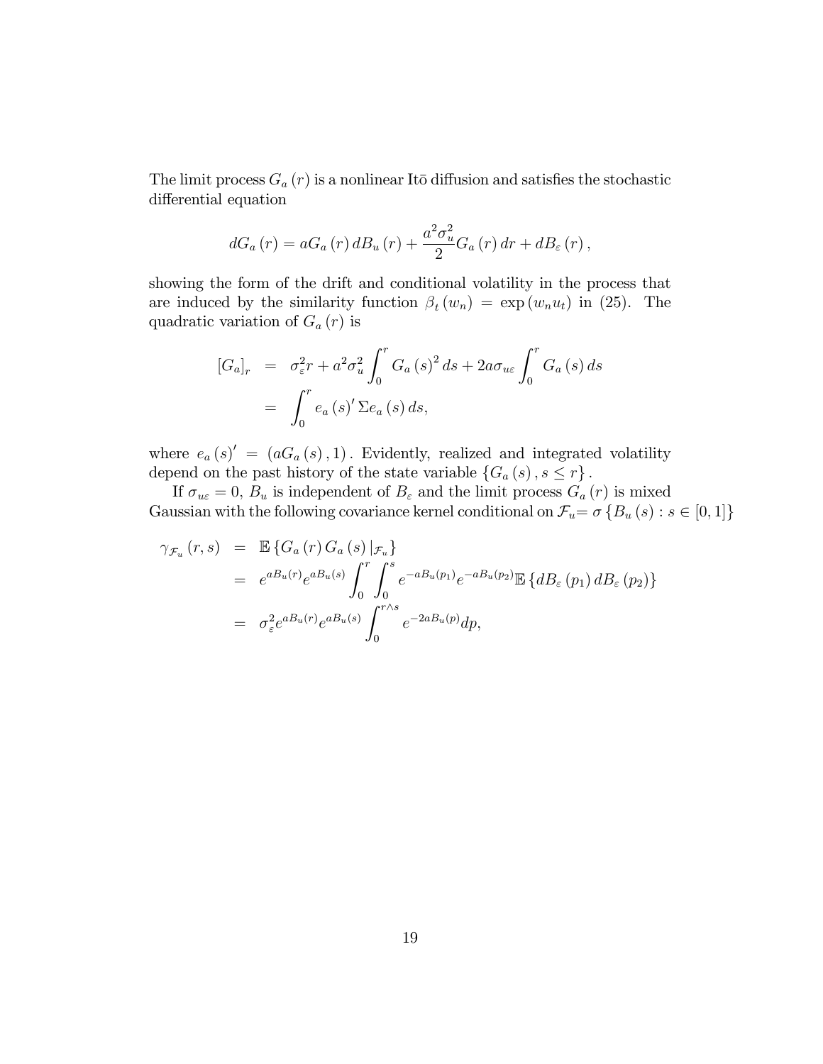The limit process $G_a(r)$ is a nonlinear Itō diffusion and satisfies the stochastic differential equation

$$dG_a(r) = aG_a(r)\,dB_u(r) + \frac{a^2\sigma_u^2}{2}G_a(r)\,dr + dB_\varepsilon(r),$$

showing the form of the drift and conditional volatility in the process that are induced by the similarity function $\beta_t(w_n) = \exp(w_n u_t)$ in (25). The quadratic variation of $G_a(r)$ is

$$\begin{aligned}
[G_a]_r &= \sigma_\varepsilon^2 r + a^2\sigma_u^2 \int_0^r G_a(s)^2\,ds + 2a\sigma_{u\varepsilon}\int_0^r G_a(s)\,ds \\
&= \int_0^r e_a(s)'\,\Sigma e_a(s)\,ds,
\end{aligned}$$

where $e_a(s)' = (aG_a(s), 1)$. Evidently, realized and integrated volatility depend on the past history of the state variable $\{G_a(s), s \le r\}$.

If $\sigma_{u\varepsilon} = 0$, $B_u$ is independent of $B_\varepsilon$ and the limit process $G_a(r)$ is mixed Gaussian with the following covariance kernel conditional on $\mathcal{F}_u = \sigma\{B_u(s) : s \in [0,1]\}$

$$\begin{aligned}
\gamma_{\mathcal{F}_u}(r,s) &= \mathbb{E}\{G_a(r)\,G_a(s)\,|_{\mathcal{F}_u}\} \\
&= e^{aB_u(r)}e^{aB_u(s)}\int_0^r\int_0^s e^{-aB_u(p_1)}e^{-aB_u(p_2)}\mathbb{E}\{dB_\varepsilon(p_1)\,dB_\varepsilon(p_2)\} \\
&= \sigma_\varepsilon^2 e^{aB_u(r)}e^{aB_u(s)}\int_0^{r\wedge s} e^{-2aB_u(p)}dp,
\end{aligned}$$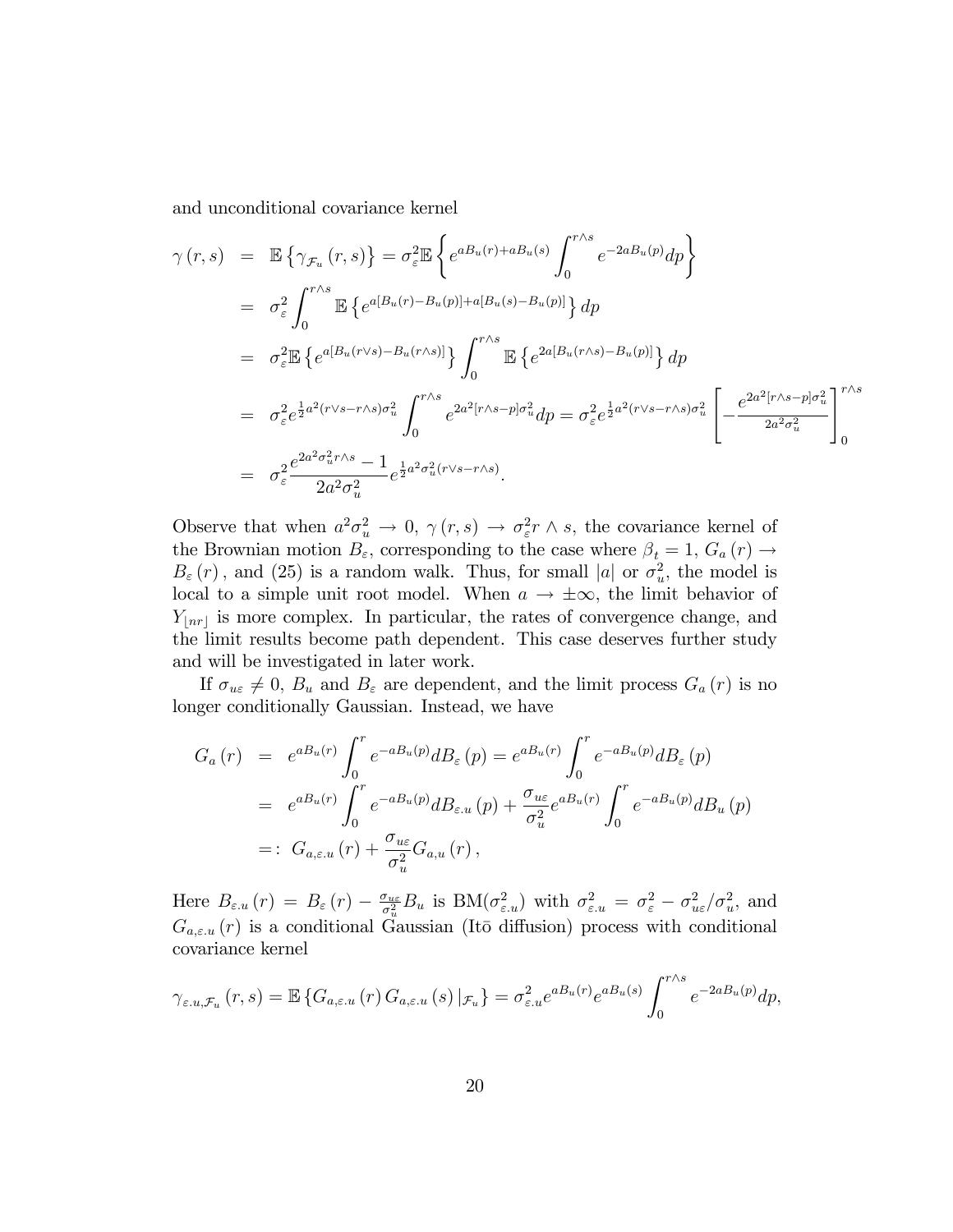and unconditional covariance kernel

$$
\begin{aligned}
\gamma(r,s) &= \mathbb{E}\left\{\gamma_{\mathcal{F}_u}(r,s)\right\} = \sigma_\varepsilon^2 \mathbb{E}\left\{e^{aB_u(r)+aB_u(s)}\int_0^{r\wedge s} e^{-2aB_u(p)}dp\right\} \\
&= \sigma_\varepsilon^2 \int_0^{r\wedge s} \mathbb{E}\left\{e^{a[B_u(r)-B_u(p)]+a[B_u(s)-B_u(p)]}\right\}dp \\
&= \sigma_\varepsilon^2 \mathbb{E}\left\{e^{a[B_u(r\vee s)-B_u(r\wedge s)]}\right\}\int_0^{r\wedge s}\mathbb{E}\left\{e^{2a[B_u(r\wedge s)-B_u(p)]}\right\}dp \\
&= \sigma_\varepsilon^2 e^{\frac{1}{2}a^2(r\vee s - r\wedge s)\sigma_u^2}\int_0^{r\wedge s} e^{2a^2[r\wedge s - p]\sigma_u^2}dp = \sigma_\varepsilon^2 e^{\frac{1}{2}a^2(r\vee s - r\wedge s)\sigma_u^2}\left[-\frac{e^{2a^2[r\wedge s-p]\sigma_u^2}}{2a^2\sigma_u^2}\right]_0^{r\wedge s} \\
&= \sigma_\varepsilon^2 \frac{e^{2a^2\sigma_u^2 r\wedge s}-1}{2a^2\sigma_u^2}e^{\frac{1}{2}a^2\sigma_u^2(r\vee s - r\wedge s)}.
\end{aligned}
$$

Observe that when $a^2\sigma_u^2 \to 0$, $\gamma(r,s) \to \sigma_\varepsilon^2 r\wedge s$, the covariance kernel of the Brownian motion $B_\varepsilon$, corresponding to the case where $\beta_t = 1$, $G_a(r) \to B_\varepsilon(r)$, and (25) is a random walk. Thus, for small $|a|$ or $\sigma_u^2$, the model is local to a simple unit root model. When $a \to \pm\infty$, the limit behavior of $Y_{\lfloor nr \rfloor}$ is more complex. In particular, the rates of convergence change, and the limit results become path dependent. This case deserves further study and will be investigated in later work.

If $\sigma_{u\varepsilon} \neq 0$, $B_u$ and $B_\varepsilon$ are dependent, and the limit process $G_a(r)$ is no longer conditionally Gaussian. Instead, we have

$$
\begin{aligned}
G_a(r) &= e^{aB_u(r)}\int_0^r e^{-aB_u(p)}dB_\varepsilon(p) = e^{aB_u(r)}\int_0^r e^{-aB_u(p)}dB_\varepsilon(p) \\
&= e^{aB_u(r)}\int_0^r e^{-aB_u(p)}dB_{\varepsilon.u}(p) + \frac{\sigma_{u\varepsilon}}{\sigma_u^2}e^{aB_u(r)}\int_0^r e^{-aB_u(p)}dB_u(p) \\
&=: G_{a,\varepsilon.u}(r) + \frac{\sigma_{u\varepsilon}}{\sigma_u^2}G_{a,u}(r),
\end{aligned}
$$

Here $B_{\varepsilon.u}(r) = B_\varepsilon(r) - \frac{\sigma_{u\varepsilon}}{\sigma_u^2}B_u$ is BM($\sigma_{\varepsilon.u}^2$) with $\sigma_{\varepsilon.u}^2 = \sigma_\varepsilon^2 - \sigma_{u\varepsilon}^2/\sigma_u^2$, and $G_{a,\varepsilon.u}(r)$ is a conditional Gaussian (Itō diffusion) process with conditional covariance kernel

$$
\gamma_{\varepsilon.u,\mathcal{F}_u}(r,s) = \mathbb{E}\left\{G_{a,\varepsilon.u}(r)\,G_{a,\varepsilon.u}(s)\,|_{\mathcal{F}_u}\right\} = \sigma_{\varepsilon.u}^2 e^{aB_u(r)}e^{aB_u(s)}\int_0^{r\wedge s} e^{-2aB_u(p)}dp,
$$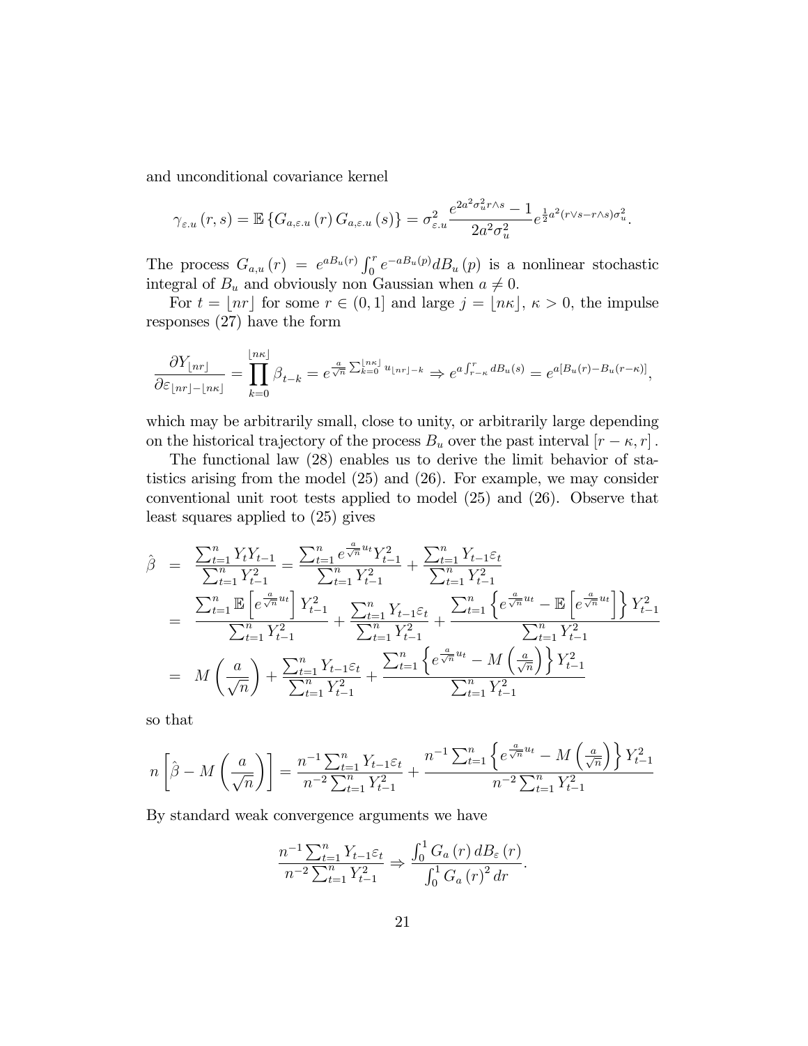and unconditional covariance kernel

$$\gamma_{\varepsilon.u}(r,s) = \mathbb{E}\left\{G_{a,\varepsilon.u}(r)\, G_{a,\varepsilon.u}(s)\right\} = \sigma_{\varepsilon.u}^2 \frac{e^{2a^2\sigma_u^2 r\wedge s}-1}{2a^2\sigma_u^2} e^{\frac{1}{2}a^2(r\vee s - r\wedge s)\sigma_u^2}.$$

The process $G_{a,u}(r) = e^{aB_u(r)}\int_0^r e^{-aB_u(p)}dB_u(p)$ is a nonlinear stochastic integral of $B_u$ and obviously non Gaussian when $a \neq 0$.

For $t = \lfloor nr \rfloor$ for some $r \in (0,1]$ and large $j = \lfloor n\kappa \rfloor$, $\kappa > 0$, the impulse responses (27) have the form

$$\frac{\partial Y_{\lfloor nr \rfloor}}{\partial \varepsilon_{\lfloor nr \rfloor - \lfloor n\kappa \rfloor}} = \prod_{k=0}^{\lfloor n\kappa \rfloor} \beta_{t-k} = e^{\frac{a}{\sqrt{n}}\sum_{k=0}^{\lfloor n\kappa \rfloor} u_{\lfloor nr \rfloor - k}} \Rightarrow e^{a\int_{r-\kappa}^{r} dB_u(s)} = e^{a[B_u(r) - B_u(r-\kappa)]},$$

which may be arbitrarily small, close to unity, or arbitrarily large depending on the historical trajectory of the process $B_u$ over the past interval $[r-\kappa, r]$.

The functional law (28) enables us to derive the limit behavior of statistics arising from the model (25) and (26). For example, we may consider conventional unit root tests applied to model (25) and (26). Observe that least squares applied to (25) gives

$$\begin{aligned}
\hat{\beta} &= \frac{\sum_{t=1}^n Y_t Y_{t-1}}{\sum_{t=1}^n Y_{t-1}^2} = \frac{\sum_{t=1}^n e^{\frac{a}{\sqrt{n}}u_t} Y_{t-1}^2}{\sum_{t=1}^n Y_{t-1}^2} + \frac{\sum_{t=1}^n Y_{t-1}\varepsilon_t}{\sum_{t=1}^n Y_{t-1}^2} \\
&= \frac{\sum_{t=1}^n \mathbb{E}\left[e^{\frac{a}{\sqrt{n}}u_t}\right] Y_{t-1}^2}{\sum_{t=1}^n Y_{t-1}^2} + \frac{\sum_{t=1}^n Y_{t-1}\varepsilon_t}{\sum_{t=1}^n Y_{t-1}^2} + \frac{\sum_{t=1}^n \left\{e^{\frac{a}{\sqrt{n}}u_t} - \mathbb{E}\left[e^{\frac{a}{\sqrt{n}}u_t}\right]\right\} Y_{t-1}^2}{\sum_{t=1}^n Y_{t-1}^2} \\
&= M\left(\frac{a}{\sqrt{n}}\right) + \frac{\sum_{t=1}^n Y_{t-1}\varepsilon_t}{\sum_{t=1}^n Y_{t-1}^2} + \frac{\sum_{t=1}^n \left\{e^{\frac{a}{\sqrt{n}}u_t} - M\left(\frac{a}{\sqrt{n}}\right)\right\} Y_{t-1}^2}{\sum_{t=1}^n Y_{t-1}^2}
\end{aligned}$$

so that

$$n\left[\hat{\beta} - M\left(\frac{a}{\sqrt{n}}\right)\right] = \frac{n^{-1}\sum_{t=1}^n Y_{t-1}\varepsilon_t}{n^{-2}\sum_{t=1}^n Y_{t-1}^2} + \frac{n^{-1}\sum_{t=1}^n \left\{e^{\frac{a}{\sqrt{n}}u_t} - M\left(\frac{a}{\sqrt{n}}\right)\right\} Y_{t-1}^2}{n^{-2}\sum_{t=1}^n Y_{t-1}^2}$$

By standard weak convergence arguments we have

$$\frac{n^{-1}\sum_{t=1}^n Y_{t-1}\varepsilon_t}{n^{-2}\sum_{t=1}^n Y_{t-1}^2} \Rightarrow \frac{\int_0^1 G_a(r)\, dB_\varepsilon(r)}{\int_0^1 G_a(r)^2\, dr}.$$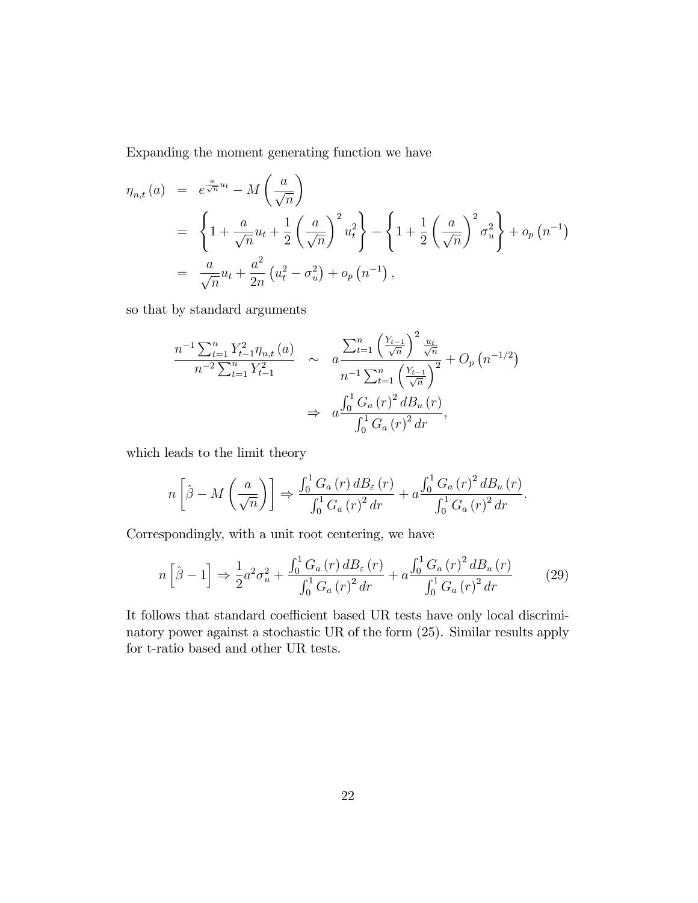Expanding the moment generating function we have

$$
\begin{aligned}
\eta_{n,t}(a) &= e^{\frac{a}{\sqrt{n}}u_t} - M\left(\frac{a}{\sqrt{n}}\right) \\
&= \left\{1 + \frac{a}{\sqrt{n}}u_t + \frac{1}{2}\left(\frac{a}{\sqrt{n}}\right)^2 u_t^2\right\} - \left\{1 + \frac{1}{2}\left(\frac{a}{\sqrt{n}}\right)^2 \sigma_u^2\right\} + o_p\left(n^{-1}\right) \\
&= \frac{a}{\sqrt{n}}u_t + \frac{a^2}{2n}\left(u_t^2 - \sigma_u^2\right) + o_p\left(n^{-1}\right),
\end{aligned}
$$

so that by standard arguments

$$
\begin{aligned}
\frac{n^{-1}\sum_{t=1}^n Y_{t-1}^2 \eta_{n,t}(a)}{n^{-2}\sum_{t=1}^n Y_{t-1}^2} &\sim a\frac{\sum_{t=1}^n \left(\frac{Y_{t-1}}{\sqrt{n}}\right)^2 \frac{u_t}{\sqrt{n}}}{n^{-1}\sum_{t=1}^n \left(\frac{Y_{t-1}}{\sqrt{n}}\right)^2} + O_p\left(n^{-1/2}\right) \\
&\Rightarrow a\frac{\int_0^1 G_a(r)^2 dB_u(r)}{\int_0^1 G_a(r)^2 dr},
\end{aligned}
$$

which leads to the limit theory

$$
n\left[\hat{\beta} - M\left(\frac{a}{\sqrt{n}}\right)\right] \Rightarrow \frac{\int_0^1 G_a(r)\, dB_\varepsilon(r)}{\int_0^1 G_a(r)^2 dr} + a\frac{\int_0^1 G_a(r)^2 dB_u(r)}{\int_0^1 G_a(r)^2 dr}.
$$

Correspondingly, with a unit root centering, we have

$$
n\left[\hat{\beta} - 1\right] \Rightarrow \frac{1}{2}a^2\sigma_u^2 + \frac{\int_0^1 G_a(r)\, dB_\varepsilon(r)}{\int_0^1 G_a(r)^2 dr} + a\frac{\int_0^1 G_a(r)^2 dB_u(r)}{\int_0^1 G_a(r)^2 dr} \tag{29}
$$

It follows that standard coefficient based UR tests have only local discriminatory power against a stochastic UR of the form (25). Similar results apply for t-ratio based and other UR tests.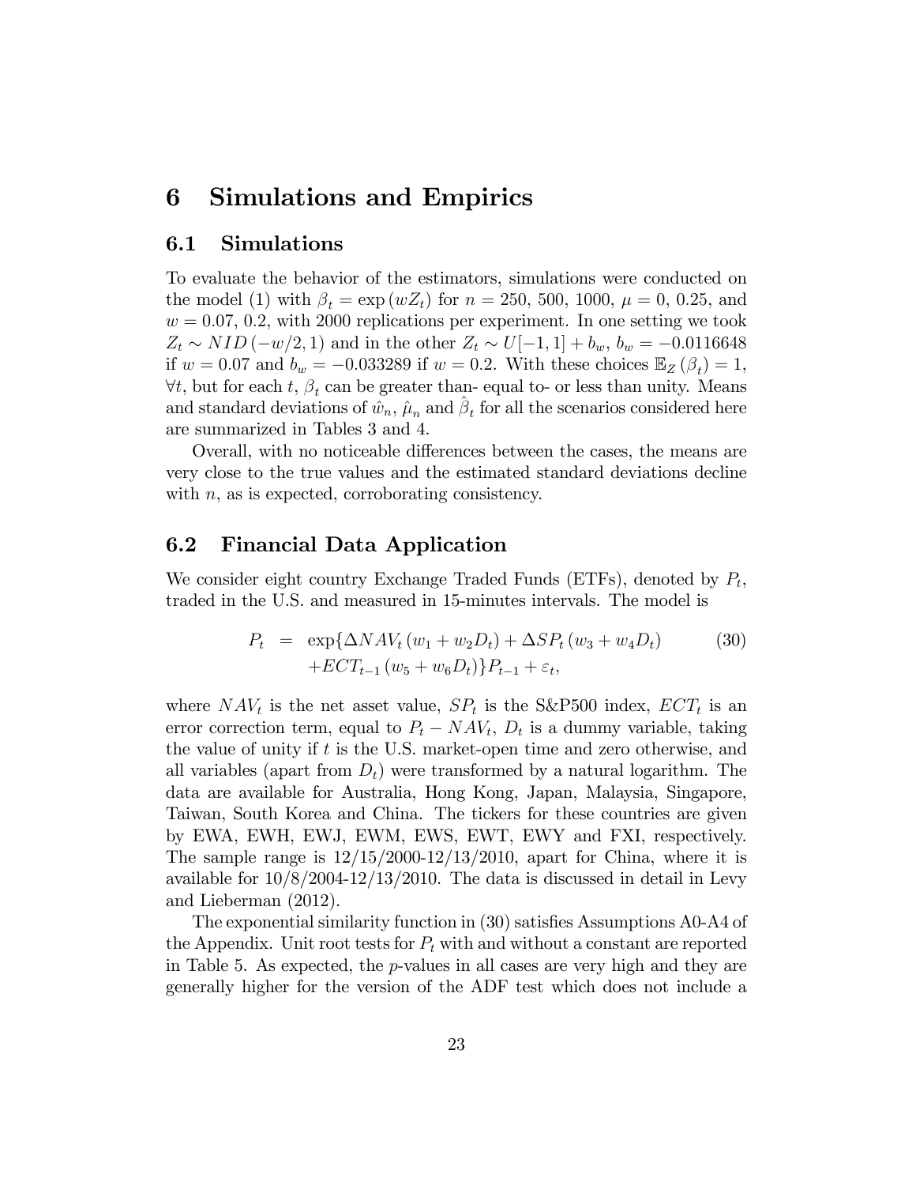# 6 Simulations and Empirics

## 6.1 Simulations

To evaluate the behavior of the estimators, simulations were conducted on the model (1) with $\beta_t = \exp(wZ_t)$ for $n = 250, 500, 1000$, $\mu = 0, 0.25$, and $w = 0.07, 0.2$, with 2000 replications per experiment. In one setting we took $Z_t \sim NID(-w/2, 1)$ and in the other $Z_t \sim U[-1, 1] + b_w$, $b_w = -0.0116648$ if $w = 0.07$ and $b_w = -0.033289$ if $w = 0.2$. With these choices $\mathbb{E}_Z(\beta_t) = 1$, $\forall t$, but for each $t$, $\beta_t$ can be greater than- equal to- or less than unity. Means and standard deviations of $\hat{w}_n$, $\hat{\mu}_n$ and $\hat{\beta}_t$ for all the scenarios considered here are summarized in Tables 3 and 4.

Overall, with no noticeable differences between the cases, the means are very close to the true values and the estimated standard deviations decline with $n$, as is expected, corroborating consistency.

## 6.2 Financial Data Application

We consider eight country Exchange Traded Funds (ETFs), denoted by $P_t$, traded in the U.S. and measured in 15-minutes intervals. The model is

$$
\begin{aligned}
P_t &= \exp\{\Delta NAV_t (w_1 + w_2 D_t) + \Delta SP_t (w_3 + w_4 D_t) \\
&\quad + ECT_{t-1} (w_5 + w_6 D_t)\} P_{t-1} + \varepsilon_t,
\end{aligned} \tag{30}
$$

where $NAV_t$ is the net asset value, $SP_t$ is the S&P500 index, $ECT_t$ is an error correction term, equal to $P_t - NAV_t$, $D_t$ is a dummy variable, taking the value of unity if $t$ is the U.S. market-open time and zero otherwise, and all variables (apart from $D_t$) were transformed by a natural logarithm. The data are available for Australia, Hong Kong, Japan, Malaysia, Singapore, Taiwan, South Korea and China. The tickers for these countries are given by EWA, EWH, EWJ, EWM, EWS, EWT, EWY and FXI, respectively. The sample range is 12/15/2000-12/13/2010, apart for China, where it is available for 10/8/2004-12/13/2010. The data is discussed in detail in Levy and Lieberman (2012).

The exponential similarity function in (30) satisfies Assumptions A0-A4 of the Appendix. Unit root tests for $P_t$ with and without a constant are reported in Table 5. As expected, the $p$-values in all cases are very high and they are generally higher for the version of the ADF test which does not include a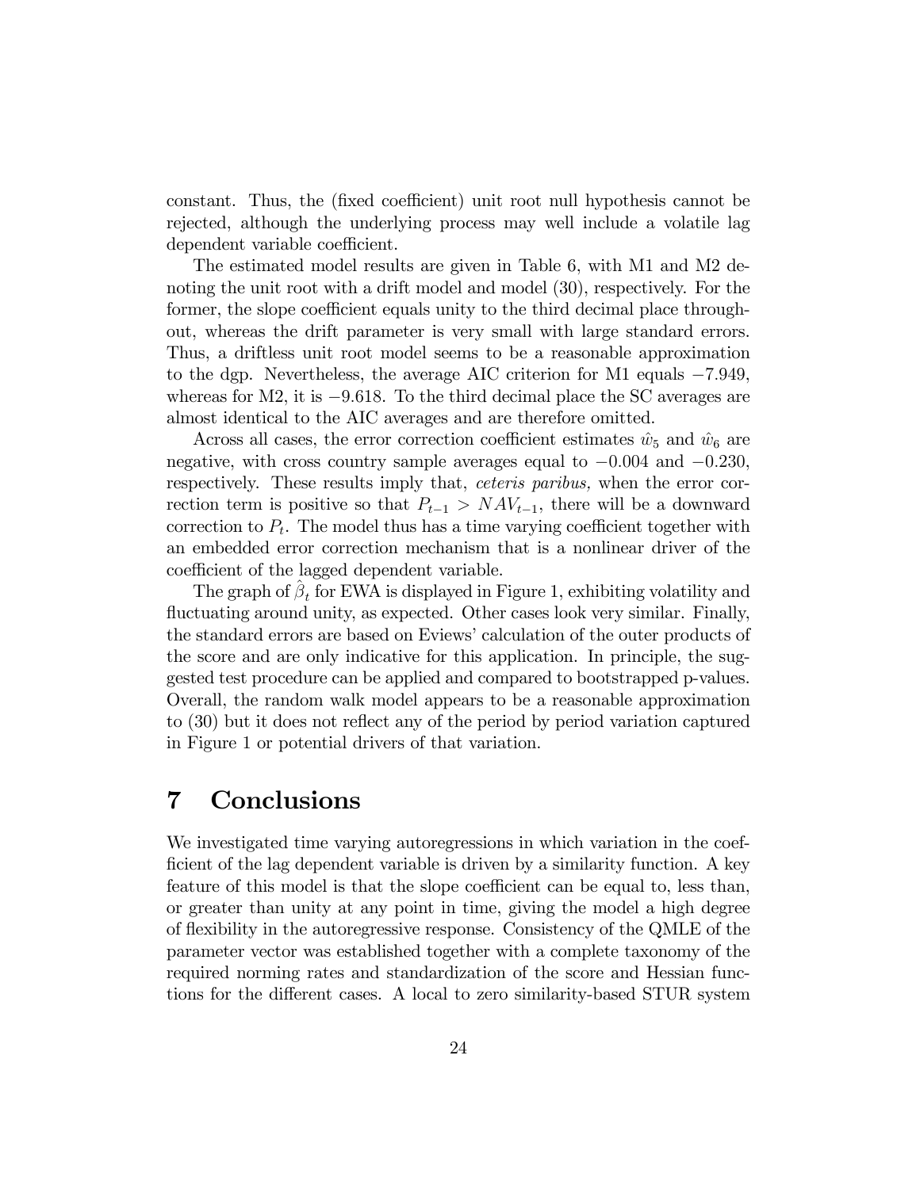constant. Thus, the (fixed coefficient) unit root null hypothesis cannot be rejected, although the underlying process may well include a volatile lag dependent variable coefficient.

The estimated model results are given in Table 6, with M1 and M2 denoting the unit root with a drift model and model (30), respectively. For the former, the slope coefficient equals unity to the third decimal place throughout, whereas the drift parameter is very small with large standard errors. Thus, a driftless unit root model seems to be a reasonable approximation to the dgp. Nevertheless, the average AIC criterion for M1 equals $-7.949$, whereas for M2, it is $-9.618$. To the third decimal place the SC averages are almost identical to the AIC averages and are therefore omitted.

Across all cases, the error correction coefficient estimates $\hat{w}_5$ and $\hat{w}_6$ are negative, with cross country sample averages equal to $-0.004$ and $-0.230$, respectively. These results imply that, *ceteris paribus,* when the error correction term is positive so that $P_{t-1} > NAV_{t-1}$, there will be a downward correction to $P_t$. The model thus has a time varying coefficient together with an embedded error correction mechanism that is a nonlinear driver of the coefficient of the lagged dependent variable.

The graph of $\hat{\beta}_t$ for EWA is displayed in Figure 1, exhibiting volatility and fluctuating around unity, as expected. Other cases look very similar. Finally, the standard errors are based on Eviews' calculation of the outer products of the score and are only indicative for this application. In principle, the suggested test procedure can be applied and compared to bootstrapped p-values. Overall, the random walk model appears to be a reasonable approximation to (30) but it does not reflect any of the period by period variation captured in Figure 1 or potential drivers of that variation.

# 7 Conclusions

We investigated time varying autoregressions in which variation in the coefficient of the lag dependent variable is driven by a similarity function. A key feature of this model is that the slope coefficient can be equal to, less than, or greater than unity at any point in time, giving the model a high degree of flexibility in the autoregressive response. Consistency of the QMLE of the parameter vector was established together with a complete taxonomy of the required norming rates and standardization of the score and Hessian functions for the different cases. A local to zero similarity-based STUR system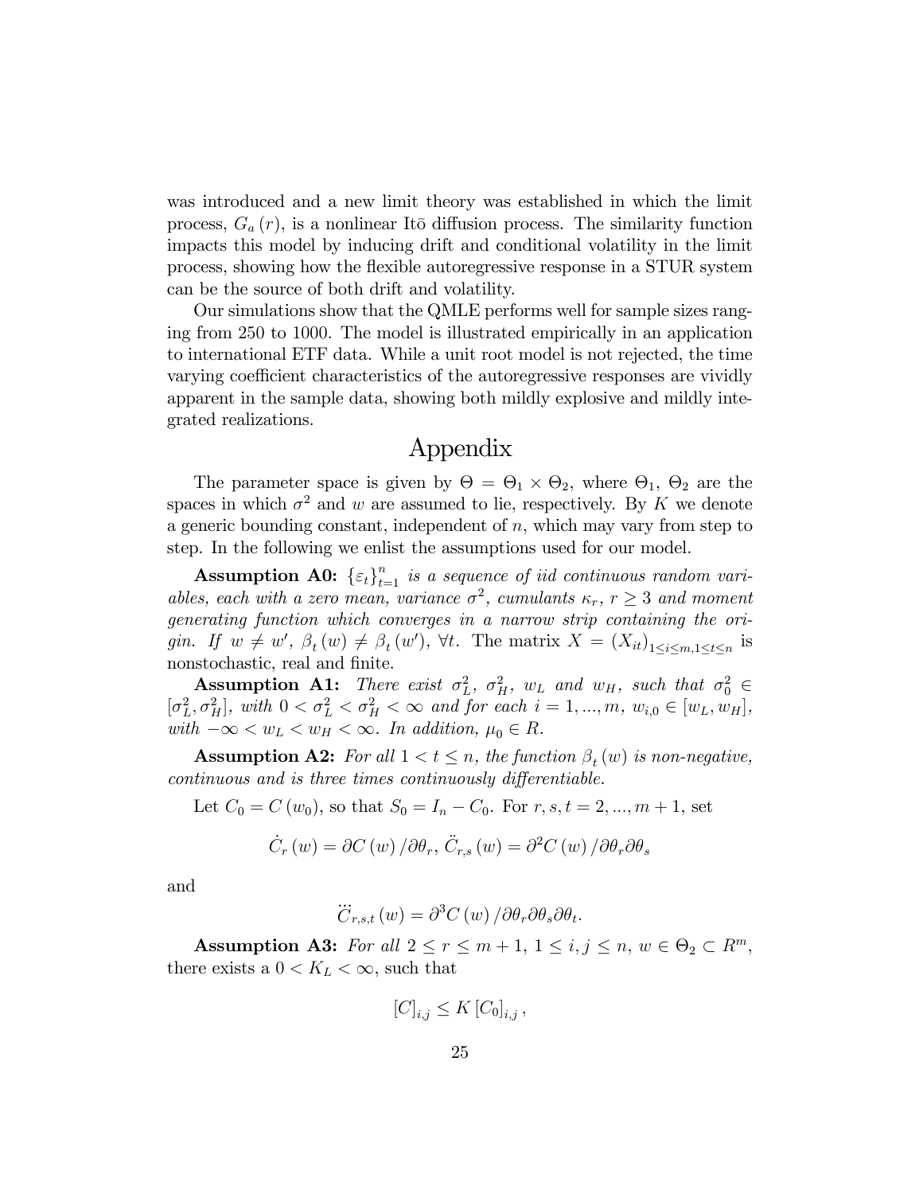was introduced and a new limit theory was established in which the limit process, $G_a(r)$, is a nonlinear Itō diffusion process. The similarity function impacts this model by inducing drift and conditional volatility in the limit process, showing how the flexible autoregressive response in a STUR system can be the source of both drift and volatility.

Our simulations show that the QMLE performs well for sample sizes ranging from 250 to 1000. The model is illustrated empirically in an application to international ETF data. While a unit root model is not rejected, the time varying coefficient characteristics of the autoregressive responses are vividly apparent in the sample data, showing both mildly explosive and mildly integrated realizations.

# Appendix

The parameter space is given by $\Theta = \Theta_1 \times \Theta_2$, where $\Theta_1$, $\Theta_2$ are the spaces in which $\sigma^2$ and $w$ are assumed to lie, respectively. By $K$ we denote a generic bounding constant, independent of $n$, which may vary from step to step. In the following we enlist the assumptions used for our model.

**Assumption A0:** *$\{\varepsilon_t\}_{t=1}^n$ is a sequence of iid continuous random variables, each with a zero mean, variance $\sigma^2$, cumulants $\kappa_r$, $r \geq 3$ and moment generating function which converges in a narrow strip containing the origin. If $w \neq w'$, $\beta_t(w) \neq \beta_t(w')$, $\forall t$.* The matrix $X = (X_{it})_{1 \leq i \leq m, 1 \leq t \leq n}$ is nonstochastic, real and finite.

**Assumption A1:** *There exist $\sigma_L^2$, $\sigma_H^2$, $w_L$ and $w_H$, such that $\sigma_0^2 \in [\sigma_L^2, \sigma_H^2]$, with $0 < \sigma_L^2 < \sigma_H^2 < \infty$ and for each $i = 1, ..., m$, $w_{i,0} \in [w_L, w_H]$, with $-\infty < w_L < w_H < \infty$. In addition, $\mu_0 \in R$.*

**Assumption A2:** *For all $1 < t \leq n$, the function $\beta_t(w)$ is non-negative, continuous and is three times continuously differentiable.*

Let $C_0 = C(w_0)$, so that $S_0 = I_n - C_0$. For $r, s, t = 2, ..., m+1$, set

$$\dot{C}_r(w) = \partial C(w) / \partial \theta_r, \; \ddot{C}_{r,s}(w) = \partial^2 C(w) / \partial \theta_r \partial \theta_s$$

and

$$\dddot{C}_{r,s,t}(w) = \partial^3 C(w) / \partial \theta_r \partial \theta_s \partial \theta_t.$$

**Assumption A3:** *For all $2 \leq r \leq m+1$, $1 \leq i, j \leq n$, $w \in \Theta_2 \subset R^m$,* there exists a $0 < K_L < \infty$, such that

$$[C]_{i,j} \leq K [C_0]_{i,j},$$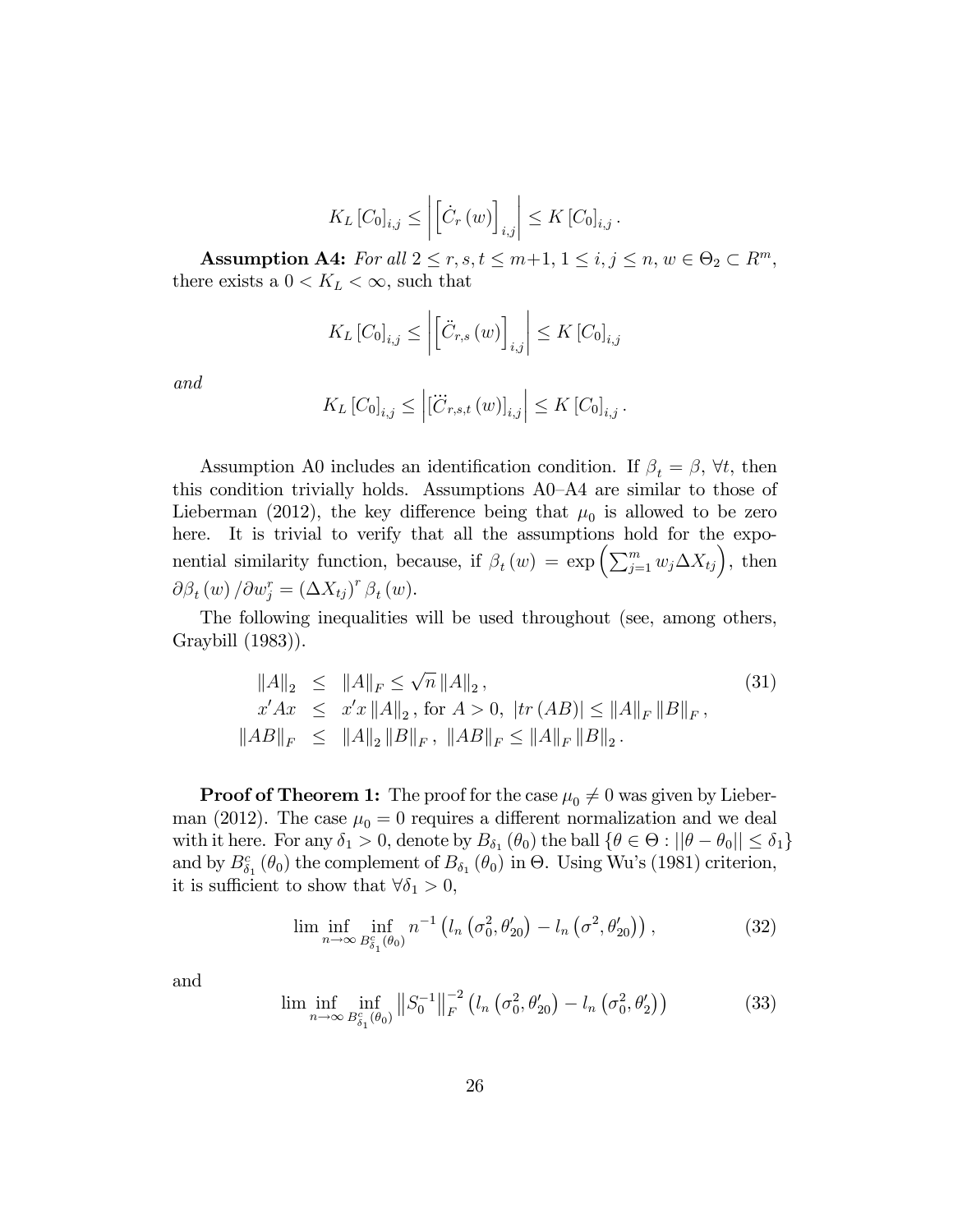$$K_L \left[C_0\right]_{i,j} \leq \left| \left[\dot{C}_r\left(w\right)\right]_{i,j} \right| \leq K \left[C_0\right]_{i,j}.$$

**Assumption A4:** *For all* $2 \leq r, s, t \leq m+1$, $1 \leq i, j \leq n$, $w \in \Theta_2 \subset R^m$, there exists a $0 < K_L < \infty$, such that

$$K_L \left[C_0\right]_{i,j} \leq \left| \left[\ddot{C}_{r,s}\left(w\right)\right]_{i,j} \right| \leq K \left[C_0\right]_{i,j}$$

*and*

$$K_L \left[C_0\right]_{i,j} \leq \left| \left[\dddot{C}_{r,s,t}\left(w\right)\right]_{i,j} \right| \leq K \left[C_0\right]_{i,j}.$$

Assumption A0 includes an identification condition. If $\beta_t = \beta$, $\forall t$, then this condition trivially holds. Assumptions A0–A4 are similar to those of Lieberman (2012), the key difference being that $\mu_0$ is allowed to be zero here. It is trivial to verify that all the assumptions hold for the exponential similarity function, because, if $\beta_t\left(w\right) = \exp\left(\sum_{j=1}^{m} w_j \Delta X_{tj}\right)$, then $\partial \beta_t\left(w\right) / \partial w_j^r = \left(\Delta X_{tj}\right)^r \beta_t\left(w\right)$.

The following inequalities will be used throughout (see, among others, Graybill (1983)).

$$\begin{aligned}
\|A\|_2 &\leq \|A\|_F \leq \sqrt{n}\,\|A\|_2\,, \\
x'Ax &\leq x'x\,\|A\|_2\,, \text{ for } A > 0,\ |tr\left(AB\right)| \leq \|A\|_F\,\|B\|_F\,, \\
\|AB\|_F &\leq \|A\|_2\,\|B\|_F\,,\ \|AB\|_F \leq \|A\|_F\,\|B\|_2\,.
\end{aligned} \tag{31}$$

**Proof of Theorem 1:** The proof for the case $\mu_0 \neq 0$ was given by Lieberman (2012). The case $\mu_0 = 0$ requires a different normalization and we deal with it here. For any $\delta_1 > 0$, denote by $B_{\delta_1}\left(\theta_0\right)$ the ball $\{\theta \in \Theta : ||\theta - \theta_0|| \leq \delta_1\}$ and by $B_{\delta_1}^c\left(\theta_0\right)$ the complement of $B_{\delta_1}\left(\theta_0\right)$ in $\Theta$. Using Wu's (1981) criterion, it is sufficient to show that $\forall \delta_1 > 0$,

$$\liminf_{n\to\infty} \inf_{B_{\delta_1}^c\left(\theta_0\right)} n^{-1}\left(l_n\left(\sigma_0^2, \theta_{20}'\right) - l_n\left(\sigma^2, \theta_{20}'\right)\right), \tag{32}$$

and

$$\liminf_{n\to\infty} \inf_{B_{\delta_1}^c\left(\theta_0\right)} \left\|S_0^{-1}\right\|_F^{-2}\left(l_n\left(\sigma_0^2, \theta_{20}'\right) - l_n\left(\sigma_0^2, \theta_2'\right)\right) \tag{33}$$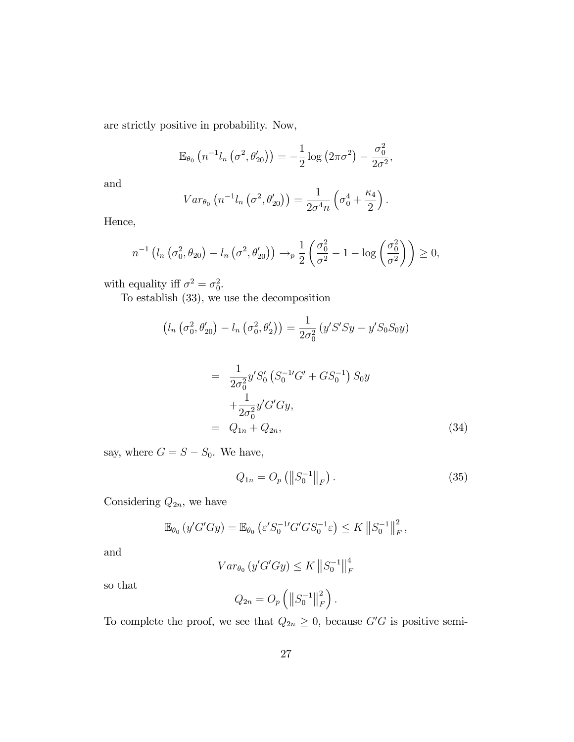are strictly positive in probability. Now,

$$\mathbb{E}_{\theta_0}\left(n^{-1} l_n\left(\sigma^2, \theta_{20}'\right)\right) = -\frac{1}{2}\log\left(2\pi\sigma^2\right) - \frac{\sigma_0^2}{2\sigma^2},$$

and

$$Var_{\theta_0}\left(n^{-1} l_n\left(\sigma^2, \theta_{20}'\right)\right) = \frac{1}{2\sigma^4 n}\left(\sigma_0^4 + \frac{\kappa_4}{2}\right).$$

Hence,

$$n^{-1}\left(l_n\left(\sigma_0^2, \theta_{20}\right) - l_n\left(\sigma^2, \theta_{20}'\right)\right) \to_p \frac{1}{2}\left(\frac{\sigma_0^2}{\sigma^2} - 1 - \log\left(\frac{\sigma_0^2}{\sigma^2}\right)\right) \geq 0,$$

with equality iff $\sigma^2 = \sigma_0^2$.

To establish (33), we use the decomposition

$$\left(l_n\left(\sigma_0^2, \theta_{20}'\right) - l_n\left(\sigma_0^2, \theta_2'\right)\right) = \frac{1}{2\sigma_0^2}\left(y'S'Sy - y'S_0S_0y\right)$$

$$\begin{aligned}
&= \frac{1}{2\sigma_0^2} y'S_0'\left(S_0^{-1\prime}G' + GS_0^{-1}\right)S_0 y \\
&\quad + \frac{1}{2\sigma_0^2} y'G'Gy, \\
&= Q_{1n} + Q_{2n},
\end{aligned} \tag{34}$$

say, where $G = S - S_0$. We have,

$$Q_{1n} = O_p\left(\left\|S_0^{-1}\right\|_F\right). \tag{35}$$

Considering $Q_{2n}$, we have

$$\mathbb{E}_{\theta_0}\left(y'G'Gy\right) = \mathbb{E}_{\theta_0}\left(\varepsilon' S_0^{-1\prime} G'GS_0^{-1}\varepsilon\right) \leq K\left\|S_0^{-1}\right\|_F^2,$$

and

$$Var_{\theta_0}\left(y'G'Gy\right) \leq K\left\|S_0^{-1}\right\|_F^4$$

so that

$$Q_{2n} = O_p\left(\left\|S_0^{-1}\right\|_F^2\right).$$

To complete the proof, we see that $Q_{2n} \geq 0$, because $G'G$ is positive semi-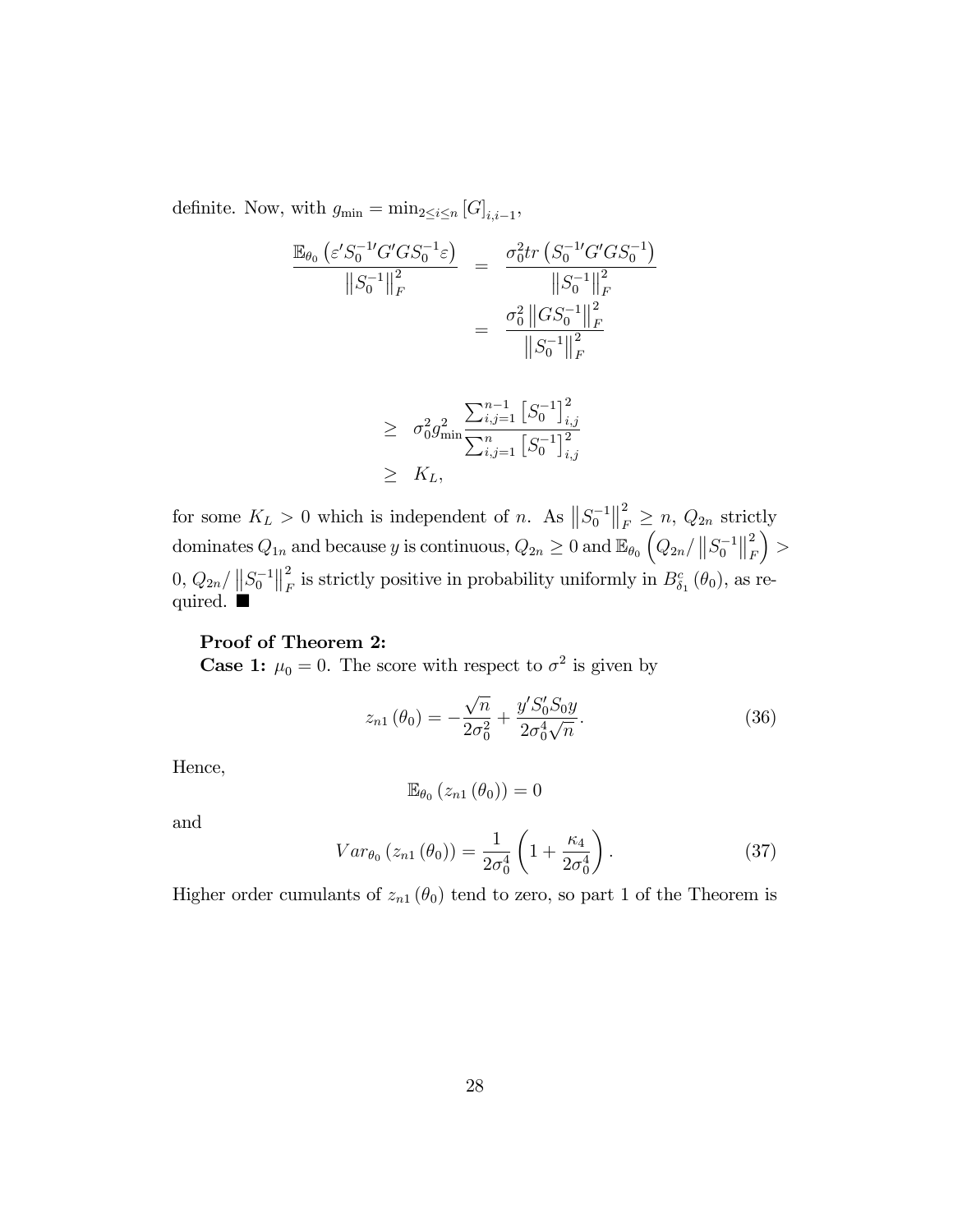definite. Now, with $g_{\min} = \min_{2 \leq i \leq n} [G]_{i,i-1}$,

$$
\begin{aligned}
\frac{\mathbb{E}_{\theta_0}\left(\varepsilon' S_0^{-1\prime} G' G S_0^{-1} \varepsilon\right)}{\left\|S_0^{-1}\right\|_F^2} &= \frac{\sigma_0^2 tr\left(S_0^{-1\prime} G' G S_0^{-1}\right)}{\left\|S_0^{-1}\right\|_F^2} \\
&= \frac{\sigma_0^2 \left\|G S_0^{-1}\right\|_F^2}{\left\|S_0^{-1}\right\|_F^2}
\end{aligned}
$$

$$
\begin{aligned}
&\geq \sigma_0^2 g_{\min}^2 \frac{\sum_{i,j=1}^{n-1} \left[S_0^{-1}\right]_{i,j}^2}{\sum_{i,j=1}^{n} \left[S_0^{-1}\right]_{i,j}^2} \\
&\geq K_L,
\end{aligned}
$$

for some $K_L > 0$ which is independent of $n$. As $\left\|S_0^{-1}\right\|_F^2 \geq n$, $Q_{2n}$ strictly dominates $Q_{1n}$ and because $y$ is continuous, $Q_{2n} \geq 0$ and $\mathbb{E}_{\theta_0}\left(Q_{2n}/\left\|S_0^{-1}\right\|_F^2\right) > 0$, $Q_{2n}/\left\|S_0^{-1}\right\|_F^2$ is strictly positive in probability uniformly in $B_{\delta_1}^c(\theta_0)$, as required. ■

**Proof of Theorem 2:**
**Case 1:** $\mu_0 = 0$. The score with respect to $\sigma^2$ is given by

$$
z_{n1}(\theta_0) = -\frac{\sqrt{n}}{2\sigma_0^2} + \frac{y' S_0' S_0 y}{2\sigma_0^4 \sqrt{n}}. \tag{36}
$$

Hence,

$$
\mathbb{E}_{\theta_0}(z_{n1}(\theta_0)) = 0
$$

and

$$
Var_{\theta_0}(z_{n1}(\theta_0)) = \frac{1}{2\sigma_0^4}\left(1 + \frac{\kappa_4}{2\sigma_0^4}\right). \tag{37}
$$

Higher order cumulants of $z_{n1}(\theta_0)$ tend to zero, so part 1 of the Theorem is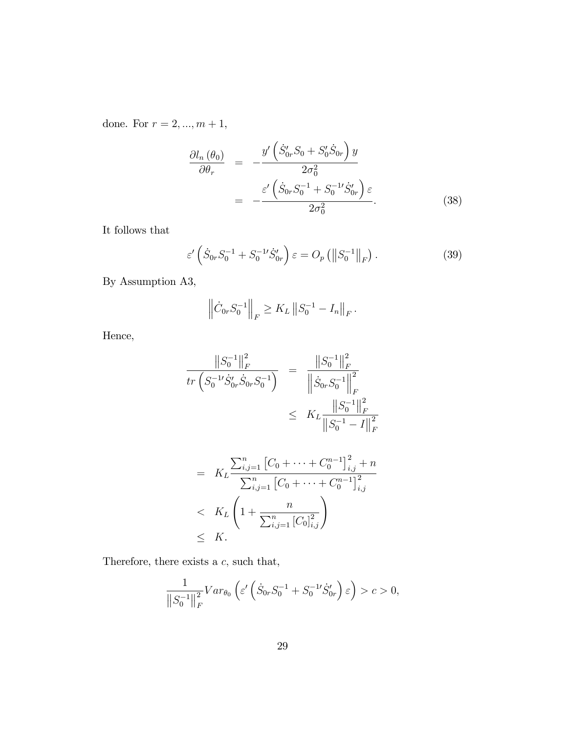done. For $r = 2, ..., m+1$,

$$
\begin{aligned}
\frac{\partial l_n(\theta_0)}{\partial \theta_r} &= -\frac{y'\left(\dot{S}_{0r}' S_0 + S_0' \dot{S}_{0r}\right) y}{2\sigma_0^2} \\
&= -\frac{\varepsilon'\left(\dot{S}_{0r} S_0^{-1} + S_0^{-1\prime} \dot{S}_{0r}'\right) \varepsilon}{2\sigma_0^2}. \qquad (38)
\end{aligned}
$$

It follows that

$$
\varepsilon'\left(\dot{S}_{0r} S_0^{-1} + S_0^{-1\prime} \dot{S}_{0r}'\right) \varepsilon = O_p\left(\left\|S_0^{-1}\right\|_F\right). \qquad (39)
$$

By Assumption A3,

$$
\left\|\dot{C}_{0r} S_0^{-1}\right\|_F \geq K_L \left\|S_0^{-1} - I_n\right\|_F.
$$

Hence,

$$
\begin{aligned}
\frac{\left\|S_0^{-1}\right\|_F^2}{tr\left(S_0^{-1\prime} \dot{S}_{0r}' \dot{S}_{0r} S_0^{-1}\right)} &= \frac{\left\|S_0^{-1}\right\|_F^2}{\left\|\dot{S}_{0r} S_0^{-1}\right\|_F^2} \\
&\leq K_L \frac{\left\|S_0^{-1}\right\|_F^2}{\left\|S_0^{-1} - I\right\|_F^2}
\end{aligned}
$$

$$
\begin{aligned}
&= K_L \frac{\sum_{i,j=1}^n \left[C_0 + \cdots + C_0^{n-1}\right]_{i,j}^2 + n}{\sum_{i,j=1}^n \left[C_0 + \cdots + C_0^{n-1}\right]_{i,j}^2} \\
&< K_L \left(1 + \frac{n}{\sum_{i,j=1}^n \left[C_0\right]_{i,j}^2}\right) \\
&\leq K.
\end{aligned}
$$

Therefore, there exists a $c$, such that,

$$
\frac{1}{\left\|S_0^{-1}\right\|_F^2} Var_{\theta_0}\left(\varepsilon'\left(\dot{S}_{0r} S_0^{-1} + S_0^{-1\prime} \dot{S}_{0r}'\right) \varepsilon\right) > c > 0,
$$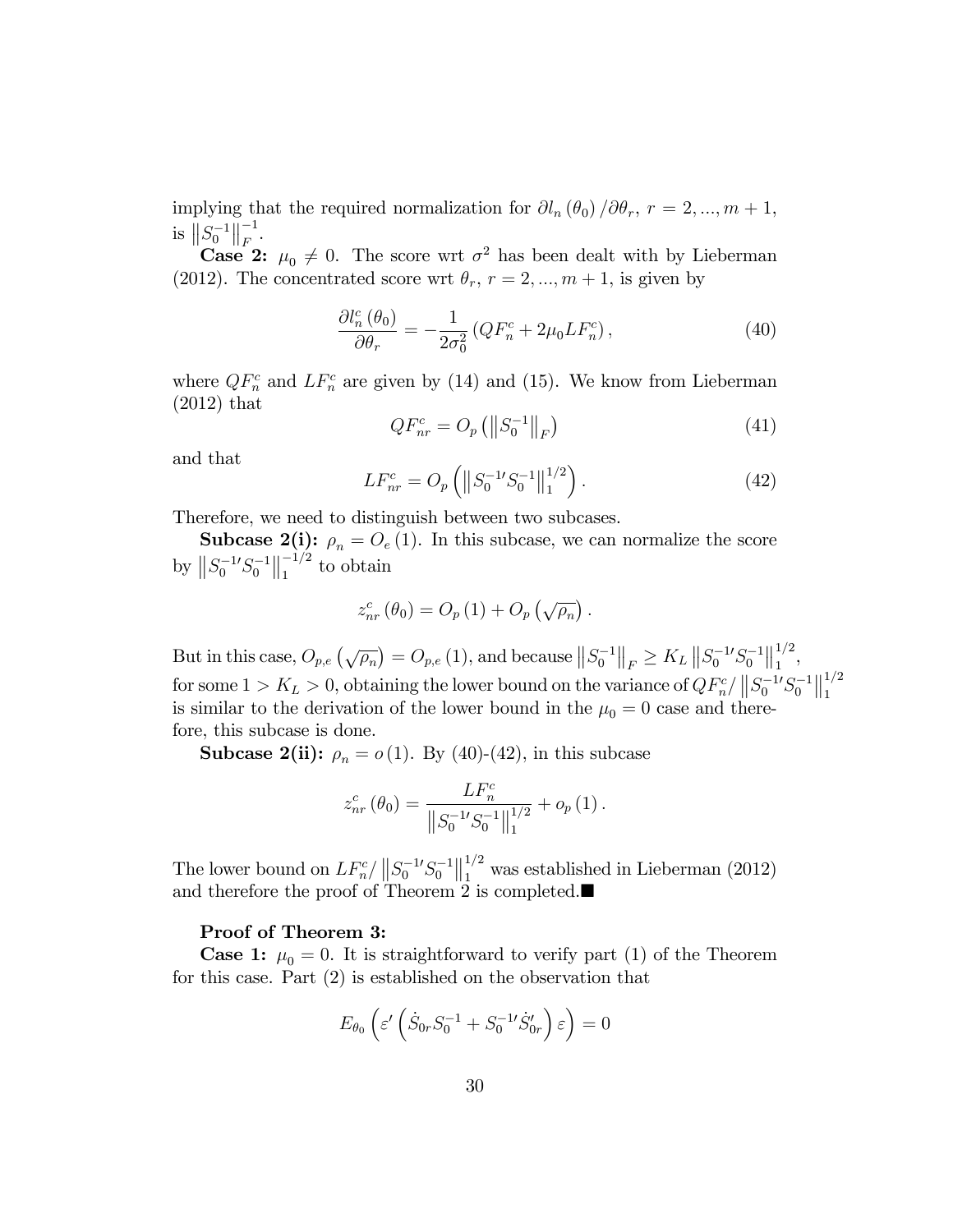implying that the required normalization for $\partial l_n(\theta_0)/\partial\theta_r$, $r = 2, ..., m+1$, is $\left\|S_0^{-1}\right\|_F^{-1}$.

**Case 2:** $\mu_0 \neq 0$. The score wrt $\sigma^2$ has been dealt with by Lieberman (2012). The concentrated score wrt $\theta_r$, $r = 2, ..., m+1$, is given by

$$\frac{\partial l_n^c(\theta_0)}{\partial\theta_r} = -\frac{1}{2\sigma_0^2}\left(QF_n^c + 2\mu_0 LF_n^c\right), \tag{40}$$

where $QF_n^c$ and $LF_n^c$ are given by (14) and (15). We know from Lieberman (2012) that

$$QF_{nr}^c = O_p\left(\left\|S_0^{-1}\right\|_F\right) \tag{41}$$

and that

$$LF_{nr}^c = O_p\left(\left\|S_0^{-1\prime}S_0^{-1}\right\|_1^{1/2}\right). \tag{42}$$

Therefore, we need to distinguish between two subcases.

**Subcase 2(i):** $\rho_n = O_e(1)$. In this subcase, we can normalize the score by $\left\|S_0^{-1\prime}S_0^{-1}\right\|_1^{-1/2}$ to obtain

$$z_{nr}^c(\theta_0) = O_p(1) + O_p\left(\sqrt{\rho_n}\right).$$

But in this case, $O_{p,e}\left(\sqrt{\rho_n}\right) = O_{p,e}(1)$, and because $\left\|S_0^{-1}\right\|_F \geq K_L\left\|S_0^{-1\prime}S_0^{-1}\right\|_1^{1/2}$, for some $1 > K_L > 0$, obtaining the lower bound on the variance of $QF_n^c/\left\|S_0^{-1\prime}S_0^{-1}\right\|_1^{1/2}$ is similar to the derivation of the lower bound in the $\mu_0 = 0$ case and therefore, this subcase is done.

**Subcase 2(ii):** $\rho_n = o(1)$. By (40)-(42), in this subcase

$$z_{nr}^c(\theta_0) = \frac{LF_n^c}{\left\|S_0^{-1\prime}S_0^{-1}\right\|_1^{1/2}} + o_p(1).$$

The lower bound on $LF_n^c/\left\|S_0^{-1\prime}S_0^{-1}\right\|_1^{1/2}$ was established in Lieberman (2012) and therefore the proof of Theorem 2 is completed.■

**Proof of Theorem 3:**

**Case 1:** $\mu_0 = 0$. It is straightforward to verify part (1) of the Theorem for this case. Part (2) is established on the observation that

$$E_{\theta_0}\left(\varepsilon'\left(\dot{S}_{0r}S_0^{-1} + S_0^{-1\prime}\dot{S}_{0r}'\right)\varepsilon\right) = 0$$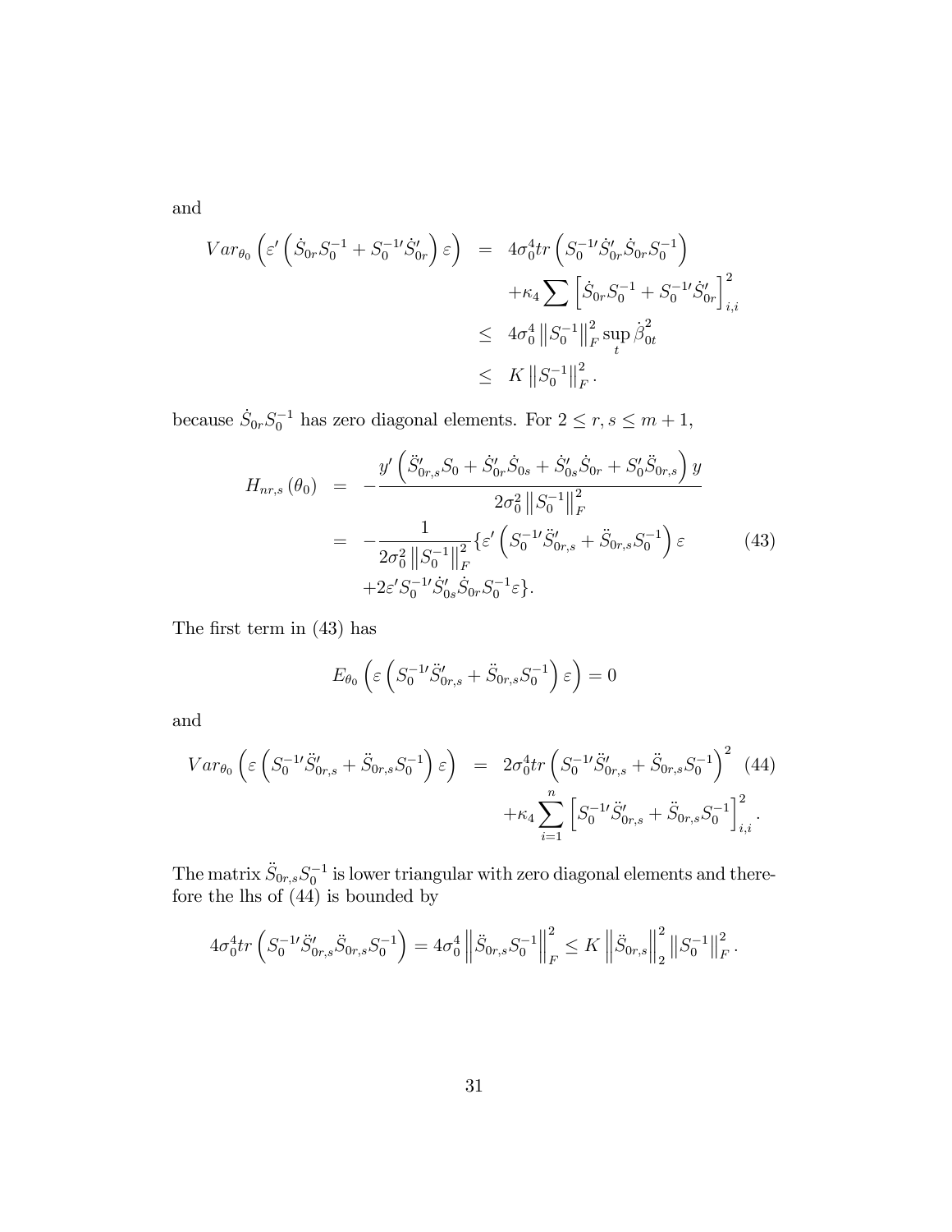and

$$
\begin{aligned}
Var_{\theta_0}\left(\varepsilon'\left(\dot{S}_{0r}S_0^{-1}+S_0^{-1\prime}\dot{S}_{0r}'\right)\varepsilon\right) &= 4\sigma_0^4 tr\left(S_0^{-1\prime}\dot{S}_{0r}'\dot{S}_{0r}S_0^{-1}\right) \\
&\quad +\kappa_4\sum\left[\dot{S}_{0r}S_0^{-1}+S_0^{-1\prime}\dot{S}_{0r}'\right]_{i,i}^2 \\
&\leq 4\sigma_0^4\left\|S_0^{-1}\right\|_F^2\sup_t\dot{\beta}_{0t}^2 \\
&\leq K\left\|S_0^{-1}\right\|_F^2.
\end{aligned}
$$

because $\dot{S}_{0r}S_0^{-1}$ has zero diagonal elements. For $2\leq r,s\leq m+1$,

$$
\begin{aligned}
H_{nr,s}\left(\theta_0\right) &= -\frac{y'\left(\ddot{S}_{0r,s}'S_0+\dot{S}_{0r}'\dot{S}_{0s}+\dot{S}_{0s}'\dot{S}_{0r}+S_0'\ddot{S}_{0r,s}\right)y}{2\sigma_0^2\left\|S_0^{-1}\right\|_F^2} \\
&= -\frac{1}{2\sigma_0^2\left\|S_0^{-1}\right\|_F^2}\{\varepsilon'\left(S_0^{-1\prime}\ddot{S}_{0r,s}'+\ddot{S}_{0r,s}S_0^{-1}\right)\varepsilon \\
&\quad +2\varepsilon' S_0^{-1\prime}\dot{S}_{0s}'\dot{S}_{0r}S_0^{-1}\varepsilon\}.
\end{aligned} \tag{43}
$$

The first term in (43) has

$$
E_{\theta_0}\left(\varepsilon\left(S_0^{-1\prime}\ddot{S}_{0r,s}'+\ddot{S}_{0r,s}S_0^{-1}\right)\varepsilon\right)=0
$$

and

$$
\begin{aligned}
Var_{\theta_0}\left(\varepsilon\left(S_0^{-1\prime}\ddot{S}_{0r,s}'+\ddot{S}_{0r,s}S_0^{-1}\right)\varepsilon\right) &= 2\sigma_0^4 tr\left(S_0^{-1\prime}\ddot{S}_{0r,s}'+\ddot{S}_{0r,s}S_0^{-1}\right)^2 \\
&\quad +\kappa_4\sum_{i=1}^n\left[S_0^{-1\prime}\ddot{S}_{0r,s}'+\ddot{S}_{0r,s}S_0^{-1}\right]_{i,i}^2.
\end{aligned} \tag{44}
$$

The matrix $\ddot{S}_{0r,s}S_0^{-1}$ is lower triangular with zero diagonal elements and therefore the lhs of (44) is bounded by

$$
4\sigma_0^4 tr\left(S_0^{-1\prime}\ddot{S}_{0r,s}'\ddot{S}_{0r,s}S_0^{-1}\right)=4\sigma_0^4\left\|\ddot{S}_{0r,s}S_0^{-1}\right\|_F^2\leq K\left\|\ddot{S}_{0r,s}\right\|_2^2\left\|S_0^{-1}\right\|_F^2.
$$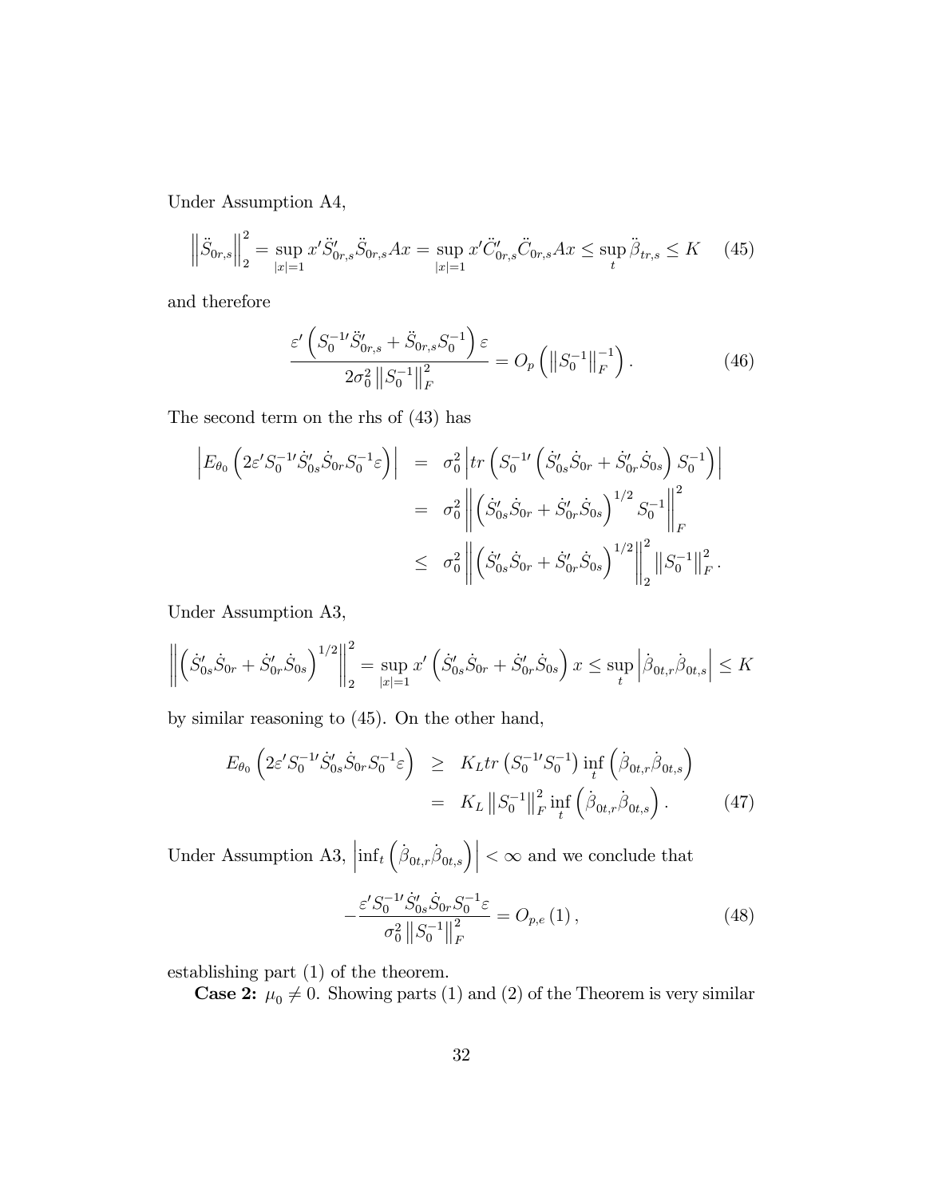Under Assumption A4,

$$\left\|\ddot{S}_{0r,s}\right\|_2^2 = \sup_{|x|=1} x'\ddot{S}_{0r,s}'\ddot{S}_{0r,s}Ax = \sup_{|x|=1} x'\ddot{C}_{0r,s}'\ddot{C}_{0r,s}Ax \leq \sup_t \ddot{\beta}_{tr,s} \leq K \tag{45}$$

and therefore

$$\frac{\varepsilon'\left(S_0^{-1\prime}\ddot{S}_{0r,s}' + \ddot{S}_{0r,s}S_0^{-1}\right)\varepsilon}{2\sigma_0^2\left\|S_0^{-1}\right\|_F^2} = O_p\left(\left\|S_0^{-1}\right\|_F^{-1}\right). \tag{46}$$

The second term on the rhs of (43) has

$$\begin{aligned}
\left|E_{\theta_0}\left(2\varepsilon' S_0^{-1\prime}\dot{S}_{0s}'\dot{S}_{0r}S_0^{-1}\varepsilon\right)\right| &= \sigma_0^2\left|tr\left(S_0^{-1\prime}\left(\dot{S}_{0s}'\dot{S}_{0r} + \dot{S}_{0r}'\dot{S}_{0s}\right)S_0^{-1}\right)\right| \\
&= \sigma_0^2\left\|\left(\dot{S}_{0s}'\dot{S}_{0r} + \dot{S}_{0r}'\dot{S}_{0s}\right)^{1/2}S_0^{-1}\right\|_F^2 \\
&\leq \sigma_0^2\left\|\left(\dot{S}_{0s}'\dot{S}_{0r} + \dot{S}_{0r}'\dot{S}_{0s}\right)^{1/2}\right\|_2^2\left\|S_0^{-1}\right\|_F^2.
\end{aligned}$$

Under Assumption A3,

$$\left\|\left(\dot{S}_{0s}'\dot{S}_{0r} + \dot{S}_{0r}'\dot{S}_{0s}\right)^{1/2}\right\|_2^2 = \sup_{|x|=1} x'\left(\dot{S}_{0s}'\dot{S}_{0r} + \dot{S}_{0r}'\dot{S}_{0s}\right)x \leq \sup_t\left|\dot{\beta}_{0t,r}\dot{\beta}_{0t,s}\right| \leq K$$

by similar reasoning to (45). On the other hand,

$$\begin{aligned}
E_{\theta_0}\left(2\varepsilon' S_0^{-1\prime}\dot{S}_{0s}'\dot{S}_{0r}S_0^{-1}\varepsilon\right) &\geq K_L tr\left(S_0^{-1\prime}S_0^{-1}\right)\inf_t\left(\dot{\beta}_{0t,r}\dot{\beta}_{0t,s}\right) \\
&= K_L\left\|S_0^{-1}\right\|_F^2\inf_t\left(\dot{\beta}_{0t,r}\dot{\beta}_{0t,s}\right).
\end{aligned} \tag{47}$$

Under Assumption A3, $\left|\inf_t\left(\dot{\beta}_{0t,r}\dot{\beta}_{0t,s}\right)\right| < \infty$ and we conclude that

$$-\frac{\varepsilon' S_0^{-1\prime}\dot{S}_{0s}'\dot{S}_{0r}S_0^{-1}\varepsilon}{\sigma_0^2\left\|S_0^{-1}\right\|_F^2} = O_{p,e}(1), \tag{48}$$

establishing part (1) of the theorem.

**Case 2:** $\mu_0 \neq 0$. Showing parts (1) and (2) of the Theorem is very similar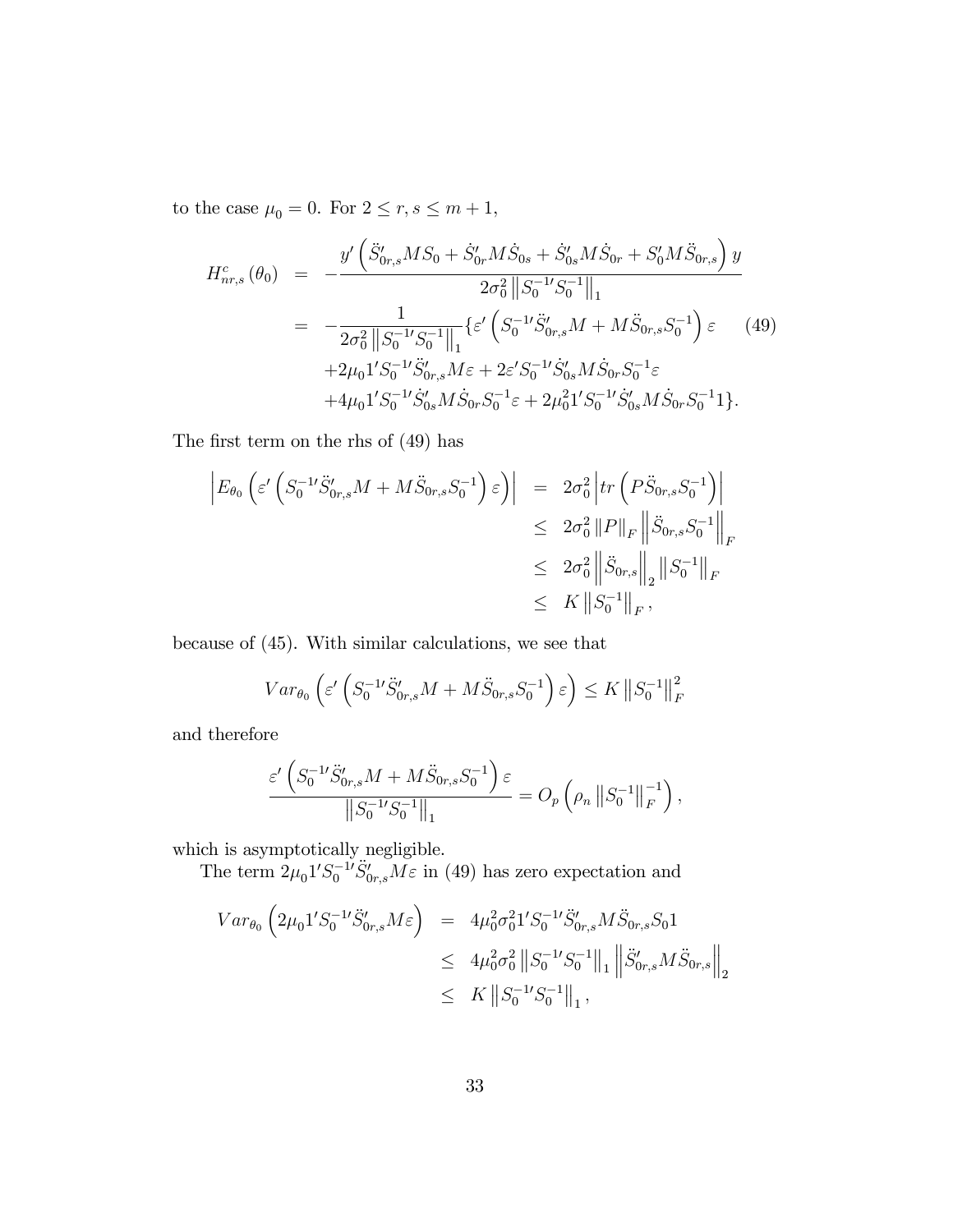to the case $\mu_0 = 0$. For $2 \leq r, s \leq m+1$,

$$
\begin{aligned}
H^c_{nr,s}(\theta_0) &= -\frac{y'\left(\ddot{S}'_{0r,s} M S_0 + \dot{S}'_{0r} M \dot{S}_{0s} + \dot{S}'_{0s} M \dot{S}_{0r} + S'_0 M \ddot{S}_{0r,s}\right) y}{2\sigma_0^2 \left\| S_0^{-1\prime} S_0^{-1} \right\|_1} \\
&= -\frac{1}{2\sigma_0^2 \left\| S_0^{-1\prime} S_0^{-1} \right\|_1} \{ \varepsilon' \left( S_0^{-1\prime} \ddot{S}'_{0r,s} M + M \ddot{S}_{0r,s} S_0^{-1} \right) \varepsilon \qquad (49) \\
&\quad + 2\mu_0 1' S_0^{-1\prime} \ddot{S}'_{0r,s} M \varepsilon + 2\varepsilon' S_0^{-1\prime} \dot{S}'_{0s} M \dot{S}_{0r} S_0^{-1} \varepsilon \\
&\quad + 4\mu_0 1' S_0^{-1\prime} \dot{S}'_{0s} M \dot{S}_{0r} S_0^{-1} \varepsilon + 2\mu_0^2 1' S_0^{-1\prime} \dot{S}'_{0s} M \dot{S}_{0r} S_0^{-1} 1 \}.
\end{aligned}
$$

The first term on the rhs of (49) has

$$
\begin{aligned}
\left| E_{\theta_0} \left( \varepsilon' \left( S_0^{-1\prime} \ddot{S}'_{0r,s} M + M \ddot{S}_{0r,s} S_0^{-1} \right) \varepsilon \right) \right| &= 2\sigma_0^2 \left| tr \left( P \ddot{S}_{0r,s} S_0^{-1} \right) \right| \\
&\leq 2\sigma_0^2 \left\| P \right\|_F \left\| \ddot{S}_{0r,s} S_0^{-1} \right\|_F \\
&\leq 2\sigma_0^2 \left\| \ddot{S}_{0r,s} \right\|_2 \left\| S_0^{-1} \right\|_F \\
&\leq K \left\| S_0^{-1} \right\|_F,
\end{aligned}
$$

because of (45). With similar calculations, we see that

$$
Var_{\theta_0} \left( \varepsilon' \left( S_0^{-1\prime} \ddot{S}'_{0r,s} M + M \ddot{S}_{0r,s} S_0^{-1} \right) \varepsilon \right) \leq K \left\| S_0^{-1} \right\|_F^2
$$

and therefore

$$
\frac{\varepsilon' \left( S_0^{-1\prime} \ddot{S}'_{0r,s} M + M \ddot{S}_{0r,s} S_0^{-1} \right) \varepsilon}{\left\| S_0^{-1\prime} S_0^{-1} \right\|_1} = O_p \left( \rho_n \left\| S_0^{-1} \right\|_F^{-1} \right),
$$

which is asymptotically negligible.

The term $2\mu_0 1' S_0^{-1\prime} \ddot{S}'_{0r,s} M \varepsilon$ in (49) has zero expectation and

$$
\begin{aligned}
Var_{\theta_0} \left( 2\mu_0 1' S_0^{-1\prime} \ddot{S}'_{0r,s} M \varepsilon \right) &= 4\mu_0^2 \sigma_0^2 1' S_0^{-1\prime} \ddot{S}'_{0r,s} M \ddot{S}_{0r,s} S_0 1 \\
&\leq 4\mu_0^2 \sigma_0^2 \left\| S_0^{-1\prime} S_0^{-1} \right\|_1 \left\| \ddot{S}'_{0r,s} M \ddot{S}_{0r,s} \right\|_2 \\
&\leq K \left\| S_0^{-1\prime} S_0^{-1} \right\|_1,
\end{aligned}
$$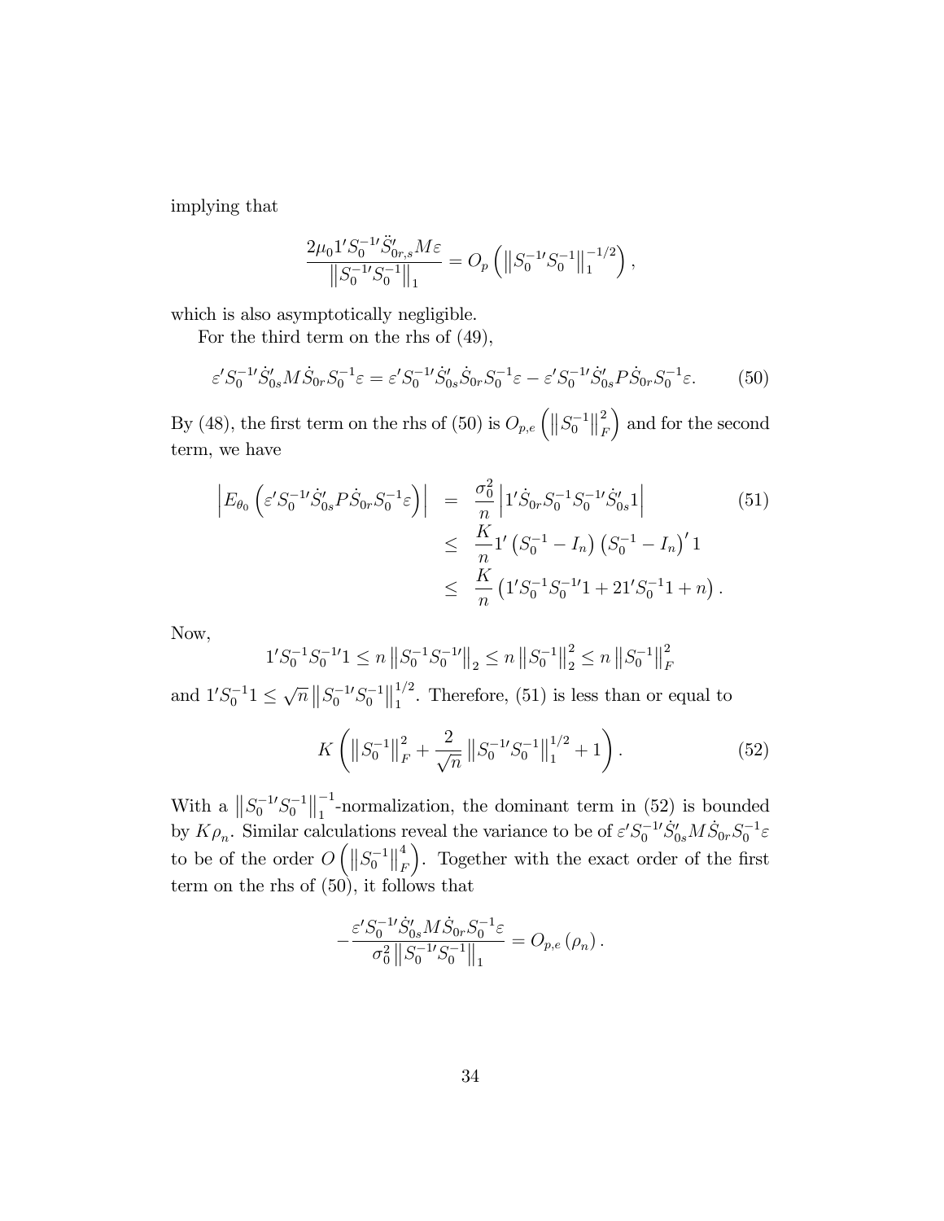implying that

$$\frac{2\mu_0 1' S_0^{-1\prime} \ddot{S}_{0r,s}' M\varepsilon}{\left\| S_0^{-1\prime} S_0^{-1} \right\|_1} = O_p\left( \left\| S_0^{-1\prime} S_0^{-1} \right\|_1^{-1/2} \right),$$

which is also asymptotically negligible.

For the third term on the rhs of (49),

$$\varepsilon' S_0^{-1\prime} \dot{S}_{0s}' M \dot{S}_{0r} S_0^{-1} \varepsilon = \varepsilon' S_0^{-1\prime} \dot{S}_{0s}' \dot{S}_{0r} S_0^{-1} \varepsilon - \varepsilon' S_0^{-1\prime} \dot{S}_{0s}' P \dot{S}_{0r} S_0^{-1} \varepsilon. \tag{50}$$

By (48), the first term on the rhs of (50) is $O_{p,e}\left( \left\| S_0^{-1} \right\|_F^2 \right)$ and for the second term, we have

$$\begin{aligned} \left| E_{\theta_0}\left( \varepsilon' S_0^{-1\prime} \dot{S}_{0s}' P \dot{S}_{0r} S_0^{-1} \varepsilon \right) \right| &= \frac{\sigma_0^2}{n} \left| 1' \dot{S}_{0r} S_0^{-1} S_0^{-1\prime} \dot{S}_{0s}' 1 \right| \\ &\leq \frac{K}{n} 1' \left( S_0^{-1} - I_n \right) \left( S_0^{-1} - I_n \right)' 1 \\ &\leq \frac{K}{n} \left( 1' S_0^{-1} S_0^{-1\prime} 1 + 2 1' S_0^{-1} 1 + n \right). \end{aligned} \tag{51}$$

Now,

$$1' S_0^{-1} S_0^{-1\prime} 1 \leq n \left\| S_0^{-1} S_0^{-1\prime} \right\|_2 \leq n \left\| S_0^{-1} \right\|_2^2 \leq n \left\| S_0^{-1} \right\|_F^2$$

and $1' S_0^{-1} 1 \leq \sqrt{n} \left\| S_0^{-1\prime} S_0^{-1} \right\|_1^{1/2}$. Therefore, (51) is less than or equal to

$$K \left( \left\| S_0^{-1} \right\|_F^2 + \frac{2}{\sqrt{n}} \left\| S_0^{-1\prime} S_0^{-1} \right\|_1^{1/2} + 1 \right). \tag{52}$$

With a $\left\| S_0^{-1\prime} S_0^{-1} \right\|_1^{-1}$-normalization, the dominant term in (52) is bounded by $K\rho_n$. Similar calculations reveal the variance to be of $\varepsilon' S_0^{-1\prime} \dot{S}_{0s}' M \dot{S}_{0r} S_0^{-1} \varepsilon$ to be of the order $O\left( \left\| S_0^{-1} \right\|_F^4 \right)$. Together with the exact order of the first term on the rhs of (50), it follows that

$$-\frac{\varepsilon' S_0^{-1\prime} \dot{S}_{0s}' M \dot{S}_{0r} S_0^{-1} \varepsilon}{\sigma_0^2 \left\| S_0^{-1\prime} S_0^{-1} \right\|_1} = O_{p,e}\left( \rho_n \right).$$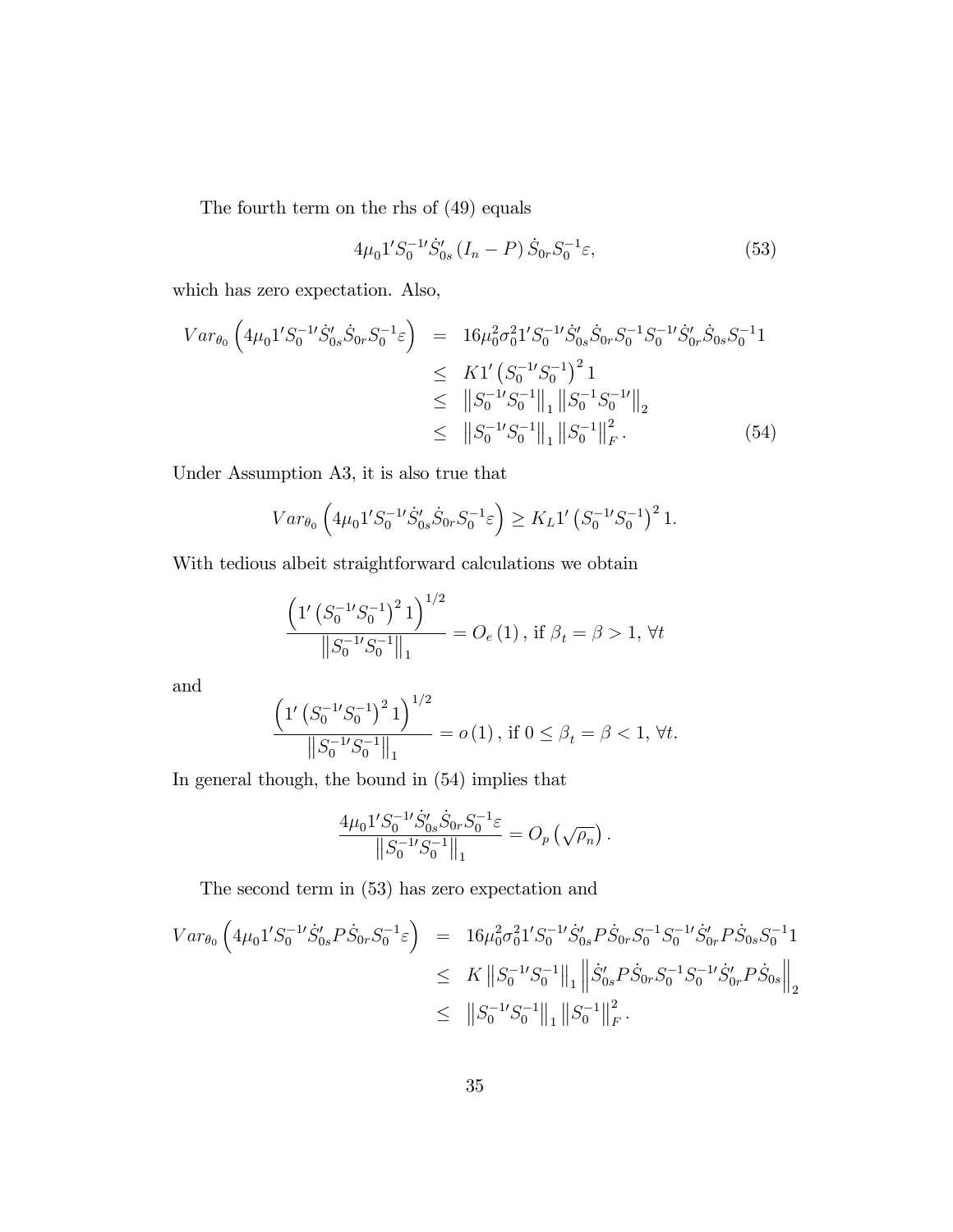The fourth term on the rhs of (49) equals

$$4\mu_0 1' S_0^{-1\prime} \dot{S}_{0s}' \left(I_n - P\right) \dot{S}_{0r} S_0^{-1} \varepsilon, \tag{53}$$

which has zero expectation. Also,

$$\begin{aligned}
Var_{\theta_0}\left(4\mu_0 1' S_0^{-1\prime} \dot{S}_{0s}' \dot{S}_{0r} S_0^{-1} \varepsilon\right) &= 16\mu_0^2 \sigma_0^2 1' S_0^{-1\prime} \dot{S}_{0s}' \dot{S}_{0r} S_0^{-1} S_0^{-1\prime} \dot{S}_{0r}' \dot{S}_{0s} S_0^{-1} 1 \\
&\leq K 1' \left(S_0^{-1\prime} S_0^{-1}\right)^2 1 \\
&\leq \left\| S_0^{-1\prime} S_0^{-1} \right\|_1 \left\| S_0^{-1} S_0^{-1\prime} \right\|_2 \\
&\leq \left\| S_0^{-1\prime} S_0^{-1} \right\|_1 \left\| S_0^{-1} \right\|_F^2 .
\end{aligned} \tag{54}$$

Under Assumption A3, it is also true that

$$Var_{\theta_0}\left(4\mu_0 1' S_0^{-1\prime} \dot{S}_{0s}' \dot{S}_{0r} S_0^{-1} \varepsilon\right) \geq K_L 1' \left(S_0^{-1\prime} S_0^{-1}\right)^2 1.$$

With tedious albeit straightforward calculations we obtain

$$\frac{\left(1' \left(S_0^{-1\prime} S_0^{-1}\right)^2 1\right)^{1/2}}{\left\| S_0^{-1\prime} S_0^{-1} \right\|_1} = O_e(1), \text{ if } \beta_t = \beta > 1, \; \forall t$$

and

$$\frac{\left(1' \left(S_0^{-1\prime} S_0^{-1}\right)^2 1\right)^{1/2}}{\left\| S_0^{-1\prime} S_0^{-1} \right\|_1} = o(1), \text{ if } 0 \leq \beta_t = \beta < 1, \; \forall t.$$

In general though, the bound in (54) implies that

$$\frac{4\mu_0 1' S_0^{-1\prime} \dot{S}_{0s}' \dot{S}_{0r} S_0^{-1} \varepsilon}{\left\| S_0^{-1\prime} S_0^{-1} \right\|_1} = O_p\left(\sqrt{\rho_n}\right).$$

The second term in (53) has zero expectation and

$$\begin{aligned}
Var_{\theta_0}\left(4\mu_0 1' S_0^{-1\prime} \dot{S}_{0s}' P \dot{S}_{0r} S_0^{-1} \varepsilon\right) &= 16\mu_0^2 \sigma_0^2 1' S_0^{-1\prime} \dot{S}_{0s}' P \dot{S}_{0r} S_0^{-1} S_0^{-1\prime} \dot{S}_{0r}' P \dot{S}_{0s} S_0^{-1} 1 \\
&\leq K \left\| S_0^{-1\prime} S_0^{-1} \right\|_1 \left\| \dot{S}_{0s}' P \dot{S}_{0r} S_0^{-1} S_0^{-1\prime} \dot{S}_{0r}' P \dot{S}_{0s} \right\|_2 \\
&\leq \left\| S_0^{-1\prime} S_0^{-1} \right\|_1 \left\| S_0^{-1} \right\|_F^2 .
\end{aligned}$$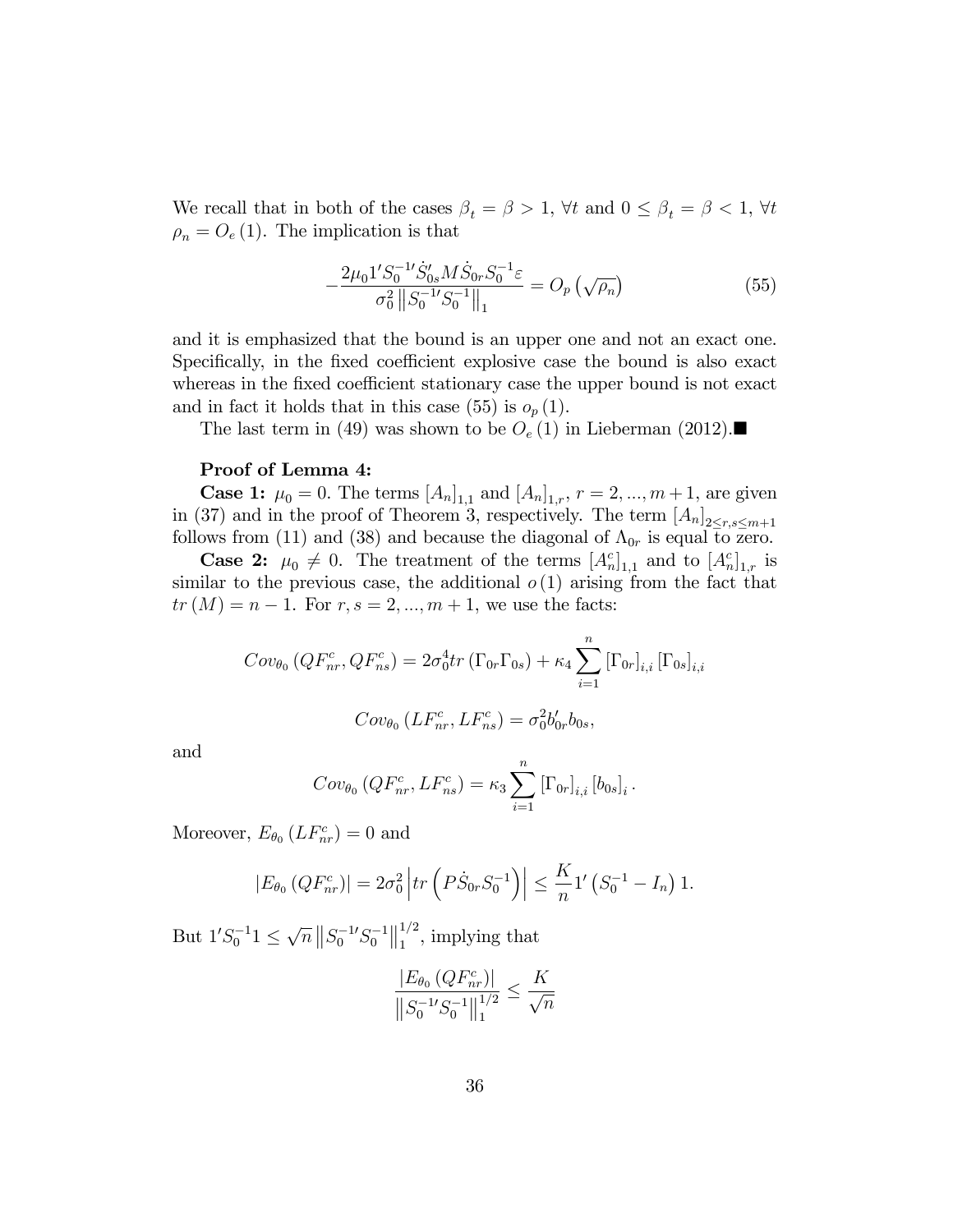We recall that in both of the cases $\beta_t = \beta > 1$, $\forall t$ and $0 \leq \beta_t = \beta < 1$, $\forall t$ $\rho_n = O_e(1)$. The implication is that

$$-\frac{2\mu_0 1' S_0^{-1\prime} \dot{S}_{0s}' M \dot{S}_{0r} S_0^{-1} \varepsilon}{\sigma_0^2 \left\| S_0^{-1\prime} S_0^{-1} \right\|_1} = O_p\left(\sqrt{\rho_n}\right) \tag{55}$$

and it is emphasized that the bound is an upper one and not an exact one. Specifically, in the fixed coefficient explosive case the bound is also exact whereas in the fixed coefficient stationary case the upper bound is not exact and in fact it holds that in this case (55) is $o_p(1)$.

The last term in (49) was shown to be $O_e(1)$ in Lieberman (2012).■

**Proof of Lemma 4:**

**Case 1:** $\mu_0 = 0$. The terms $[A_n]_{1,1}$ and $[A_n]_{1,r}$, $r = 2, ..., m+1$, are given in (37) and in the proof of Theorem 3, respectively. The term $[A_n]_{2 \leq r,s \leq m+1}$ follows from (11) and (38) and because the diagonal of $\Lambda_{0r}$ is equal to zero.

**Case 2:** $\mu_0 \neq 0$. The treatment of the terms $[A_n^c]_{1,1}$ and to $[A_n^c]_{1,r}$ is similar to the previous case, the additional $o(1)$ arising from the fact that $tr(M) = n - 1$. For $r, s = 2, ..., m+1$, we use the facts:

$$Cov_{\theta_0}\left(QF_{nr}^c, QF_{ns}^c\right) = 2\sigma_0^4 tr\left(\Gamma_{0r}\Gamma_{0s}\right) + \kappa_4 \sum_{i=1}^{n} \left[\Gamma_{0r}\right]_{i,i} \left[\Gamma_{0s}\right]_{i,i}$$

$$Cov_{\theta_0}\left(LF_{nr}^c, LF_{ns}^c\right) = \sigma_0^2 b_{0r}' b_{0s},$$

and

$$Cov_{\theta_0}\left(QF_{nr}^c, LF_{ns}^c\right) = \kappa_3 \sum_{i=1}^{n} \left[\Gamma_{0r}\right]_{i,i} \left[b_{0s}\right]_i.$$

Moreover, $E_{\theta_0}\left(LF_{nr}^c\right) = 0$ and

$$\left|E_{\theta_0}\left(QF_{nr}^c\right)\right| = 2\sigma_0^2 \left|tr\left(P\dot{S}_{0r}S_0^{-1}\right)\right| \leq \frac{K}{n} 1'\left(S_0^{-1} - I_n\right) 1.$$

But $1' S_0^{-1} 1 \leq \sqrt{n} \left\| S_0^{-1\prime} S_0^{-1} \right\|_1^{1/2}$, implying that

$$\frac{\left|E_{\theta_0}\left(QF_{nr}^c\right)\right|}{\left\| S_0^{-1\prime} S_0^{-1} \right\|_1^{1/2}} \leq \frac{K}{\sqrt{n}}$$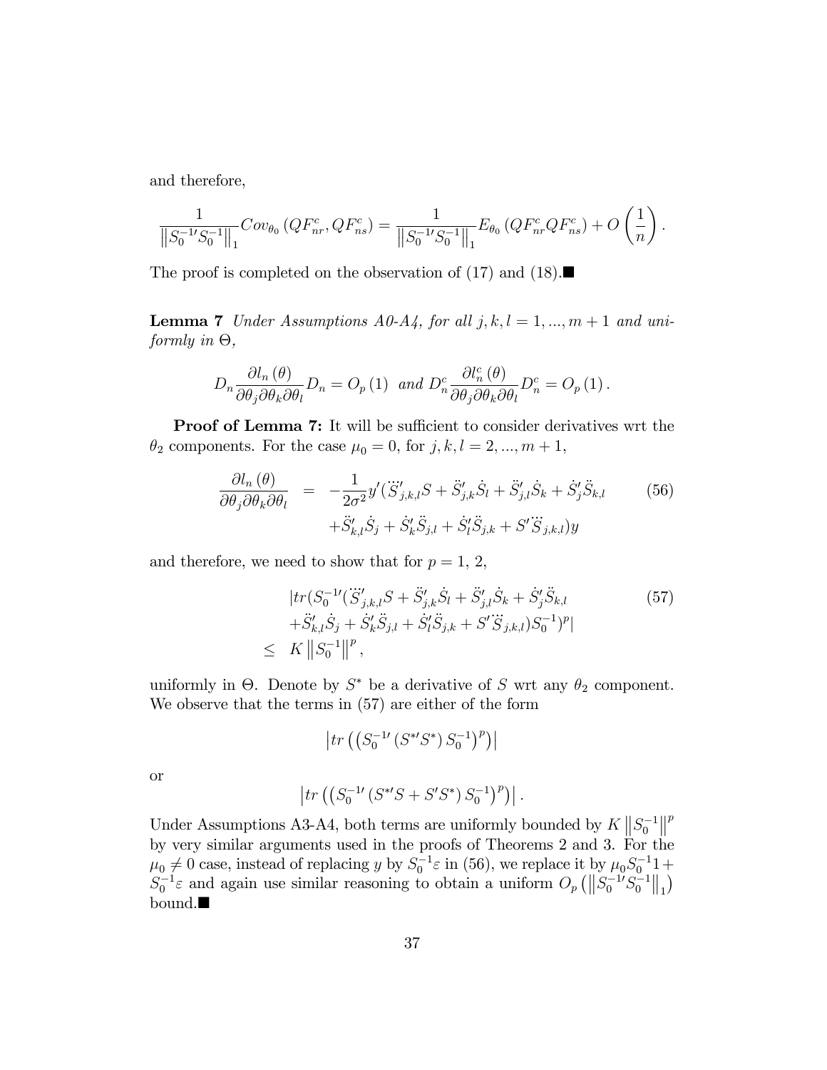and therefore,

$$\frac{1}{\left\|S_0^{-1\prime}S_0^{-1}\right\|_1} Cov_{\theta_0}\left(QF_{nr}^c, QF_{ns}^c\right) = \frac{1}{\left\|S_0^{-1\prime}S_0^{-1}\right\|_1} E_{\theta_0}\left(QF_{nr}^c QF_{ns}^c\right) + O\left(\frac{1}{n}\right).$$

The proof is completed on the observation of (17) and (18).■

**Lemma 7** *Under Assumptions A0-A4, for all $j,k,l = 1,...,m+1$ and uniformly in $\Theta$,*

$$D_n \frac{\partial l_n(\theta)}{\partial\theta_j \partial\theta_k \partial\theta_l} D_n = O_p(1) \text{ and } D_n^c \frac{\partial l_n^c(\theta)}{\partial\theta_j \partial\theta_k \partial\theta_l} D_n^c = O_p(1).$$

**Proof of Lemma 7:** It will be sufficient to consider derivatives wrt the $\theta_2$ components. For the case $\mu_0 = 0$, for $j,k,l = 2,...,m+1$,

$$\begin{aligned} \frac{\partial l_n(\theta)}{\partial\theta_j \partial\theta_k \partial\theta_l} &= -\frac{1}{2\sigma^2} y' (\dddot{S}'_{j,k,l} S + \ddot{S}'_{j,k} \dot{S}_l + \ddot{S}'_{j,l} \dot{S}_k + \dot{S}'_j \ddot{S}_{k,l} \\ &\quad + \ddot{S}'_{k,l} \dot{S}_j + \dot{S}'_k \ddot{S}_{j,l} + \dot{S}'_l \ddot{S}_{j,k} + S' \dddot{S}_{j,k,l}) y \end{aligned} \tag{56}$$

and therefore, we need to show that for $p = 1,\ 2$,

$$\begin{aligned} &|tr(S_0^{-1\prime}(\dddot{S}'_{j,k,l} S + \ddot{S}'_{j,k} \dot{S}_l + \ddot{S}'_{j,l} \dot{S}_k + \dot{S}'_j \ddot{S}_{k,l} \\ &+ \ddot{S}'_{k,l} \dot{S}_j + \dot{S}'_k \ddot{S}_{j,l} + \dot{S}'_l \ddot{S}_{j,k} + S' \dddot{S}_{j,k,l}) S_0^{-1})^p| \\ \leq\ & K \left\|S_0^{-1}\right\|^p, \end{aligned} \tag{57}$$

uniformly in $\Theta$. Denote by $S^*$ be a derivative of $S$ wrt any $\theta_2$ component. We observe that the terms in (57) are either of the form

$$\left|tr\left(\left(S_0^{-1\prime}\left(S^{*\prime} S^*\right) S_0^{-1}\right)^p\right)\right|$$

or

$$\left|tr\left(\left(S_0^{-1\prime}\left(S^{*\prime} S + S' S^*\right) S_0^{-1}\right)^p\right)\right|.$$

Under Assumptions A3-A4, both terms are uniformly bounded by $K\left\|S_0^{-1}\right\|^p$ by very similar arguments used in the proofs of Theorems 2 and 3. For the $\mu_0 \neq 0$ case, instead of replacing $y$ by $S_0^{-1}\varepsilon$ in (56), we replace it by $\mu_0 S_0^{-1} 1 + S_0^{-1}\varepsilon$ and again use similar reasoning to obtain a uniform $O_p\left(\left\|S_0^{-1\prime}S_0^{-1}\right\|_1\right)$ bound.■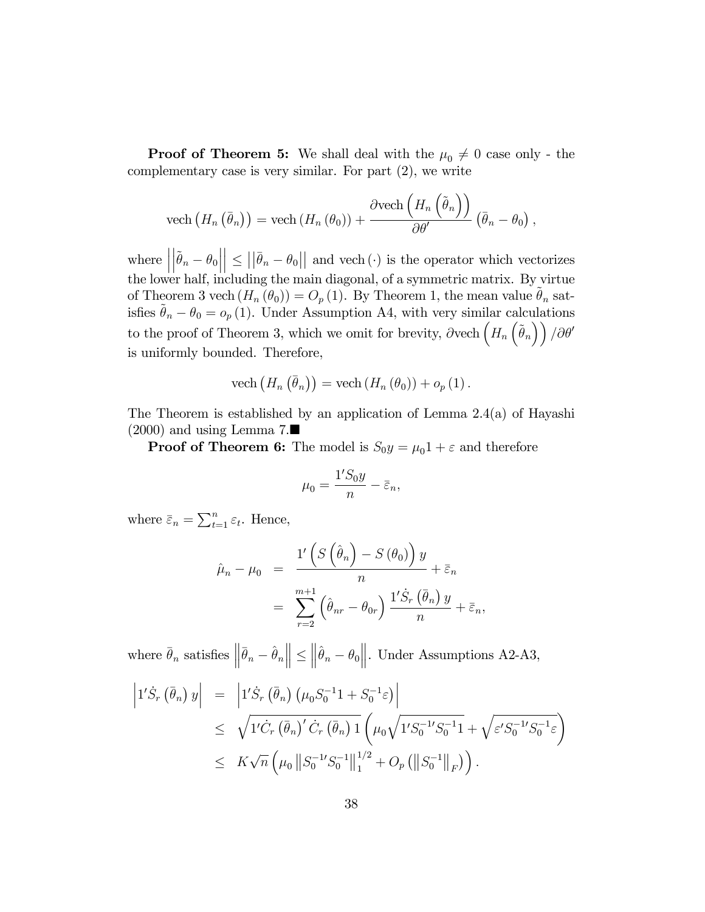**Proof of Theorem 5:** We shall deal with the $\mu_0 \neq 0$ case only - the complementary case is very similar. For part (2), we write

$$\text{vech}\left(H_n\left(\bar{\theta}_n\right)\right) = \text{vech}\left(H_n\left(\theta_0\right)\right) + \frac{\partial \text{vech}\left(H_n\left(\tilde{\theta}_n\right)\right)}{\partial \theta'}\left(\bar{\theta}_n - \theta_0\right),$$

where $\left|\left|\tilde{\theta}_n - \theta_0\right|\right| \leq \left|\left|\bar{\theta}_n - \theta_0\right|\right|$ and $\text{vech}\left(\cdot\right)$ is the operator which vectorizes the lower half, including the main diagonal, of a symmetric matrix. By virtue of Theorem 3 $\text{vech}\left(H_n\left(\theta_0\right)\right) = O_p\left(1\right)$. By Theorem 1, the mean value $\tilde{\theta}_n$ satisfies $\tilde{\theta}_n - \theta_0 = o_p\left(1\right)$. Under Assumption A4, with very similar calculations to the proof of Theorem 3, which we omit for brevity, $\partial \text{vech}\left(H_n\left(\tilde{\theta}_n\right)\right)/\partial\theta'$ is uniformly bounded. Therefore,

$$\text{vech}\left(H_n\left(\bar{\theta}_n\right)\right) = \text{vech}\left(H_n\left(\theta_0\right)\right) + o_p\left(1\right).$$

The Theorem is established by an application of Lemma 2.4(a) of Hayashi (2000) and using Lemma 7.■

**Proof of Theorem 6:** The model is $S_0 y = \mu_0 1 + \varepsilon$ and therefore

$$\mu_0 = \frac{1' S_0 y}{n} - \bar{\varepsilon}_n,$$

where $\bar{\varepsilon}_n = \sum_{t=1}^{n} \varepsilon_t$. Hence,

$$\begin{aligned}
\hat{\mu}_n - \mu_0 &= \frac{1'\left(S\left(\hat{\theta}_n\right) - S\left(\theta_0\right)\right) y}{n} + \bar{\varepsilon}_n \\
&= \sum_{r=2}^{m+1}\left(\hat{\theta}_{nr} - \theta_{0r}\right)\frac{1'\dot{S}_r\left(\bar{\theta}_n\right) y}{n} + \bar{\varepsilon}_n,
\end{aligned}$$

where $\bar{\theta}_n$ satisfies $\left\|\bar{\theta}_n - \hat{\theta}_n\right\| \leq \left\|\hat{\theta}_n - \theta_0\right\|$. Under Assumptions A2-A3,

$$\begin{aligned}
\left|1'\dot{S}_r\left(\bar{\theta}_n\right) y\right| &= \left|1'\dot{S}_r\left(\bar{\theta}_n\right)\left(\mu_0 S_0^{-1} 1 + S_0^{-1}\varepsilon\right)\right| \\
&\leq \sqrt{1'\dot{C}_r\left(\bar{\theta}_n\right)'\dot{C}_r\left(\bar{\theta}_n\right) 1}\left(\mu_0\sqrt{1' S_0^{-1\prime} S_0^{-1} 1} + \sqrt{\varepsilon' S_0^{-1\prime} S_0^{-1}\varepsilon}\right) \\
&\leq K\sqrt{n}\left(\mu_0\left\|S_0^{-1\prime} S_0^{-1}\right\|_1^{1/2} + O_p\left(\left\|S_0^{-1}\right\|_F\right)\right).
\end{aligned}$$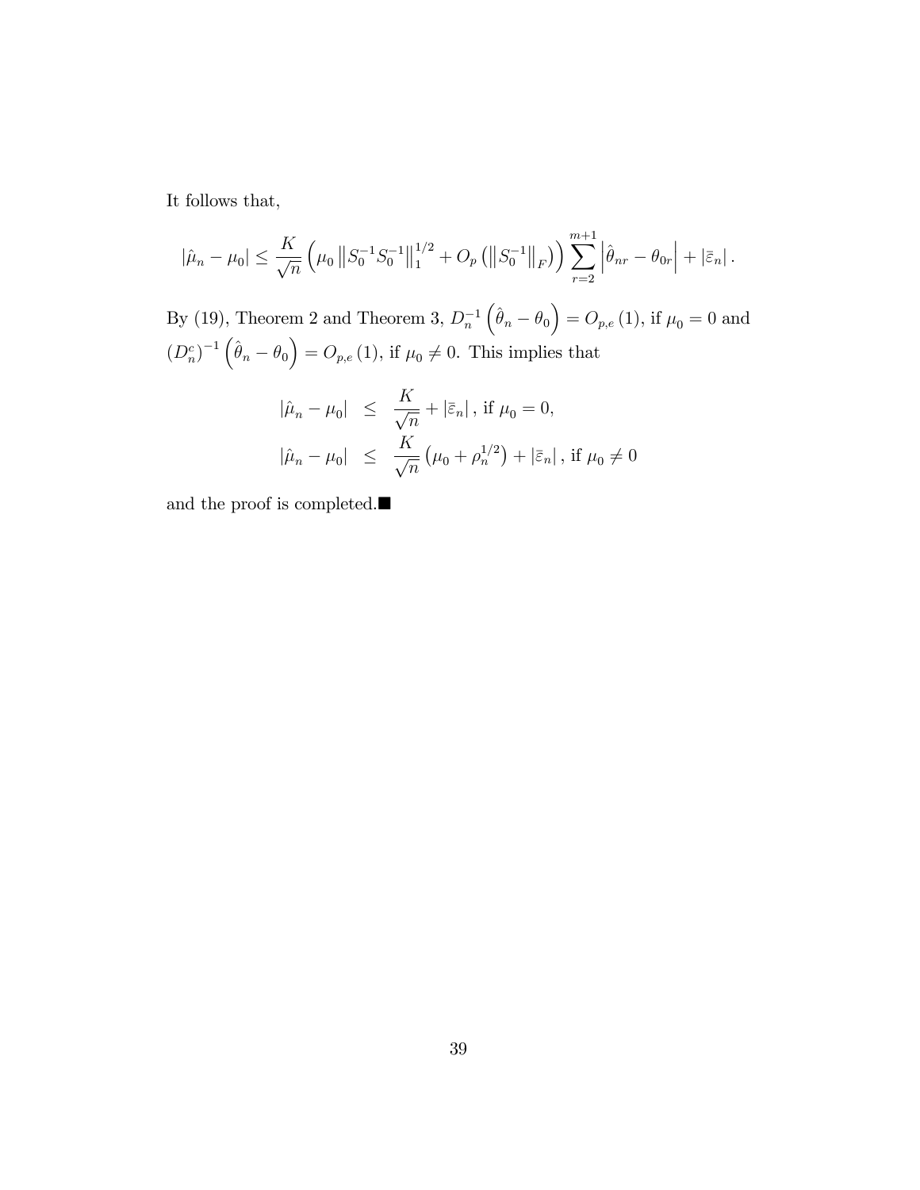It follows that,

$$|\hat{\mu}_n - \mu_0| \leq \frac{K}{\sqrt{n}} \left( \mu_0 \left\| S_0^{-1} S_0^{-1} \right\|_1^{1/2} + O_p \left( \left\| S_0^{-1} \right\|_F \right) \right) \sum_{r=2}^{m+1} \left| \hat{\theta}_{nr} - \theta_{0r} \right| + |\bar{\varepsilon}_n| .$$

By (19), Theorem 2 and Theorem 3, $D_n^{-1} \left( \hat{\theta}_n - \theta_0 \right) = O_{p,e}(1)$, if $\mu_0 = 0$ and $(D_n^c)^{-1} \left( \hat{\theta}_n - \theta_0 \right) = O_{p,e}(1)$, if $\mu_0 \neq 0$. This implies that

$$\begin{aligned} |\hat{\mu}_n - \mu_0| &\leq \frac{K}{\sqrt{n}} + |\bar{\varepsilon}_n| \, , \text{ if } \mu_0 = 0, \\ |\hat{\mu}_n - \mu_0| &\leq \frac{K}{\sqrt{n}} \left( \mu_0 + \rho_n^{1/2} \right) + |\bar{\varepsilon}_n| \, , \text{ if } \mu_0 \neq 0 \end{aligned}$$

and the proof is completed.■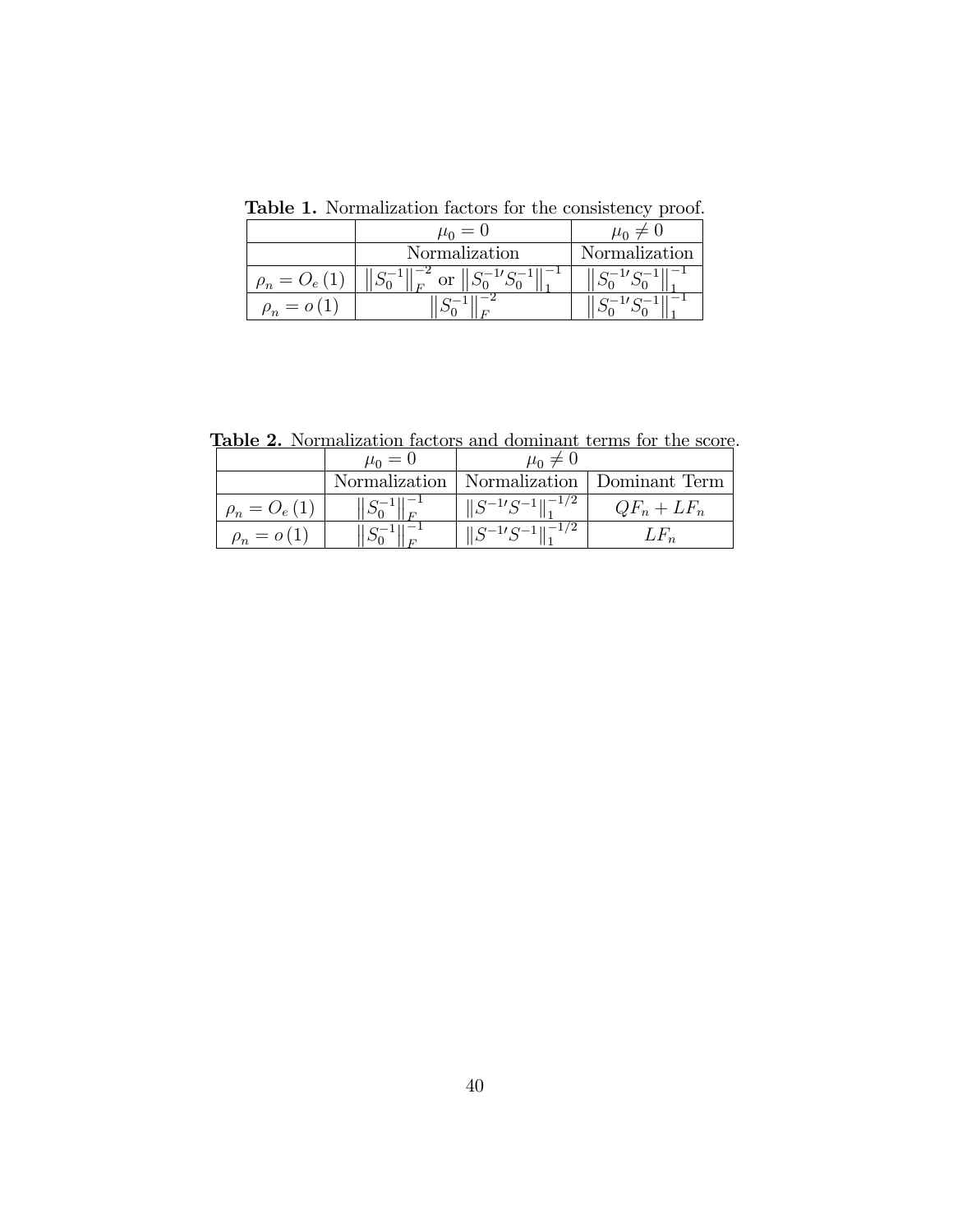**Table 1.** Normalization factors for the consistency proof.

| | $\mu_0 = 0$ | $\mu_0 \neq 0$ |
|---|---|---|
| | Normalization | Normalization |
| $\rho_n = O_e(1)$ | $\left\|S_0^{-1}\right\|_F^{-2}$ or $\left\|S_0^{-1\prime} S_0^{-1}\right\|_1^{-1}$ | $\left\|S_0^{-1\prime} S_0^{-1}\right\|_1^{-1}$ |
| $\rho_n = o(1)$ | $\left\|S_0^{-1}\right\|_F^{-2}$ | $\left\|S_0^{-1\prime} S_0^{-1}\right\|_1^{-1}$ |

**Table 2.** Normalization factors and dominant terms for the score.

| | $\mu_0 = 0$ | $\mu_0 \neq 0$ | |
|---|---|---|---|
| | Normalization | Normalization | Dominant Term |
| $\rho_n = O_e(1)$ | $\left\|S_0^{-1}\right\|_F^{-1}$ | $\left\|S^{-1\prime} S^{-1}\right\|_1^{-1/2}$ | $QF_n + LF_n$ |
| $\rho_n = o(1)$ | $\left\|S_0^{-1}\right\|_F^{-1}$ | $\left\|S^{-1\prime} S^{-1}\right\|_1^{-1/2}$ | $LF_n$ |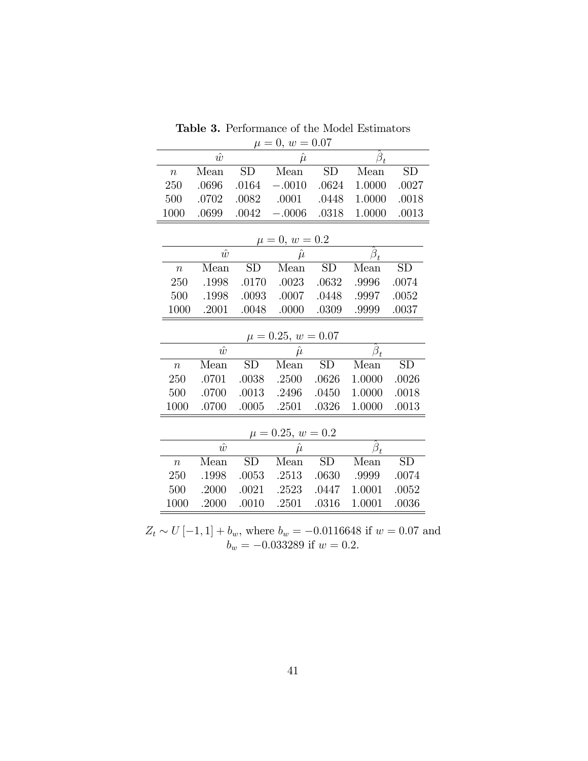**Table 3.** Performance of the Model Estimators

$\mu = 0,\ w = 0.07$

| | $\hat{w}$ | | $\hat{\mu}$ | | $\hat{\beta}_t$ | |
|---|---|---|---|---|---|---|
| $n$ | Mean | SD | Mean | SD | Mean | SD |
| 250 | .0696 | .0164 | $-.0010$ | .0624 | 1.0000 | .0027 |
| 500 | .0702 | .0082 | .0001 | .0448 | 1.0000 | .0018 |
| 1000 | .0699 | .0042 | $-.0006$ | .0318 | 1.0000 | .0013 |

$\mu = 0,\ w = 0.2$

| | $\hat{w}$ | | $\hat{\mu}$ | | $\hat{\beta}_t$ | |
|---|---|---|---|---|---|---|
| $n$ | Mean | SD | Mean | SD | Mean | SD |
| 250 | .1998 | .0170 | .0023 | .0632 | .9996 | .0074 |
| 500 | .1998 | .0093 | .0007 | .0448 | .9997 | .0052 |
| 1000 | .2001 | .0048 | .0000 | .0309 | .9999 | .0037 |

$\mu = 0.25,\ w = 0.07$

| | $\hat{w}$ | | $\hat{\mu}$ | | $\hat{\beta}_t$ | |
|---|---|---|---|---|---|---|
| $n$ | Mean | SD | Mean | SD | Mean | SD |
| 250 | .0701 | .0038 | .2500 | .0626 | 1.0000 | .0026 |
| 500 | .0700 | .0013 | .2496 | .0450 | 1.0000 | .0018 |
| 1000 | .0700 | .0005 | .2501 | .0326 | 1.0000 | .0013 |

$\mu = 0.25,\ w = 0.2$

| | $\hat{w}$ | | $\hat{\mu}$ | | $\hat{\beta}_t$ | |
|---|---|---|---|---|---|---|
| $n$ | Mean | SD | Mean | SD | Mean | SD |
| 250 | .1998 | .0053 | .2513 | .0630 | .9999 | .0074 |
| 500 | .2000 | .0021 | .2523 | .0447 | 1.0001 | .0052 |
| 1000 | .2000 | .0010 | .2501 | .0316 | 1.0001 | .0036 |

$Z_t \sim U[-1, 1] + b_w$, where $b_w = -0.0116648$ if $w = 0.07$ and $b_w = -0.033289$ if $w = 0.2$.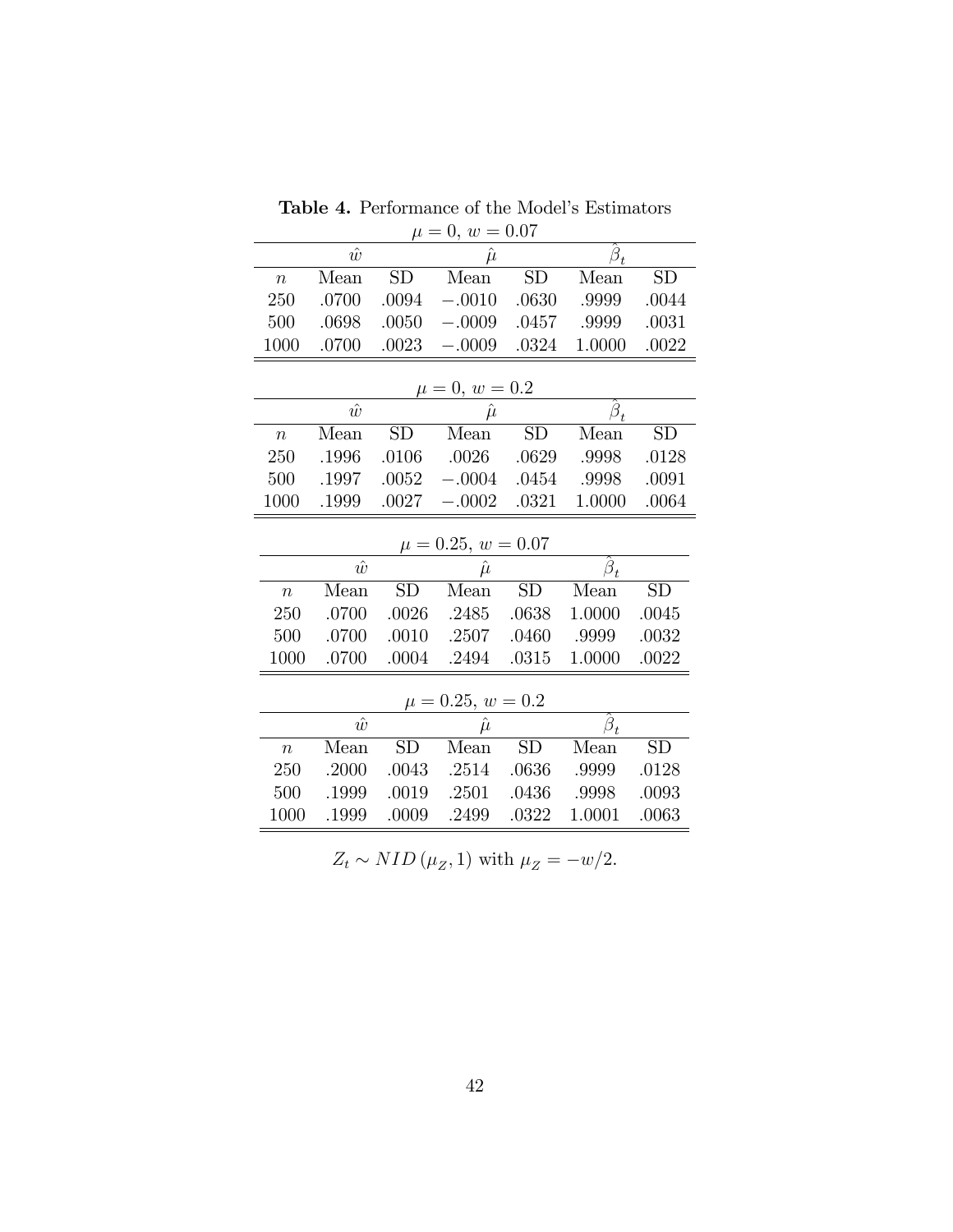**Table 4.** Performance of the Model's Estimators

$\mu = 0,\ w = 0.07$

| | $\hat{w}$ | | $\hat{\mu}$ | | $\hat{\beta}_t$ | |
|---|---|---|---|---|---|---|
| $n$ | Mean | SD | Mean | SD | Mean | SD |
| 250 | .0700 | .0094 | −.0010 | .0630 | .9999 | .0044 |
| 500 | .0698 | .0050 | −.0009 | .0457 | .9999 | .0031 |
| 1000 | .0700 | .0023 | −.0009 | .0324 | 1.0000 | .0022 |

$\mu = 0,\ w = 0.2$

| | $\hat{w}$ | | $\hat{\mu}$ | | $\hat{\beta}_t$ | |
|---|---|---|---|---|---|---|
| $n$ | Mean | SD | Mean | SD | Mean | SD |
| 250 | .1996 | .0106 | .0026 | .0629 | .9998 | .0128 |
| 500 | .1997 | .0052 | −.0004 | .0454 | .9998 | .0091 |
| 1000 | .1999 | .0027 | −.0002 | .0321 | 1.0000 | .0064 |

$\mu = 0.25,\ w = 0.07$

| | $\hat{w}$ | | $\hat{\mu}$ | | $\hat{\beta}_t$ | |
|---|---|---|---|---|---|---|
| $n$ | Mean | SD | Mean | SD | Mean | SD |
| 250 | .0700 | .0026 | .2485 | .0638 | 1.0000 | .0045 |
| 500 | .0700 | .0010 | .2507 | .0460 | .9999 | .0032 |
| 1000 | .0700 | .0004 | .2494 | .0315 | 1.0000 | .0022 |

$\mu = 0.25,\ w = 0.2$

| | $\hat{w}$ | | $\hat{\mu}$ | | $\hat{\beta}_t$ | |
|---|---|---|---|---|---|---|
| $n$ | Mean | SD | Mean | SD | Mean | SD |
| 250 | .2000 | .0043 | .2514 | .0636 | .9999 | .0128 |
| 500 | .1999 | .0019 | .2501 | .0436 | .9998 | .0093 |
| 1000 | .1999 | .0009 | .2499 | .0322 | 1.0001 | .0063 |

$Z_t \sim NID\left(\mu_Z, 1\right)$ with $\mu_Z = -w/2$.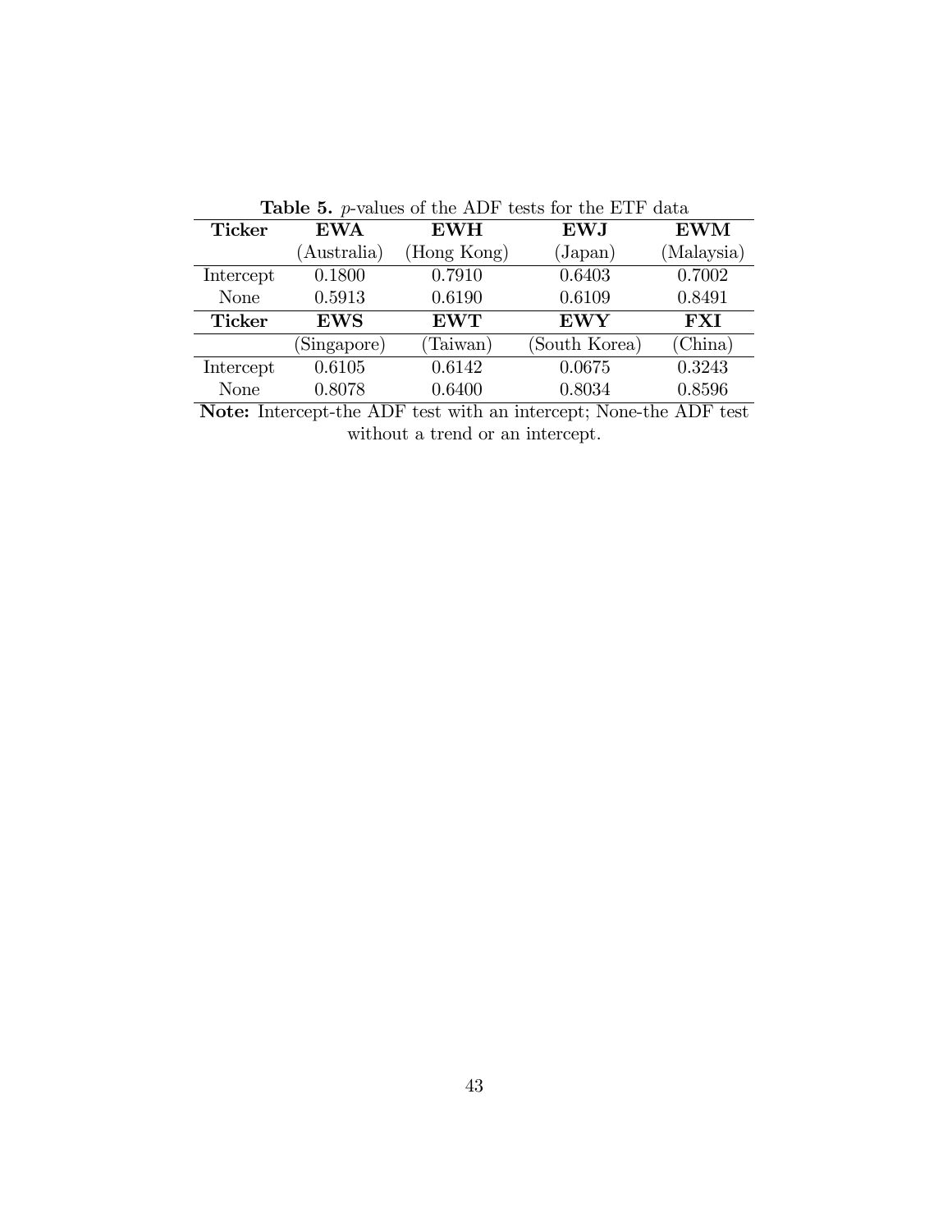**Table 5.** *p*-values of the ADF tests for the ETF data

| **Ticker** | **EWA** | **EWH** | **EWJ** | **EWM** |
|---|---|---|---|---|
| | (Australia) | (Hong Kong) | (Japan) | (Malaysia) |
| Intercept | 0.1800 | 0.7910 | 0.6403 | 0.7002 |
| None | 0.5913 | 0.6190 | 0.6109 | 0.8491 |
| **Ticker** | **EWS** | **EWT** | **EWY** | **FXI** |
| | (Singapore) | (Taiwan) | (South Korea) | (China) |
| Intercept | 0.6105 | 0.6142 | 0.0675 | 0.3243 |
| None | 0.8078 | 0.6400 | 0.8034 | 0.8596 |

**Note:** Intercept-the ADF test with an intercept; None-the ADF test without a trend or an intercept.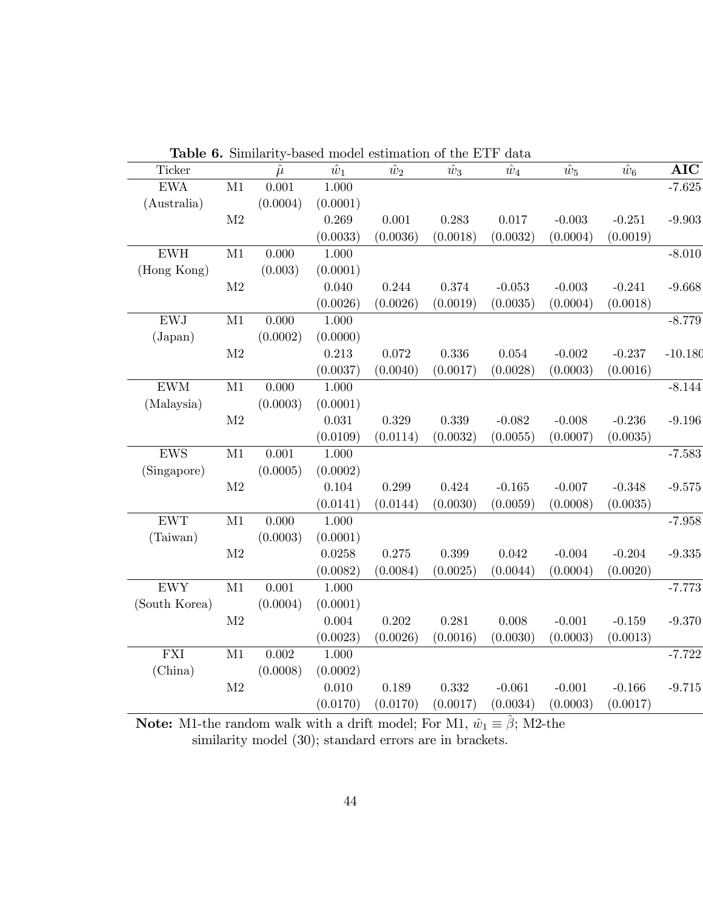**Table 6.** Similarity-based model estimation of the ETF data

| Ticker | | $\hat{\mu}$ | $\hat{w}_1$ | $\hat{w}_2$ | $\hat{w}_3$ | $\hat{w}_4$ | $\hat{w}_5$ | $\hat{w}_6$ | **AIC** |
|---|---|---|---|---|---|---|---|---|---|
| EWA | M1 | 0.001 | 1.000 | | | | | | -7.625 |
| (Australia) | | (0.0004) | (0.0001) | | | | | | |
| | M2 | | 0.269 | 0.001 | 0.283 | 0.017 | -0.003 | -0.251 | -9.903 |
| | | | (0.0033) | (0.0036) | (0.0018) | (0.0032) | (0.0004) | (0.0019) | |
| EWH | M1 | 0.000 | 1.000 | | | | | | -8.010 |
| (Hong Kong) | | (0.003) | (0.0001) | | | | | | |
| | M2 | | 0.040 | 0.244 | 0.374 | -0.053 | -0.003 | -0.241 | -9.668 |
| | | | (0.0026) | (0.0026) | (0.0019) | (0.0035) | (0.0004) | (0.0018) | |
| EWJ | M1 | 0.000 | 1.000 | | | | | | -8.779 |
| (Japan) | | (0.0002) | (0.0000) | | | | | | |
| | M2 | | 0.213 | 0.072 | 0.336 | 0.054 | -0.002 | -0.237 | -10.180 |
| | | | (0.0037) | (0.0040) | (0.0017) | (0.0028) | (0.0003) | (0.0016) | |
| EWM | M1 | 0.000 | 1.000 | | | | | | -8.144 |
| (Malaysia) | | (0.0003) | (0.0001) | | | | | | |
| | M2 | | 0.031 | 0.329 | 0.339 | -0.082 | -0.008 | -0.236 | -9.196 |
| | | | (0.0109) | (0.0114) | (0.0032) | (0.0055) | (0.0007) | (0.0035) | |
| EWS | M1 | 0.001 | 1.000 | | | | | | -7.583 |
| (Singapore) | | (0.0005) | (0.0002) | | | | | | |
| | M2 | | 0.104 | 0.299 | 0.424 | -0.165 | -0.007 | -0.348 | -9.575 |
| | | | (0.0141) | (0.0144) | (0.0030) | (0.0059) | (0.0008) | (0.0035) | |
| EWT | M1 | 0.000 | 1.000 | | | | | | -7.958 |
| (Taiwan) | | (0.0003) | (0.0001) | | | | | | |
| | M2 | | 0.0258 | 0.275 | 0.399 | 0.042 | -0.004 | -0.204 | -9.335 |
| | | | (0.0082) | (0.0084) | (0.0025) | (0.0044) | (0.0004) | (0.0020) | |
| EWY | M1 | 0.001 | 1.000 | | | | | | -7.773 |
| (South Korea) | | (0.0004) | (0.0001) | | | | | | |
| | M2 | | 0.004 | 0.202 | 0.281 | 0.008 | -0.001 | -0.159 | -9.370 |
| | | | (0.0023) | (0.0026) | (0.0016) | (0.0030) | (0.0003) | (0.0013) | |
| FXI | M1 | 0.002 | 1.000 | | | | | | -7.722 |
| (China) | | (0.0008) | (0.0002) | | | | | | |
| | M2 | | 0.010 | 0.189 | 0.332 | -0.061 | -0.001 | -0.166 | -9.715 |
| | | | (0.0170) | (0.0170) | (0.0017) | (0.0034) | (0.0003) | (0.0017) | |

**Note:** M1-the random walk with a drift model; For M1, $\hat{w}_1 \equiv \hat{\beta}$; M2-the similarity model (30); standard errors are in brackets.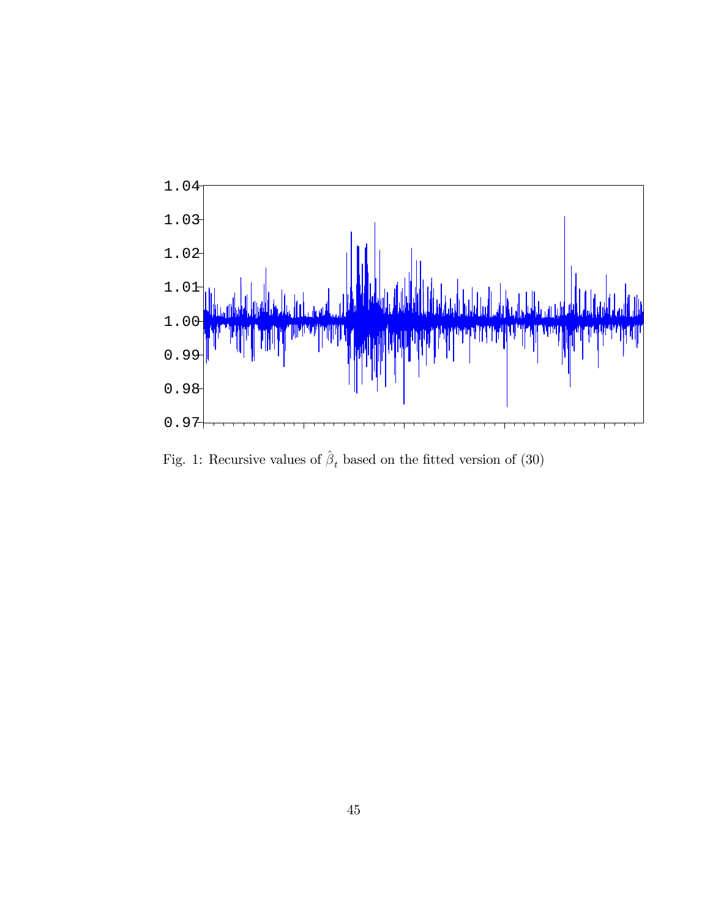Fig. 1: Recursive values of $\hat{\beta}_t$ based on the fitted version of (30)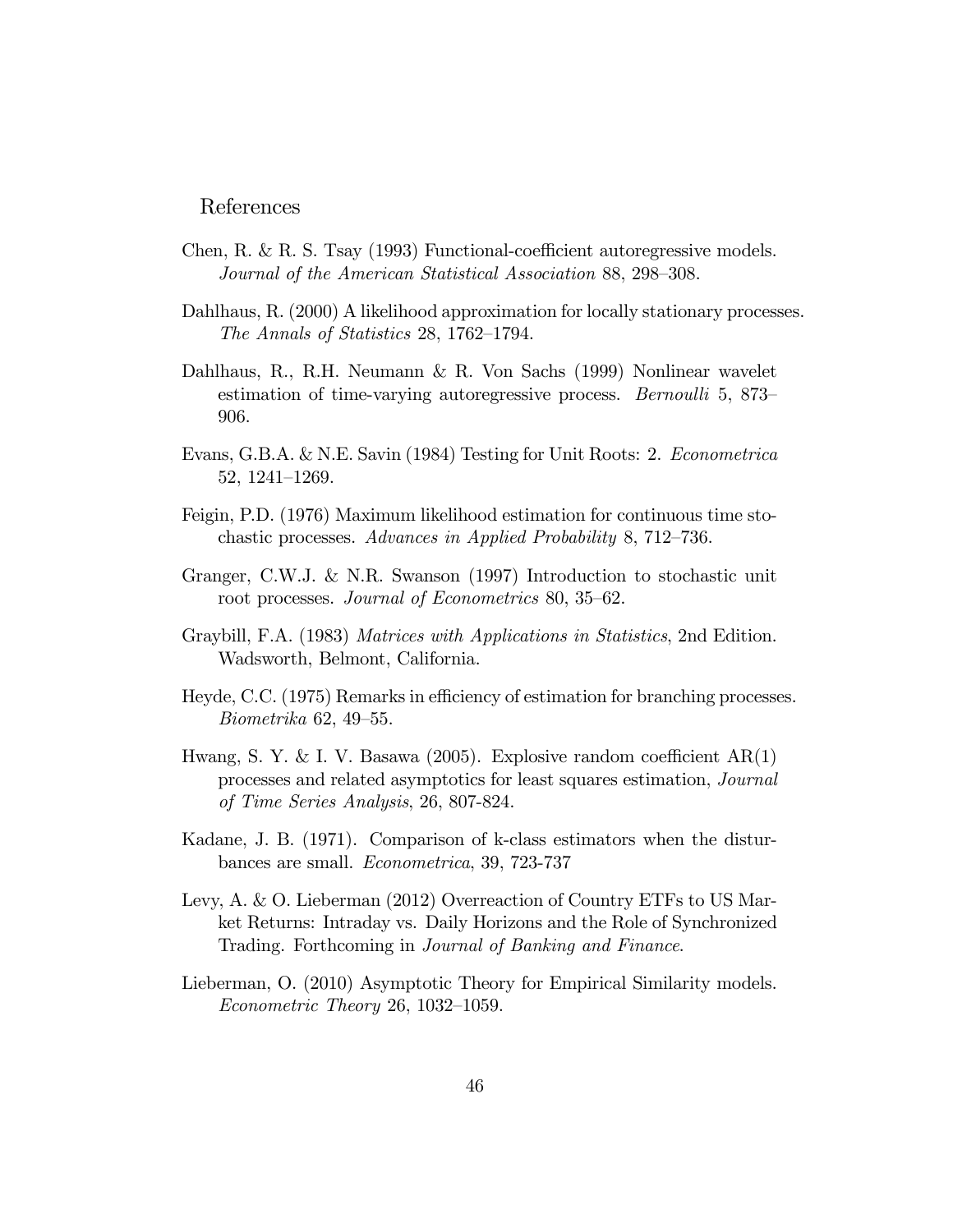## References

Chen, R. & R. S. Tsay (1993) Functional-coefficient autoregressive models. *Journal of the American Statistical Association* 88, 298–308.

Dahlhaus, R. (2000) A likelihood approximation for locally stationary processes. *The Annals of Statistics* 28, 1762–1794.

Dahlhaus, R., R.H. Neumann & R. Von Sachs (1999) Nonlinear wavelet estimation of time-varying autoregressive process. *Bernoulli* 5, 873–906.

Evans, G.B.A. & N.E. Savin (1984) Testing for Unit Roots: 2. *Econometrica* 52, 1241–1269.

Feigin, P.D. (1976) Maximum likelihood estimation for continuous time stochastic processes. *Advances in Applied Probability* 8, 712–736.

Granger, C.W.J. & N.R. Swanson (1997) Introduction to stochastic unit root processes. *Journal of Econometrics* 80, 35–62.

Graybill, F.A. (1983) *Matrices with Applications in Statistics*, 2nd Edition. Wadsworth, Belmont, California.

Heyde, C.C. (1975) Remarks in efficiency of estimation for branching processes. *Biometrika* 62, 49–55.

Hwang, S. Y. & I. V. Basawa (2005). Explosive random coefficient AR(1) processes and related asymptotics for least squares estimation, *Journal of Time Series Analysis*, 26, 807-824.

Kadane, J. B. (1971). Comparison of k-class estimators when the disturbances are small. *Econometrica*, 39, 723-737

Levy, A. & O. Lieberman (2012) Overreaction of Country ETFs to US Market Returns: Intraday vs. Daily Horizons and the Role of Synchronized Trading. Forthcoming in *Journal of Banking and Finance*.

Lieberman, O. (2010) Asymptotic Theory for Empirical Similarity models. *Econometric Theory* 26, 1032–1059.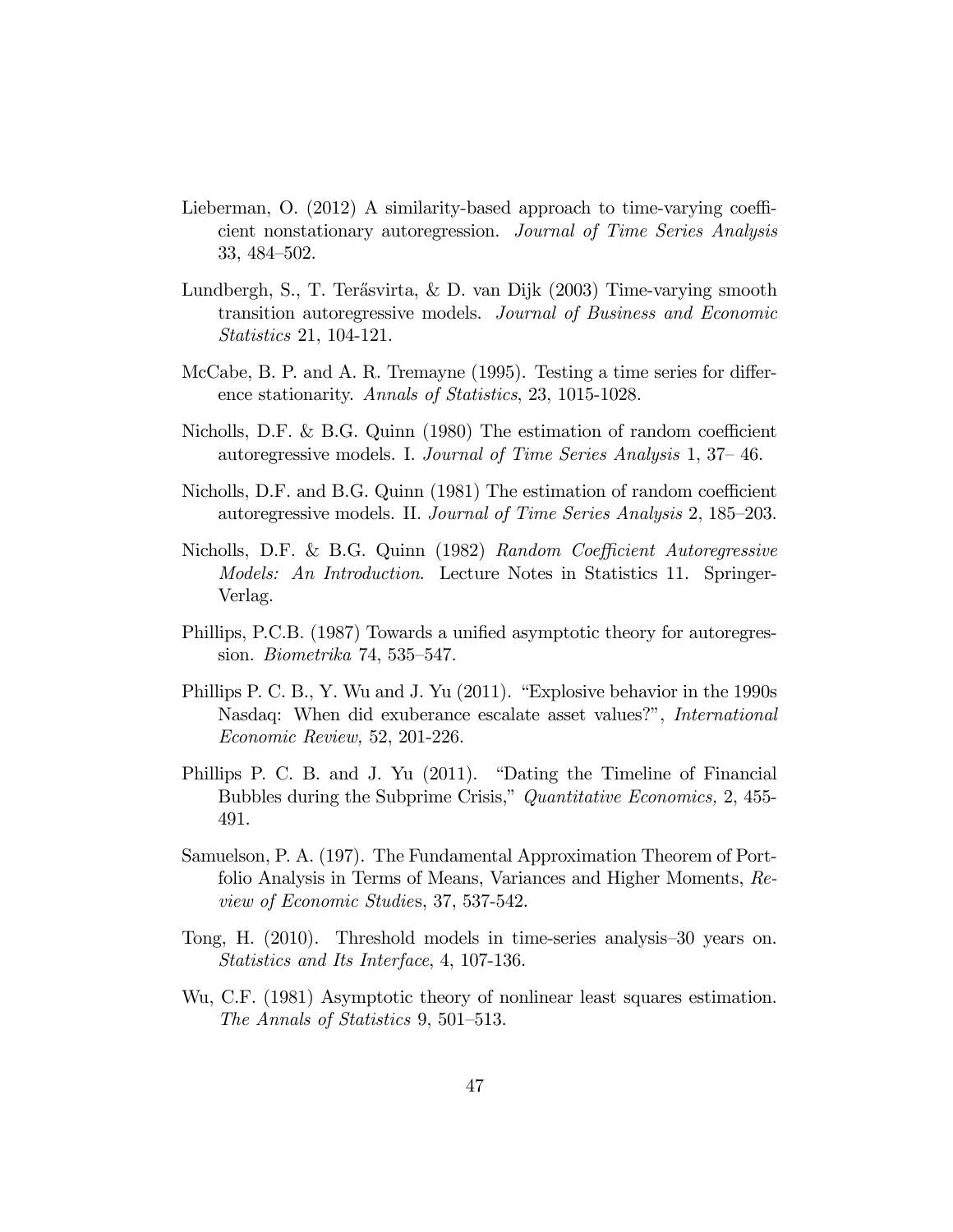Lieberman, O. (2012) A similarity-based approach to time-varying coefficient nonstationary autoregression. *Journal of Time Series Analysis* 33, 484–502.

Lundbergh, S., T. Terăsvirta, & D. van Dijk (2003) Time-varying smooth transition autoregressive models. *Journal of Business and Economic Statistics* 21, 104-121.

McCabe, B. P. and A. R. Tremayne (1995). Testing a time series for difference stationarity. *Annals of Statistics*, 23, 1015-1028.

Nicholls, D.F. & B.G. Quinn (1980) The estimation of random coefficient autoregressive models. I. *Journal of Time Series Analysis* 1, 37– 46.

Nicholls, D.F. and B.G. Quinn (1981) The estimation of random coefficient autoregressive models. II. *Journal of Time Series Analysis* 2, 185–203.

Nicholls, D.F. & B.G. Quinn (1982) *Random Coefficient Autoregressive Models: An Introduction*. Lecture Notes in Statistics 11. Springer-Verlag.

Phillips, P.C.B. (1987) Towards a unified asymptotic theory for autoregression. *Biometrika* 74, 535–547.

Phillips P. C. B., Y. Wu and J. Yu (2011). "Explosive behavior in the 1990s Nasdaq: When did exuberance escalate asset values?", *International Economic Review,* 52, 201-226.

Phillips P. C. B. and J. Yu (2011). "Dating the Timeline of Financial Bubbles during the Subprime Crisis," *Quantitative Economics,* 2, 455-491.

Samuelson, P. A. (197). The Fundamental Approximation Theorem of Portfolio Analysis in Terms of Means, Variances and Higher Moments, *Review of Economic Studie*s, 37, 537-542.

Tong, H. (2010). Threshold models in time-series analysis–30 years on. *Statistics and Its Interface*, 4, 107-136.

Wu, C.F. (1981) Asymptotic theory of nonlinear least squares estimation. *The Annals of Statistics* 9, 501–513.